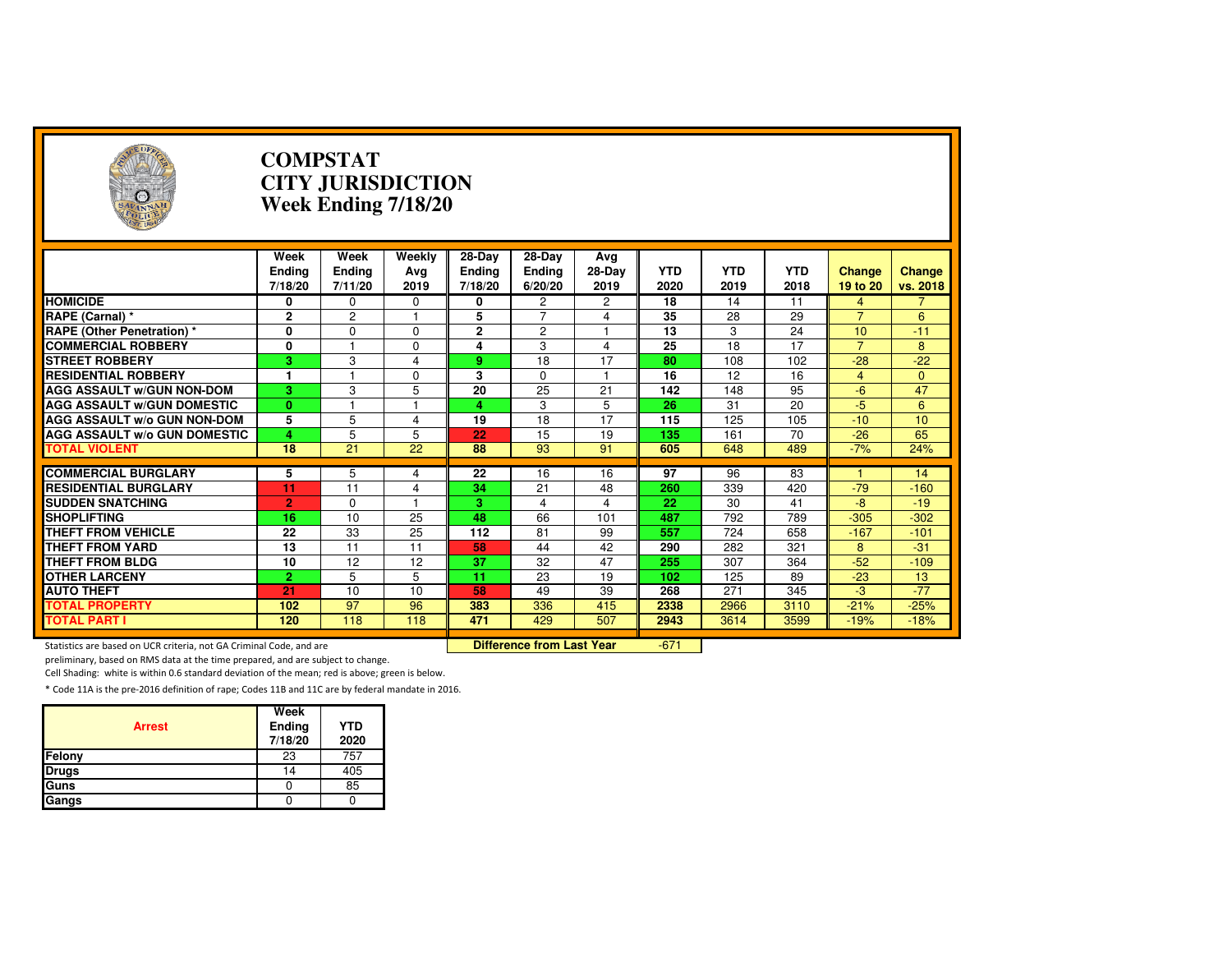# COMPSTAT
# CITY JURISDICTION
# Week Ending 7/18/20

| | Week Ending 7/18/20 | Week Ending 7/11/20 | Weekly Avg 2019 | 28-Day Ending 7/18/20 | 28-Day Ending 6/20/20 | Avg 28-Day 2019 | YTD 2020 | YTD 2019 | YTD 2018 | Change 19 to 20 | Change vs. 2018 |
|---|---|---|---|---|---|---|---|---|---|---|---|
| **HOMICIDE** | 0 | 0 | 0 | 0 | 2 | 2 | 18 | 14 | 11 | 4 | 7 |
| **RAPE (Carnal) \*** | 2 | 2 | 1 | 5 | 7 | 4 | 35 | 28 | 29 | 7 | 6 |
| **RAPE (Other Penetration) \*** | 0 | 0 | 0 | 2 | 2 | 1 | 13 | 3 | 24 | 10 | -11 |
| **COMMERCIAL ROBBERY** | 0 | 1 | 0 | 4 | 3 | 4 | 25 | 18 | 17 | 7 | 8 |
| **STREET ROBBERY** | 3 | 3 | 4 | 9 | 18 | 17 | 80 | 108 | 102 | -28 | -22 |
| **RESIDENTIAL ROBBERY** | 1 | 1 | 0 | 3 | 0 | 1 | 16 | 12 | 16 | 4 | 0 |
| **AGG ASSAULT w/GUN NON-DOM** | 3 | 3 | 5 | 20 | 25 | 21 | 142 | 148 | 95 | -6 | 47 |
| **AGG ASSAULT w/GUN DOMESTIC** | 0 | 1 | 1 | 4 | 3 | 5 | 26 | 31 | 20 | -5 | 6 |
| **AGG ASSAULT w/o GUN NON-DOM** | 5 | 5 | 4 | 19 | 18 | 17 | 115 | 125 | 105 | -10 | 10 |
| **AGG ASSAULT w/o GUN DOMESTIC** | 4 | 5 | 5 | 22 | 15 | 19 | 135 | 161 | 70 | -26 | 65 |
| **TOTAL VIOLENT** | 18 | 21 | 22 | 88 | 93 | 91 | 605 | 648 | 489 | -7% | 24% |
| **COMMERCIAL BURGLARY** | 5 | 5 | 4 | 22 | 16 | 16 | 97 | 96 | 83 | 1 | 14 |
| **RESIDENTIAL BURGLARY** | 11 | 11 | 4 | 34 | 21 | 48 | 260 | 339 | 420 | -79 | -160 |
| **SUDDEN SNATCHING** | 2 | 0 | 1 | 3 | 4 | 4 | 22 | 30 | 41 | -8 | -19 |
| **SHOPLIFTING** | 16 | 10 | 25 | 48 | 66 | 101 | 487 | 792 | 789 | -305 | -302 |
| **THEFT FROM VEHICLE** | 22 | 33 | 25 | 112 | 81 | 99 | 557 | 724 | 658 | -167 | -101 |
| **THEFT FROM YARD** | 13 | 11 | 11 | 58 | 44 | 42 | 290 | 282 | 321 | 8 | -31 |
| **THEFT FROM BLDG** | 10 | 12 | 12 | 37 | 32 | 47 | 255 | 307 | 364 | -52 | -109 |
| **OTHER LARCENY** | 2 | 5 | 5 | 11 | 23 | 19 | 102 | 125 | 89 | -23 | 13 |
| **AUTO THEFT** | 21 | 10 | 10 | 58 | 49 | 39 | 268 | 271 | 345 | -3 | -77 |
| **TOTAL PROPERTY** | 102 | 97 | 96 | 383 | 336 | 415 | 2338 | 2966 | 3110 | -21% | -25% |
| **TOTAL PART I** | 120 | 118 | 118 | 471 | 429 | 507 | 2943 | 3614 | 3599 | -19% | -18% |

**Difference from Last Year**: -671

Statistics are based on UCR criteria, not GA Criminal Code, and are preliminary, based on RMS data at the time prepared, and are subject to change.

Cell Shading: white is within 0.6 standard deviation of the mean; red is above; green is below.

\* Code 11A is the pre-2016 definition of rape; Codes 11B and 11C are by federal mandate in 2016.

| Arrest | Week Ending 7/18/20 | YTD 2020 |
|---|---|---|
| Felony | 23 | 757 |
| Drugs | 14 | 405 |
| Guns | 0 | 85 |
| Gangs | 0 | 0 |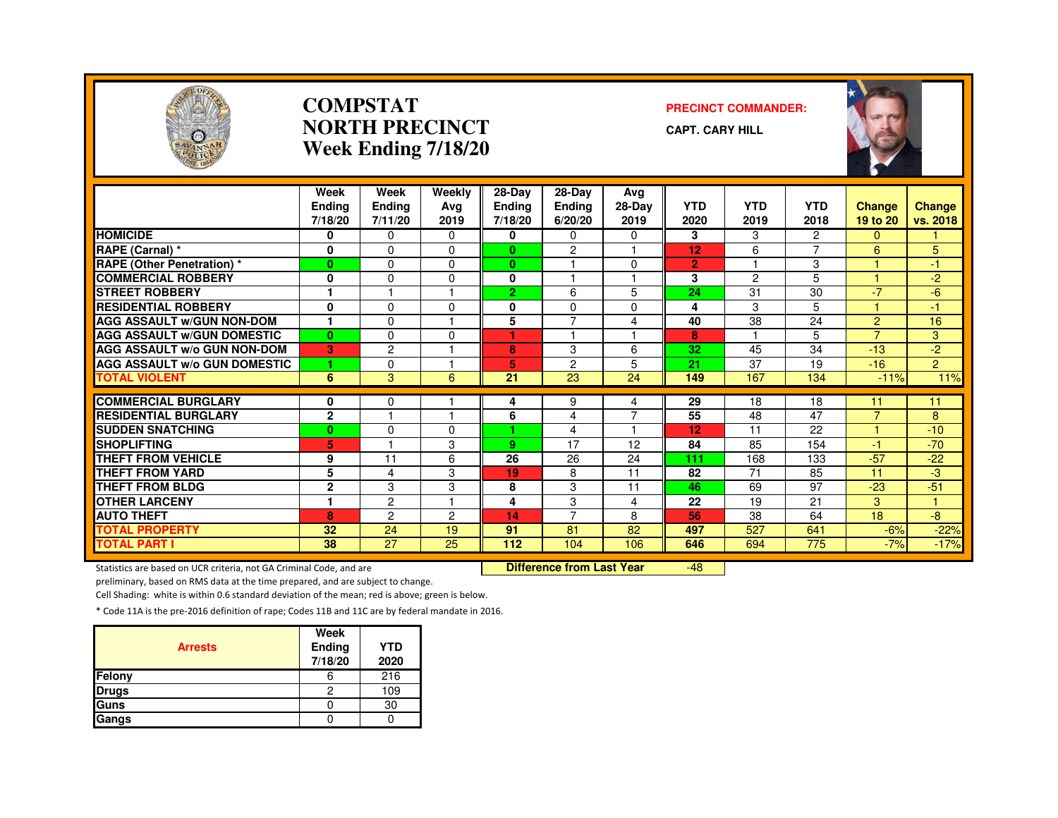# COMPSTAT
# NORTH PRECINCT
# Week Ending 7/18/20

**PRECINCT COMMANDER:**

**CAPT. CARY HILL**

| | Week Ending 7/18/20 | Week Ending 7/11/20 | Weekly Avg 2019 | 28-Day Ending 7/18/20 | 28-Day Ending 6/20/20 | Avg 28-Day 2019 | YTD 2020 | YTD 2019 | YTD 2018 | Change 19 to 20 | Change vs. 2018 |
|---|---|---|---|---|---|---|---|---|---|---|---|
| HOMICIDE | 0 | 0 | 0 | 0 | 0 | 0 | 3 | 3 | 2 | 0 | 1 |
| RAPE (Carnal) * | 0 | 0 | 0 | 0 | 2 | 1 | 12 | 6 | 7 | 6 | 5 |
| RAPE (Other Penetration) * | 0 | 0 | 0 | 0 | 1 | 0 | 2 | 1 | 3 | 1 | -1 |
| COMMERCIAL ROBBERY | 0 | 0 | 0 | 0 | 1 | 1 | 3 | 2 | 5 | 1 | -2 |
| STREET ROBBERY | 1 | 1 | 1 | 2 | 6 | 5 | 24 | 31 | 30 | -7 | -6 |
| RESIDENTIAL ROBBERY | 0 | 0 | 0 | 0 | 0 | 0 | 4 | 3 | 5 | 1 | -1 |
| AGG ASSAULT w/GUN NON-DOM | 1 | 0 | 1 | 5 | 7 | 4 | 40 | 38 | 24 | 2 | 16 |
| AGG ASSAULT w/GUN DOMESTIC | 0 | 0 | 0 | 1 | 1 | 1 | 8 | 1 | 5 | 7 | 3 |
| AGG ASSAULT w/o GUN NON-DOM | 3 | 2 | 1 | 8 | 3 | 6 | 32 | 45 | 34 | -13 | -2 |
| AGG ASSAULT w/o GUN DOMESTIC | 1 | 0 | 1 | 5 | 2 | 5 | 21 | 37 | 19 | -16 | 2 |
| TOTAL VIOLENT | 6 | 3 | 6 | 21 | 23 | 24 | 149 | 167 | 134 | -11% | 11% |
| COMMERCIAL BURGLARY | 0 | 0 | 1 | 4 | 9 | 4 | 29 | 18 | 18 | 11 | 11 |
| RESIDENTIAL BURGLARY | 2 | 1 | 1 | 6 | 4 | 7 | 55 | 48 | 47 | 7 | 8 |
| SUDDEN SNATCHING | 0 | 0 | 0 | 1 | 4 | 1 | 12 | 11 | 22 | 1 | -10 |
| SHOPLIFTING | 5 | 1 | 3 | 9 | 17 | 12 | 84 | 85 | 154 | -1 | -70 |
| THEFT FROM VEHICLE | 9 | 11 | 6 | 26 | 26 | 24 | 111 | 168 | 133 | -57 | -22 |
| THEFT FROM YARD | 5 | 4 | 3 | 19 | 8 | 11 | 82 | 71 | 85 | 11 | -3 |
| THEFT FROM BLDG | 2 | 3 | 3 | 8 | 3 | 11 | 46 | 69 | 97 | -23 | -51 |
| OTHER LARCENY | 1 | 2 | 1 | 4 | 3 | 4 | 22 | 19 | 21 | 3 | 1 |
| AUTO THEFT | 8 | 2 | 2 | 14 | 7 | 8 | 56 | 38 | 64 | 18 | -8 |
| TOTAL PROPERTY | 32 | 24 | 19 | 91 | 81 | 82 | 497 | 527 | 641 | -6% | -22% |
| TOTAL PART I | 38 | 27 | 25 | 112 | 104 | 106 | 646 | 694 | 775 | -7% | -17% |

**Difference from Last Year** -48

Statistics are based on UCR criteria, not GA Criminal Code, and are preliminary, based on RMS data at the time prepared, and are subject to change.

Cell Shading: white is within 0.6 standard deviation of the mean; red is above; green is below.

* Code 11A is the pre-2016 definition of rape; Codes 11B and 11C are by federal mandate in 2016.

| Arrests | Week Ending 7/18/20 | YTD 2020 |
|---|---|---|
| Felony | 6 | 216 |
| Drugs | 2 | 109 |
| Guns | 0 | 30 |
| Gangs | 0 | 0 |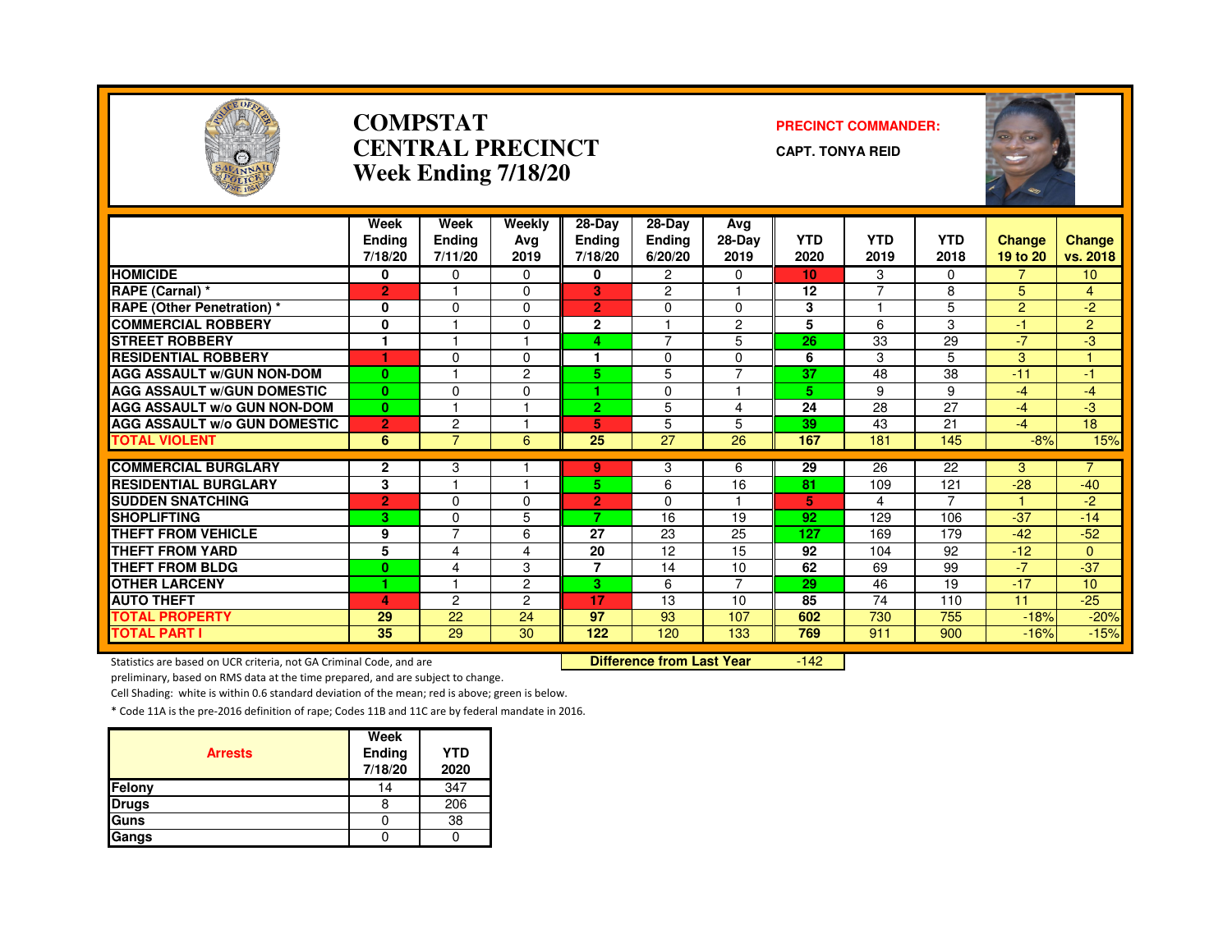# COMPSTAT
# CENTRAL PRECINCT
# Week Ending 7/18/20

**PRECINCT COMMANDER:**

**CAPT. TONYA REID**

| | Week Ending 7/18/20 | Week Ending 7/11/20 | Weekly Avg 2019 | 28-Day Ending 7/18/20 | 28-Day Ending 6/20/20 | Avg 28-Day 2019 | YTD 2020 | YTD 2019 | YTD 2018 | Change 19 to 20 | Change vs. 2018 |
|---|---|---|---|---|---|---|---|---|---|---|---|
| HOMICIDE | 0 | 0 | 0 | 0 | 2 | 0 | 10 | 3 | 0 | 7 | 10 |
| RAPE (Carnal) * | 2 | 1 | 0 | 3 | 2 | 1 | 12 | 7 | 8 | 5 | 4 |
| RAPE (Other Penetration) * | 0 | 0 | 0 | 2 | 0 | 0 | 3 | 1 | 5 | 2 | -2 |
| COMMERCIAL ROBBERY | 0 | 1 | 0 | 2 | 1 | 2 | 5 | 6 | 3 | -1 | 2 |
| STREET ROBBERY | 1 | 1 | 1 | 4 | 7 | 5 | 26 | 33 | 29 | -7 | -3 |
| RESIDENTIAL ROBBERY | 1 | 0 | 0 | 1 | 0 | 0 | 6 | 3 | 5 | 3 | 1 |
| AGG ASSAULT w/GUN NON-DOM | 0 | 1 | 2 | 5 | 5 | 7 | 37 | 48 | 38 | -11 | -1 |
| AGG ASSAULT w/GUN DOMESTIC | 0 | 0 | 0 | 1 | 0 | 1 | 5 | 9 | 9 | -4 | -4 |
| AGG ASSAULT w/o GUN NON-DOM | 0 | 1 | 1 | 2 | 5 | 4 | 24 | 28 | 27 | -4 | -3 |
| AGG ASSAULT w/o GUN DOMESTIC | 2 | 2 | 1 | 5 | 5 | 5 | 39 | 43 | 21 | -4 | 18 |
| TOTAL VIOLENT | 6 | 7 | 6 | 25 | 27 | 26 | 167 | 181 | 145 | -8% | 15% |
| COMMERCIAL BURGLARY | 2 | 3 | 1 | 9 | 3 | 6 | 29 | 26 | 22 | 3 | 7 |
| RESIDENTIAL BURGLARY | 3 | 1 | 1 | 5 | 6 | 16 | 81 | 109 | 121 | -28 | -40 |
| SUDDEN SNATCHING | 2 | 0 | 0 | 2 | 0 | 1 | 5 | 4 | 7 | 1 | -2 |
| SHOPLIFTING | 3 | 0 | 5 | 7 | 16 | 19 | 92 | 129 | 106 | -37 | -14 |
| THEFT FROM VEHICLE | 9 | 7 | 6 | 27 | 23 | 25 | 127 | 169 | 179 | -42 | -52 |
| THEFT FROM YARD | 5 | 4 | 4 | 20 | 12 | 15 | 92 | 104 | 92 | -12 | 0 |
| THEFT FROM BLDG | 0 | 4 | 3 | 7 | 14 | 10 | 62 | 69 | 99 | -7 | -37 |
| OTHER LARCENY | 1 | 1 | 2 | 3 | 6 | 7 | 29 | 46 | 19 | -17 | 10 |
| AUTO THEFT | 4 | 2 | 2 | 17 | 13 | 10 | 85 | 74 | 110 | 11 | -25 |
| TOTAL PROPERTY | 29 | 22 | 24 | 97 | 93 | 107 | 602 | 730 | 755 | -18% | -20% |
| TOTAL PART I | 35 | 29 | 30 | 122 | 120 | 133 | 769 | 911 | 900 | -16% | -15% |

**Difference from Last Year** -142

Statistics are based on UCR criteria, not GA Criminal Code, and are preliminary, based on RMS data at the time prepared, and are subject to change.

Cell Shading: white is within 0.6 standard deviation of the mean; red is above; green is below.

* Code 11A is the pre-2016 definition of rape; Codes 11B and 11C are by federal mandate in 2016.

| Arrests | Week Ending 7/18/20 | YTD 2020 |
|---|---|---|
| Felony | 14 | 347 |
| Drugs | 8 | 206 |
| Guns | 0 | 38 |
| Gangs | 0 | 0 |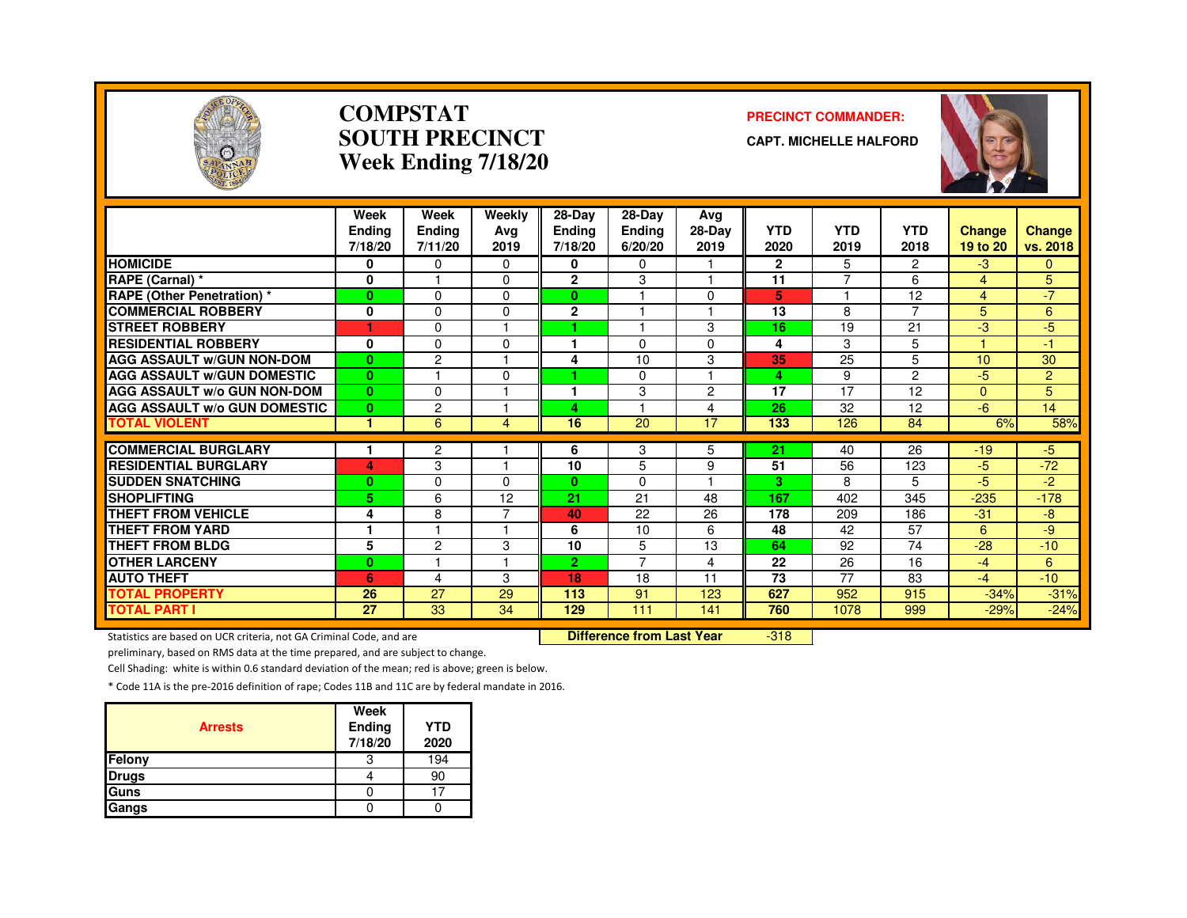# COMPSTAT
# SOUTH PRECINCT
# Week Ending 7/18/20

**PRECINCT COMMANDER:**

**CAPT. MICHELLE HALFORD**

| | Week Ending 7/18/20 | Week Ending 7/11/20 | Weekly Avg 2019 | 28-Day Ending 7/18/20 | 28-Day Ending 6/20/20 | Avg 28-Day 2019 | YTD 2020 | YTD 2019 | YTD 2018 | Change 19 to 20 | Change vs. 2018 |
|---|---|---|---|---|---|---|---|---|---|---|---|
| HOMICIDE | 0 | 0 | 0 | 0 | 0 | 1 | 2 | 5 | 2 | -3 | 0 |
| RAPE (Carnal) * | 0 | 1 | 0 | 2 | 3 | 1 | 11 | 7 | 6 | 4 | 5 |
| RAPE (Other Penetration) * | 0 | 0 | 0 | 0 | 1 | 0 | 5 | 1 | 12 | 4 | -7 |
| COMMERCIAL ROBBERY | 0 | 0 | 0 | 2 | 1 | 1 | 13 | 8 | 7 | 5 | 6 |
| STREET ROBBERY | 1 | 0 | 1 | 1 | 1 | 3 | 16 | 19 | 21 | -3 | -5 |
| RESIDENTIAL ROBBERY | 0 | 0 | 0 | 1 | 0 | 0 | 4 | 3 | 5 | 1 | -1 |
| AGG ASSAULT w/GUN NON-DOM | 0 | 2 | 1 | 4 | 10 | 3 | 35 | 25 | 5 | 10 | 30 |
| AGG ASSAULT w/GUN DOMESTIC | 0 | 1 | 0 | 1 | 0 | 1 | 4 | 9 | 2 | -5 | 2 |
| AGG ASSAULT w/o GUN NON-DOM | 0 | 0 | 1 | 1 | 3 | 2 | 17 | 17 | 12 | 0 | 5 |
| AGG ASSAULT w/o GUN DOMESTIC | 0 | 2 | 1 | 4 | 1 | 4 | 26 | 32 | 12 | -6 | 14 |
| TOTAL VIOLENT | 1 | 6 | 4 | 16 | 20 | 17 | 133 | 126 | 84 | 6% | 58% |
| COMMERCIAL BURGLARY | 1 | 2 | 1 | 6 | 3 | 5 | 21 | 40 | 26 | -19 | -5 |
| RESIDENTIAL BURGLARY | 4 | 3 | 1 | 10 | 5 | 9 | 51 | 56 | 123 | -5 | -72 |
| SUDDEN SNATCHING | 0 | 0 | 0 | 0 | 0 | 1 | 3 | 8 | 5 | -5 | -2 |
| SHOPLIFTING | 5 | 6 | 12 | 21 | 21 | 48 | 167 | 402 | 345 | -235 | -178 |
| THEFT FROM VEHICLE | 4 | 8 | 7 | 40 | 22 | 26 | 178 | 209 | 186 | -31 | -8 |
| THEFT FROM YARD | 1 | 1 | 1 | 6 | 10 | 6 | 48 | 42 | 57 | 6 | -9 |
| THEFT FROM BLDG | 5 | 2 | 3 | 10 | 5 | 13 | 64 | 92 | 74 | -28 | -10 |
| OTHER LARCENY | 0 | 1 | 1 | 2 | 7 | 4 | 22 | 26 | 16 | -4 | 6 |
| AUTO THEFT | 6 | 4 | 3 | 18 | 18 | 11 | 73 | 77 | 83 | -4 | -10 |
| TOTAL PROPERTY | 26 | 27 | 29 | 113 | 91 | 123 | 627 | 952 | 915 | -34% | -31% |
| TOTAL PART I | 27 | 33 | 34 | 129 | 111 | 141 | 760 | 1078 | 999 | -29% | -24% |

**Difference from Last Year** -318

Statistics are based on UCR criteria, not GA Criminal Code, and are preliminary, based on RMS data at the time prepared, and are subject to change.

Cell Shading: white is within 0.6 standard deviation of the mean; red is above; green is below.

* Code 11A is the pre-2016 definition of rape; Codes 11B and 11C are by federal mandate in 2016.

| Arrests | Week Ending 7/18/20 | YTD 2020 |
|---|---|---|
| Felony | 3 | 194 |
| Drugs | 4 | 90 |
| Guns | 0 | 17 |
| Gangs | 0 | 0 |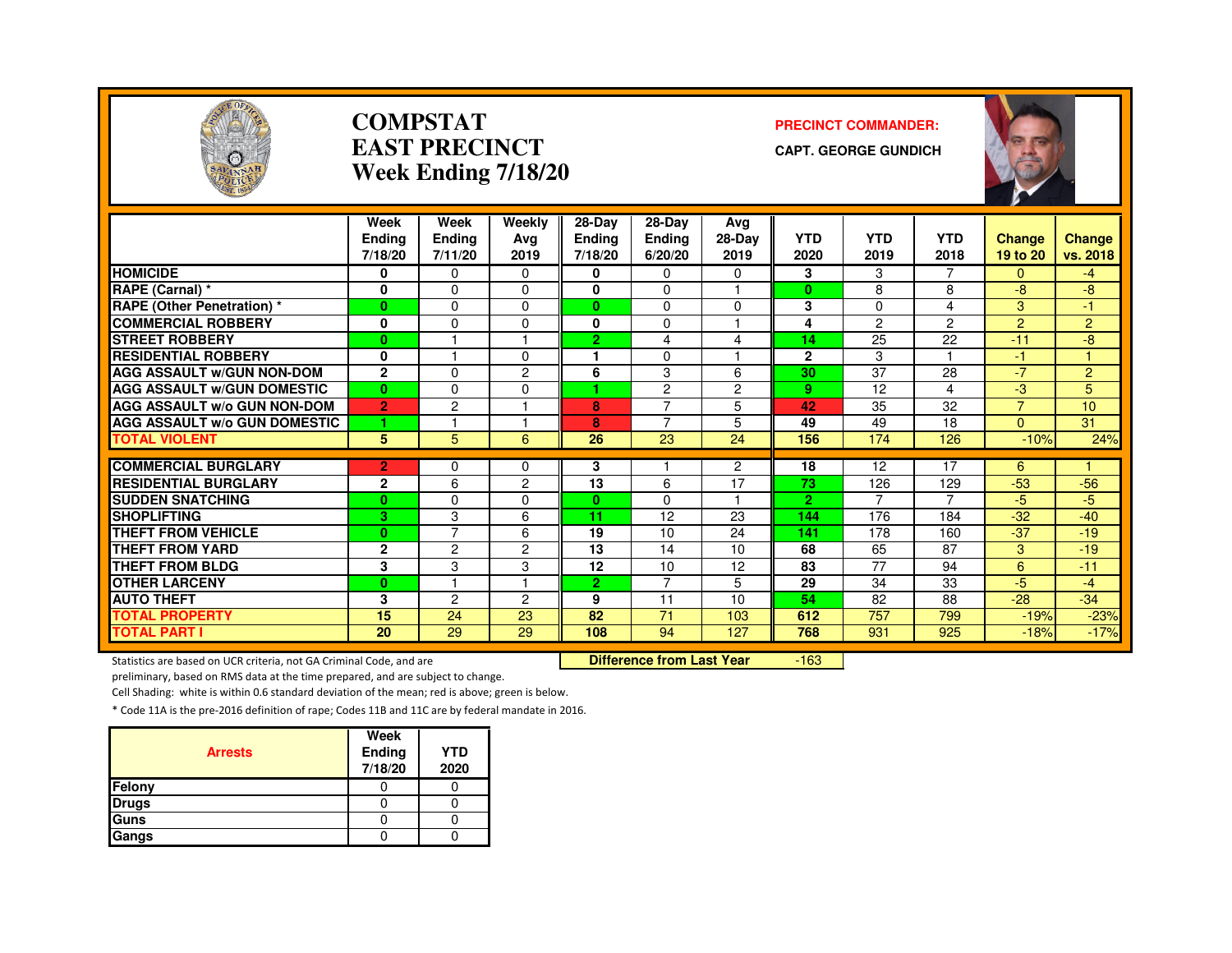# COMPSTAT
# EAST PRECINCT
# Week Ending 7/18/20

**PRECINCT COMMANDER:**

**CAPT. GEORGE GUNDICH**

| | Week Ending 7/18/20 | Week Ending 7/11/20 | Weekly Avg 2019 | 28-Day Ending 7/18/20 | 28-Day Ending 6/20/20 | Avg 28-Day 2019 | YTD 2020 | YTD 2019 | YTD 2018 | Change 19 to 20 | Change vs. 2018 |
|---|---|---|---|---|---|---|---|---|---|---|---|
| HOMICIDE | 0 | 0 | 0 | 0 | 0 | 0 | 3 | 3 | 7 | 0 | -4 |
| RAPE (Carnal) * | 0 | 0 | 0 | 0 | 0 | 1 | 0 | 8 | 8 | -8 | -8 |
| RAPE (Other Penetration) * | 0 | 0 | 0 | 0 | 0 | 0 | 3 | 0 | 4 | 3 | -1 |
| COMMERCIAL ROBBERY | 0 | 0 | 0 | 0 | 0 | 1 | 4 | 2 | 2 | 2 | 2 |
| STREET ROBBERY | 0 | 1 | 1 | 2 | 4 | 4 | 14 | 25 | 22 | -11 | -8 |
| RESIDENTIAL ROBBERY | 0 | 1 | 0 | 1 | 0 | 1 | 2 | 3 | 1 | -1 | 1 |
| AGG ASSAULT w/GUN NON-DOM | 2 | 0 | 2 | 6 | 3 | 6 | 30 | 37 | 28 | -7 | 2 |
| AGG ASSAULT w/GUN DOMESTIC | 0 | 0 | 0 | 1 | 2 | 2 | 9 | 12 | 4 | -3 | 5 |
| AGG ASSAULT w/o GUN NON-DOM | 2 | 2 | 1 | 8 | 7 | 5 | 42 | 35 | 32 | 7 | 10 |
| AGG ASSAULT w/o GUN DOMESTIC | 1 | 1 | 1 | 8 | 7 | 5 | 49 | 49 | 18 | 0 | 31 |
| TOTAL VIOLENT | 5 | 5 | 6 | 26 | 23 | 24 | 156 | 174 | 126 | -10% | 24% |
| COMMERCIAL BURGLARY | 2 | 0 | 0 | 3 | 1 | 2 | 18 | 12 | 17 | 6 | 1 |
| RESIDENTIAL BURGLARY | 2 | 6 | 2 | 13 | 6 | 17 | 73 | 126 | 129 | -53 | -56 |
| SUDDEN SNATCHING | 0 | 0 | 0 | 0 | 0 | 1 | 2 | 7 | 7 | -5 | -5 |
| SHOPLIFTING | 3 | 3 | 6 | 11 | 12 | 23 | 144 | 176 | 184 | -32 | -40 |
| THEFT FROM VEHICLE | 0 | 7 | 6 | 19 | 10 | 24 | 141 | 178 | 160 | -37 | -19 |
| THEFT FROM YARD | 2 | 2 | 2 | 13 | 14 | 10 | 68 | 65 | 87 | 3 | -19 |
| THEFT FROM BLDG | 3 | 3 | 3 | 12 | 10 | 12 | 83 | 77 | 94 | 6 | -11 |
| OTHER LARCENY | 0 | 1 | 1 | 2 | 7 | 5 | 29 | 34 | 33 | -5 | -4 |
| AUTO THEFT | 3 | 2 | 2 | 9 | 11 | 10 | 54 | 82 | 88 | -28 | -34 |
| TOTAL PROPERTY | 15 | 24 | 23 | 82 | 71 | 103 | 612 | 757 | 799 | -19% | -23% |
| TOTAL PART I | 20 | 29 | 29 | 108 | 94 | 127 | 768 | 931 | 925 | -18% | -17% |

**Difference from Last Year** -163

Statistics are based on UCR criteria, not GA Criminal Code, and are preliminary, based on RMS data at the time prepared, and are subject to change.

Cell Shading: white is within 0.6 standard deviation of the mean; red is above; green is below.

* Code 11A is the pre-2016 definition of rape; Codes 11B and 11C are by federal mandate in 2016.

| Arrests | Week Ending 7/18/20 | YTD 2020 |
|---|---|---|
| Felony | 0 | 0 |
| Drugs | 0 | 0 |
| Guns | 0 | 0 |
| Gangs | 0 | 0 |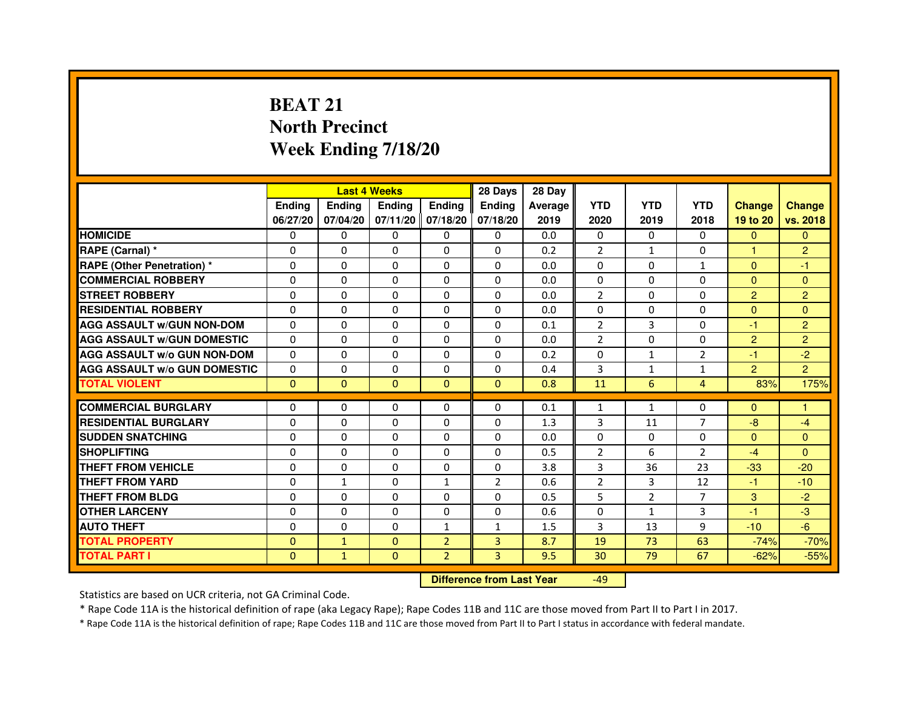# BEAT 21
## North Precinct
## Week Ending 7/18/20

| | Last 4 Weeks | | | | 28 Days | 28 Day | | | | | |
|---|---|---|---|---|---|---|---|---|---|---|---|
| | Ending 06/27/20 | Ending 07/04/20 | Ending 07/11/20 | Ending 07/18/20 | Ending 07/18/20 | Average 2019 | YTD 2020 | YTD 2019 | YTD 2018 | Change 19 to 20 | Change vs. 2018 |
| HOMICIDE | 0 | 0 | 0 | 0 | 0 | 0.0 | 0 | 0 | 0 | 0 | 0 |
| RAPE (Carnal) * | 0 | 0 | 0 | 0 | 0 | 0.2 | 2 | 1 | 0 | 1 | 2 |
| RAPE (Other Penetration) * | 0 | 0 | 0 | 0 | 0 | 0.0 | 0 | 0 | 1 | 0 | -1 |
| COMMERCIAL ROBBERY | 0 | 0 | 0 | 0 | 0 | 0.0 | 0 | 0 | 0 | 0 | 0 |
| STREET ROBBERY | 0 | 0 | 0 | 0 | 0 | 0.0 | 2 | 0 | 0 | 2 | 2 |
| RESIDENTIAL ROBBERY | 0 | 0 | 0 | 0 | 0 | 0.0 | 0 | 0 | 0 | 0 | 0 |
| AGG ASSAULT w/GUN NON-DOM | 0 | 0 | 0 | 0 | 0 | 0.1 | 2 | 3 | 0 | -1 | 2 |
| AGG ASSAULT w/GUN DOMESTIC | 0 | 0 | 0 | 0 | 0 | 0.0 | 2 | 0 | 0 | 2 | 2 |
| AGG ASSAULT w/o GUN NON-DOM | 0 | 0 | 0 | 0 | 0 | 0.2 | 0 | 1 | 2 | -1 | -2 |
| AGG ASSAULT w/o GUN DOMESTIC | 0 | 0 | 0 | 0 | 0 | 0.4 | 3 | 1 | 1 | 2 | 2 |
| TOTAL VIOLENT | 0 | 0 | 0 | 0 | 0 | 0.8 | 11 | 6 | 4 | 83% | 175% |
| COMMERCIAL BURGLARY | 0 | 0 | 0 | 0 | 0 | 0.1 | 1 | 1 | 0 | 0 | 1 |
| RESIDENTIAL BURGLARY | 0 | 0 | 0 | 0 | 0 | 1.3 | 3 | 11 | 7 | -8 | -4 |
| SUDDEN SNATCHING | 0 | 0 | 0 | 0 | 0 | 0.0 | 0 | 0 | 0 | 0 | 0 |
| SHOPLIFTING | 0 | 0 | 0 | 0 | 0 | 0.5 | 2 | 6 | 2 | -4 | 0 |
| THEFT FROM VEHICLE | 0 | 0 | 0 | 0 | 0 | 3.8 | 3 | 36 | 23 | -33 | -20 |
| THEFT FROM YARD | 0 | 1 | 0 | 1 | 2 | 0.6 | 2 | 3 | 12 | -1 | -10 |
| THEFT FROM BLDG | 0 | 0 | 0 | 0 | 0 | 0.5 | 5 | 2 | 7 | 3 | -2 |
| OTHER LARCENY | 0 | 0 | 0 | 0 | 0 | 0.6 | 0 | 1 | 3 | -1 | -3 |
| AUTO THEFT | 0 | 0 | 0 | 1 | 1 | 1.5 | 3 | 13 | 9 | -10 | -6 |
| TOTAL PROPERTY | 0 | 1 | 0 | 2 | 3 | 8.7 | 19 | 73 | 63 | -74% | -70% |
| TOTAL PART I | 0 | 1 | 0 | 2 | 3 | 9.5 | 30 | 79 | 67 | -62% | -55% |

**Difference from Last Year** -49

Statistics are based on UCR criteria, not GA Criminal Code.

* Rape Code 11A is the historical definition of rape (aka Legacy Rape); Rape Codes 11B and 11C are those moved from Part II to Part I in 2017.

* Rape Code 11A is the historical definition of rape; Rape Codes 11B and 11C are those moved from Part II to Part I status in accordance with federal mandate.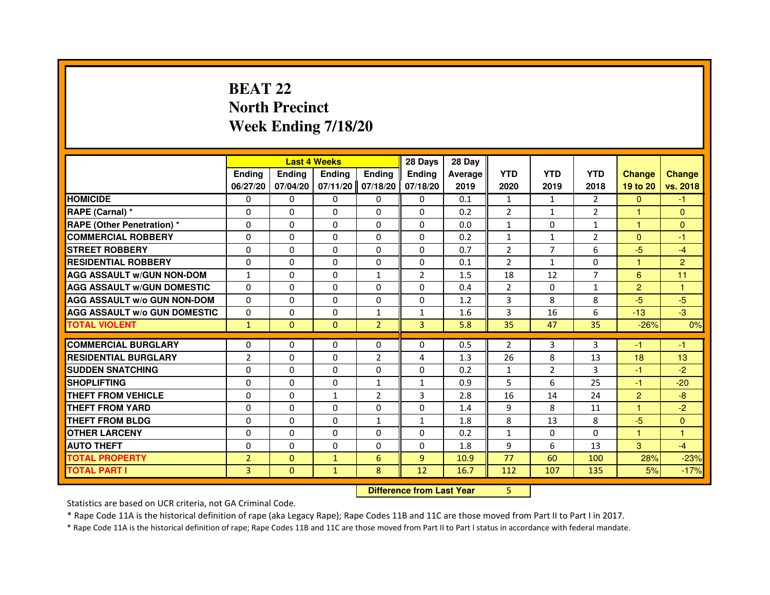# BEAT 22
## North Precinct
## Week Ending 7/18/20

| | Last 4 Weeks | | | | 28 Days | 28 Day | | | | | |
|---|---|---|---|---|---|---|---|---|---|---|---|
| | Ending 06/27/20 | Ending 07/04/20 | Ending 07/11/20 | Ending 07/18/20 | Ending 07/18/20 | Average 2019 | YTD 2020 | YTD 2019 | YTD 2018 | Change 19 to 20 | Change vs. 2018 |
| HOMICIDE | 0 | 0 | 0 | 0 | 0 | 0.1 | 1 | 1 | 2 | 0 | -1 |
| RAPE (Carnal) * | 0 | 0 | 0 | 0 | 0 | 0.2 | 2 | 1 | 2 | 1 | 0 |
| RAPE (Other Penetration) * | 0 | 0 | 0 | 0 | 0 | 0.0 | 1 | 0 | 1 | 1 | 0 |
| COMMERCIAL ROBBERY | 0 | 0 | 0 | 0 | 0 | 0.2 | 1 | 1 | 2 | 0 | -1 |
| STREET ROBBERY | 0 | 0 | 0 | 0 | 0 | 0.7 | 2 | 7 | 6 | -5 | -4 |
| RESIDENTIAL ROBBERY | 0 | 0 | 0 | 0 | 0 | 0.1 | 2 | 1 | 0 | 1 | 2 |
| AGG ASSAULT w/GUN NON-DOM | 1 | 0 | 0 | 1 | 2 | 1.5 | 18 | 12 | 7 | 6 | 11 |
| AGG ASSAULT w/GUN DOMESTIC | 0 | 0 | 0 | 0 | 0 | 0.4 | 2 | 0 | 1 | 2 | 1 |
| AGG ASSAULT w/o GUN NON-DOM | 0 | 0 | 0 | 0 | 0 | 1.2 | 3 | 8 | 8 | -5 | -5 |
| AGG ASSAULT w/o GUN DOMESTIC | 0 | 0 | 0 | 1 | 1 | 1.6 | 3 | 16 | 6 | -13 | -3 |
| TOTAL VIOLENT | 1 | 0 | 0 | 2 | 3 | 5.8 | 35 | 47 | 35 | -26% | 0% |
| COMMERCIAL BURGLARY | 0 | 0 | 0 | 0 | 0 | 0.5 | 2 | 3 | 3 | -1 | -1 |
| RESIDENTIAL BURGLARY | 2 | 0 | 0 | 2 | 4 | 1.3 | 26 | 8 | 13 | 18 | 13 |
| SUDDEN SNATCHING | 0 | 0 | 0 | 0 | 0 | 0.2 | 1 | 2 | 3 | -1 | -2 |
| SHOPLIFTING | 0 | 0 | 0 | 1 | 1 | 0.9 | 5 | 6 | 25 | -1 | -20 |
| THEFT FROM VEHICLE | 0 | 0 | 1 | 2 | 3 | 2.8 | 16 | 14 | 24 | 2 | -8 |
| THEFT FROM YARD | 0 | 0 | 0 | 0 | 0 | 1.4 | 9 | 8 | 11 | 1 | -2 |
| THEFT FROM BLDG | 0 | 0 | 0 | 1 | 1 | 1.8 | 8 | 13 | 8 | -5 | 0 |
| OTHER LARCENY | 0 | 0 | 0 | 0 | 0 | 0.2 | 1 | 0 | 0 | 1 | 1 |
| AUTO THEFT | 0 | 0 | 0 | 0 | 0 | 1.8 | 9 | 6 | 13 | 3 | -4 |
| TOTAL PROPERTY | 2 | 0 | 1 | 6 | 9 | 10.9 | 77 | 60 | 100 | 28% | -23% |
| TOTAL PART I | 3 | 0 | 1 | 8 | 12 | 16.7 | 112 | 107 | 135 | 5% | -17% |

| Difference from Last Year | 5 |
|---|---|

Statistics are based on UCR criteria, not GA Criminal Code.

* Rape Code 11A is the historical definition of rape (aka Legacy Rape); Rape Codes 11B and 11C are those moved from Part II to Part I in 2017.

* Rape Code 11A is the historical definition of rape; Rape Codes 11B and 11C are those moved from Part II to Part I status in accordance with federal mandate.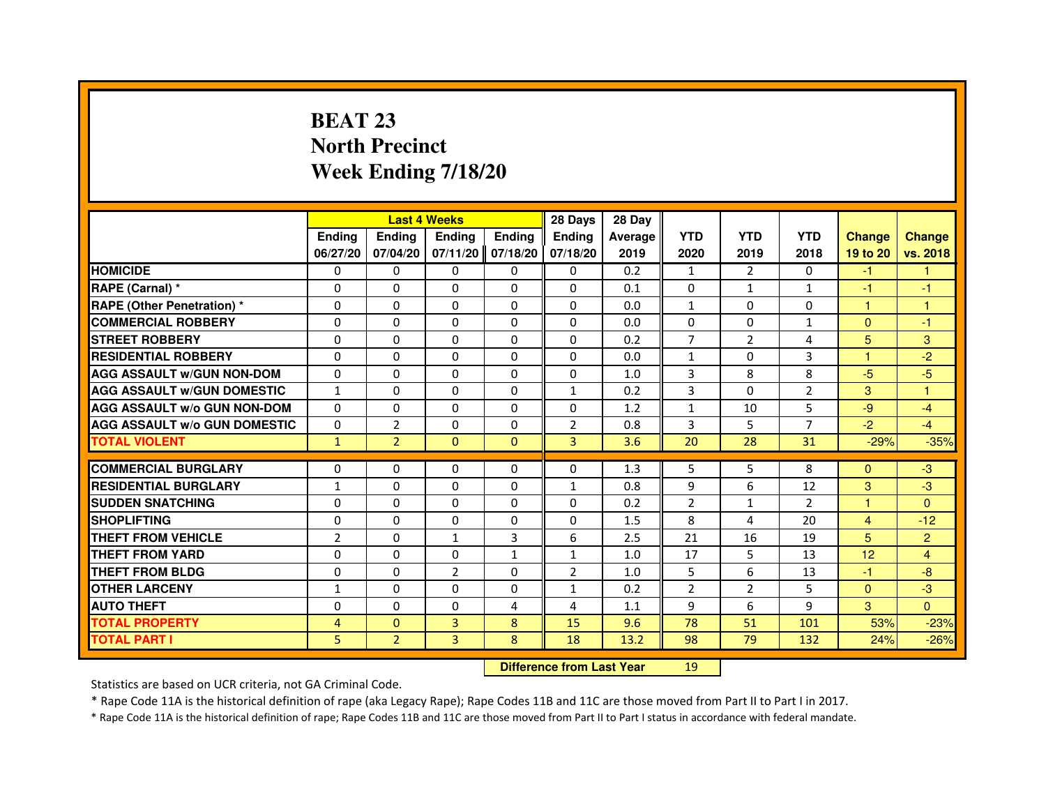# BEAT 23
## North Precinct
## Week Ending 7/18/20

| | Last 4 Weeks | | | | 28 Days | 28 Day | | | | | |
|---|---|---|---|---|---|---|---|---|---|---|---|
| | Ending 06/27/20 | Ending 07/04/20 | Ending 07/11/20 | Ending 07/18/20 | Ending 07/18/20 | Average 2019 | YTD 2020 | YTD 2019 | YTD 2018 | Change 19 to 20 | Change vs. 2018 |
| HOMICIDE | 0 | 0 | 0 | 0 | 0 | 0.2 | 1 | 2 | 0 | -1 | 1 |
| RAPE (Carnal) * | 0 | 0 | 0 | 0 | 0 | 0.1 | 0 | 1 | 1 | -1 | -1 |
| RAPE (Other Penetration) * | 0 | 0 | 0 | 0 | 0 | 0.0 | 1 | 0 | 0 | 1 | 1 |
| COMMERCIAL ROBBERY | 0 | 0 | 0 | 0 | 0 | 0.0 | 0 | 0 | 1 | 0 | -1 |
| STREET ROBBERY | 0 | 0 | 0 | 0 | 0 | 0.2 | 7 | 2 | 4 | 5 | 3 |
| RESIDENTIAL ROBBERY | 0 | 0 | 0 | 0 | 0 | 0.0 | 1 | 0 | 3 | 1 | -2 |
| AGG ASSAULT w/GUN NON-DOM | 0 | 0 | 0 | 0 | 0 | 1.0 | 3 | 8 | 8 | -5 | -5 |
| AGG ASSAULT w/GUN DOMESTIC | 1 | 0 | 0 | 0 | 1 | 0.2 | 3 | 0 | 2 | 3 | 1 |
| AGG ASSAULT w/o GUN NON-DOM | 0 | 0 | 0 | 0 | 0 | 1.2 | 1 | 10 | 5 | -9 | -4 |
| AGG ASSAULT w/o GUN DOMESTIC | 0 | 2 | 0 | 0 | 2 | 0.8 | 3 | 5 | 7 | -2 | -4 |
| TOTAL VIOLENT | 1 | 2 | 0 | 0 | 3 | 3.6 | 20 | 28 | 31 | -29% | -35% |
| COMMERCIAL BURGLARY | 0 | 0 | 0 | 0 | 0 | 1.3 | 5 | 5 | 8 | 0 | -3 |
| RESIDENTIAL BURGLARY | 1 | 0 | 0 | 0 | 1 | 0.8 | 9 | 6 | 12 | 3 | -3 |
| SUDDEN SNATCHING | 0 | 0 | 0 | 0 | 0 | 0.2 | 2 | 1 | 2 | 1 | 0 |
| SHOPLIFTING | 0 | 0 | 0 | 0 | 0 | 1.5 | 8 | 4 | 20 | 4 | -12 |
| THEFT FROM VEHICLE | 2 | 0 | 1 | 3 | 6 | 2.5 | 21 | 16 | 19 | 5 | 2 |
| THEFT FROM YARD | 0 | 0 | 0 | 1 | 1 | 1.0 | 17 | 5 | 13 | 12 | 4 |
| THEFT FROM BLDG | 0 | 0 | 2 | 0 | 2 | 1.0 | 5 | 6 | 13 | -1 | -8 |
| OTHER LARCENY | 1 | 0 | 0 | 0 | 1 | 0.2 | 2 | 2 | 5 | 0 | -3 |
| AUTO THEFT | 0 | 0 | 0 | 4 | 4 | 1.1 | 9 | 6 | 9 | 3 | 0 |
| TOTAL PROPERTY | 4 | 0 | 3 | 8 | 15 | 9.6 | 78 | 51 | 101 | 53% | -23% |
| TOTAL PART I | 5 | 2 | 3 | 8 | 18 | 13.2 | 98 | 79 | 132 | 24% | -26% |

**Difference from Last Year** 19

Statistics are based on UCR criteria, not GA Criminal Code.

* Rape Code 11A is the historical definition of rape (aka Legacy Rape); Rape Codes 11B and 11C are those moved from Part II to Part I in 2017.

* Rape Code 11A is the historical definition of rape; Rape Codes 11B and 11C are those moved from Part II to Part I status in accordance with federal mandate.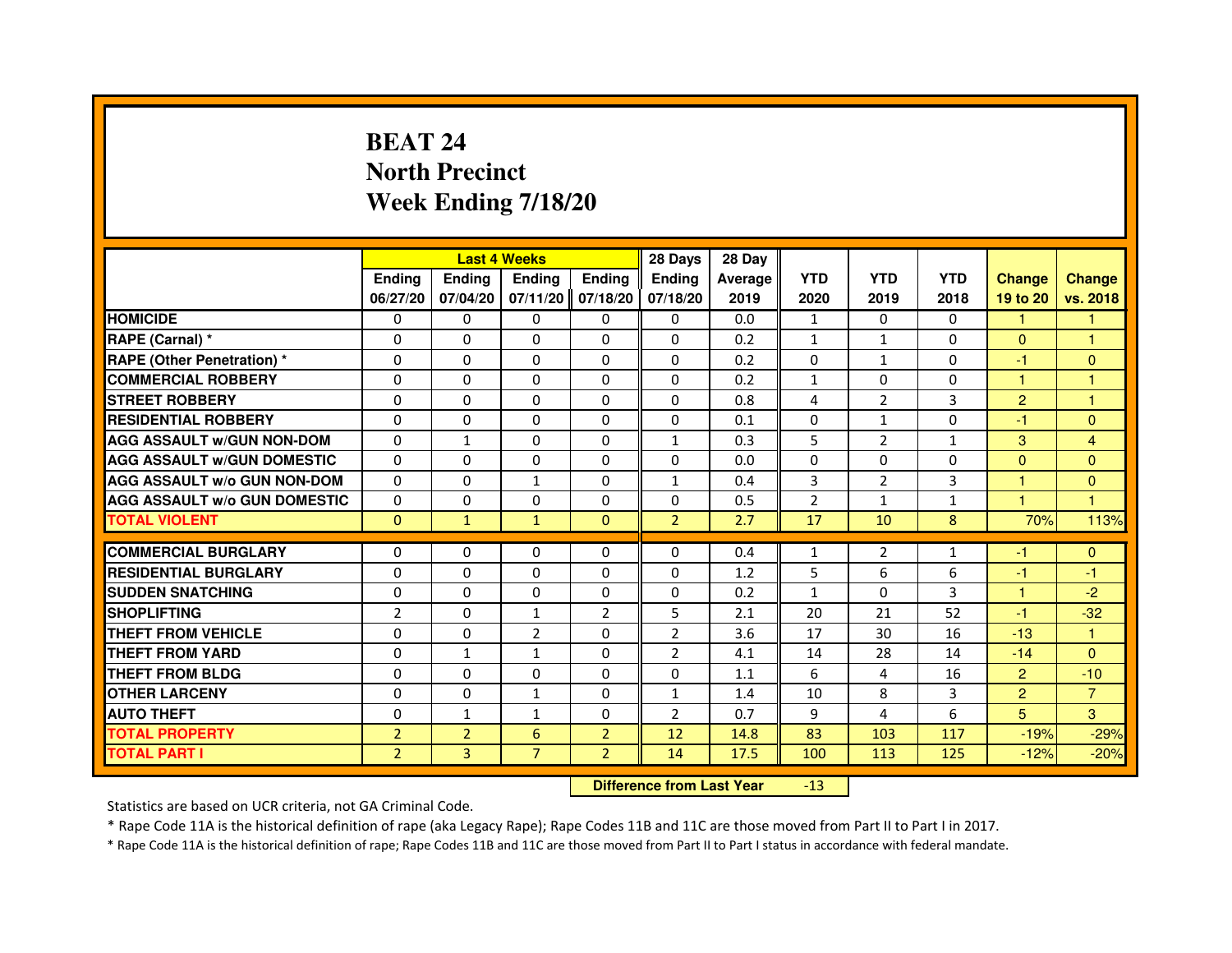# BEAT 24
# North Precinct
# Week Ending 7/18/20

| | Last 4 Weeks | | | | 28 Days | 28 Day | | | | | |
|---|---|---|---|---|---|---|---|---|---|---|---|
| | Ending 06/27/20 | Ending 07/04/20 | Ending 07/11/20 | Ending 07/18/20 | Ending 07/18/20 | Average 2019 | YTD 2020 | YTD 2019 | YTD 2018 | Change 19 to 20 | Change vs. 2018 |
| HOMICIDE | 0 | 0 | 0 | 0 | 0 | 0.0 | 1 | 0 | 0 | 1 | 1 |
| RAPE (Carnal) * | 0 | 0 | 0 | 0 | 0 | 0.2 | 1 | 1 | 0 | 0 | 1 |
| RAPE (Other Penetration) * | 0 | 0 | 0 | 0 | 0 | 0.2 | 0 | 1 | 0 | -1 | 0 |
| COMMERCIAL ROBBERY | 0 | 0 | 0 | 0 | 0 | 0.2 | 1 | 0 | 0 | 1 | 1 |
| STREET ROBBERY | 0 | 0 | 0 | 0 | 0 | 0.8 | 4 | 2 | 3 | 2 | 1 |
| RESIDENTIAL ROBBERY | 0 | 0 | 0 | 0 | 0 | 0.1 | 0 | 1 | 0 | -1 | 0 |
| AGG ASSAULT w/GUN NON-DOM | 0 | 1 | 0 | 0 | 1 | 0.3 | 5 | 2 | 1 | 3 | 4 |
| AGG ASSAULT w/GUN DOMESTIC | 0 | 0 | 0 | 0 | 0 | 0.0 | 0 | 0 | 0 | 0 | 0 |
| AGG ASSAULT w/o GUN NON-DOM | 0 | 0 | 1 | 0 | 1 | 0.4 | 3 | 2 | 3 | 1 | 0 |
| AGG ASSAULT w/o GUN DOMESTIC | 0 | 0 | 0 | 0 | 0 | 0.5 | 2 | 1 | 1 | 1 | 1 |
| TOTAL VIOLENT | 0 | 1 | 1 | 0 | 2 | 2.7 | 17 | 10 | 8 | 70% | 113% |
| COMMERCIAL BURGLARY | 0 | 0 | 0 | 0 | 0 | 0.4 | 1 | 2 | 1 | -1 | 0 |
| RESIDENTIAL BURGLARY | 0 | 0 | 0 | 0 | 0 | 1.2 | 5 | 6 | 6 | -1 | -1 |
| SUDDEN SNATCHING | 0 | 0 | 0 | 0 | 0 | 0.2 | 1 | 0 | 3 | 1 | -2 |
| SHOPLIFTING | 2 | 0 | 1 | 2 | 5 | 2.1 | 20 | 21 | 52 | -1 | -32 |
| THEFT FROM VEHICLE | 0 | 0 | 2 | 0 | 2 | 3.6 | 17 | 30 | 16 | -13 | 1 |
| THEFT FROM YARD | 0 | 1 | 1 | 0 | 2 | 4.1 | 14 | 28 | 14 | -14 | 0 |
| THEFT FROM BLDG | 0 | 0 | 0 | 0 | 0 | 1.1 | 6 | 4 | 16 | 2 | -10 |
| OTHER LARCENY | 0 | 0 | 1 | 0 | 1 | 1.4 | 10 | 8 | 3 | 2 | 7 |
| AUTO THEFT | 0 | 1 | 1 | 0 | 2 | 0.7 | 9 | 4 | 6 | 5 | 3 |
| TOTAL PROPERTY | 2 | 2 | 6 | 2 | 12 | 14.8 | 83 | 103 | 117 | -19% | -29% |
| TOTAL PART I | 2 | 3 | 7 | 2 | 14 | 17.5 | 100 | 113 | 125 | -12% | -20% |

**Difference from Last Year** -13

Statistics are based on UCR criteria, not GA Criminal Code.

* Rape Code 11A is the historical definition of rape (aka Legacy Rape); Rape Codes 11B and 11C are those moved from Part II to Part I in 2017.

* Rape Code 11A is the historical definition of rape; Rape Codes 11B and 11C are those moved from Part II to Part I status in accordance with federal mandate.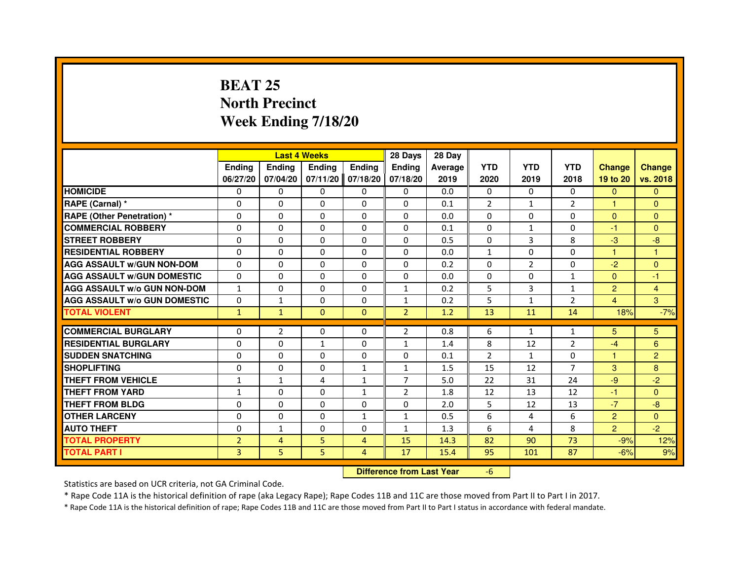# BEAT 25
## North Precinct
## Week Ending 7/18/20

| | Last 4 Weeks | | | | 28 Days | 28 Day | | | | | |
|---|---|---|---|---|---|---|---|---|---|---|---|
| | Ending 06/27/20 | Ending 07/04/20 | Ending 07/11/20 | Ending 07/18/20 | Ending 07/18/20 | Average 2019 | YTD 2020 | YTD 2019 | YTD 2018 | Change 19 to 20 | Change vs. 2018 |
| HOMICIDE | 0 | 0 | 0 | 0 | 0 | 0.0 | 0 | 0 | 0 | 0 | 0 |
| RAPE (Carnal) * | 0 | 0 | 0 | 0 | 0 | 0.1 | 2 | 1 | 2 | 1 | 0 |
| RAPE (Other Penetration) * | 0 | 0 | 0 | 0 | 0 | 0.0 | 0 | 0 | 0 | 0 | 0 |
| COMMERCIAL ROBBERY | 0 | 0 | 0 | 0 | 0 | 0.1 | 0 | 1 | 0 | -1 | 0 |
| STREET ROBBERY | 0 | 0 | 0 | 0 | 0 | 0.5 | 0 | 3 | 8 | -3 | -8 |
| RESIDENTIAL ROBBERY | 0 | 0 | 0 | 0 | 0 | 0.0 | 1 | 0 | 0 | 1 | 1 |
| AGG ASSAULT w/GUN NON-DOM | 0 | 0 | 0 | 0 | 0 | 0.2 | 0 | 2 | 0 | -2 | 0 |
| AGG ASSAULT w/GUN DOMESTIC | 0 | 0 | 0 | 0 | 0 | 0.0 | 0 | 0 | 1 | 0 | -1 |
| AGG ASSAULT w/o GUN NON-DOM | 1 | 0 | 0 | 0 | 1 | 0.2 | 5 | 3 | 1 | 2 | 4 |
| AGG ASSAULT w/o GUN DOMESTIC | 0 | 1 | 0 | 0 | 1 | 0.2 | 5 | 1 | 2 | 4 | 3 |
| TOTAL VIOLENT | 1 | 1 | 0 | 0 | 2 | 1.2 | 13 | 11 | 14 | 18% | -7% |
| COMMERCIAL BURGLARY | 0 | 2 | 0 | 0 | 2 | 0.8 | 6 | 1 | 1 | 5 | 5 |
| RESIDENTIAL BURGLARY | 0 | 0 | 1 | 0 | 1 | 1.4 | 8 | 12 | 2 | -4 | 6 |
| SUDDEN SNATCHING | 0 | 0 | 0 | 0 | 0 | 0.1 | 2 | 1 | 0 | 1 | 2 |
| SHOPLIFTING | 0 | 0 | 0 | 1 | 1 | 1.5 | 15 | 12 | 7 | 3 | 8 |
| THEFT FROM VEHICLE | 1 | 1 | 4 | 1 | 7 | 5.0 | 22 | 31 | 24 | -9 | -2 |
| THEFT FROM YARD | 1 | 0 | 0 | 1 | 2 | 1.8 | 12 | 13 | 12 | -1 | 0 |
| THEFT FROM BLDG | 0 | 0 | 0 | 0 | 0 | 2.0 | 5 | 12 | 13 | -7 | -8 |
| OTHER LARCENY | 0 | 0 | 0 | 1 | 1 | 0.5 | 6 | 4 | 6 | 2 | 0 |
| AUTO THEFT | 0 | 1 | 0 | 0 | 1 | 1.3 | 6 | 4 | 8 | 2 | -2 |
| TOTAL PROPERTY | 2 | 4 | 5 | 4 | 15 | 14.3 | 82 | 90 | 73 | -9% | 12% |
| TOTAL PART I | 3 | 5 | 5 | 4 | 17 | 15.4 | 95 | 101 | 87 | -6% | 9% |

**Difference from Last Year** -6

Statistics are based on UCR criteria, not GA Criminal Code.

* Rape Code 11A is the historical definition of rape (aka Legacy Rape); Rape Codes 11B and 11C are those moved from Part II to Part I in 2017.

* Rape Code 11A is the historical definition of rape; Rape Codes 11B and 11C are those moved from Part II to Part I status in accordance with federal mandate.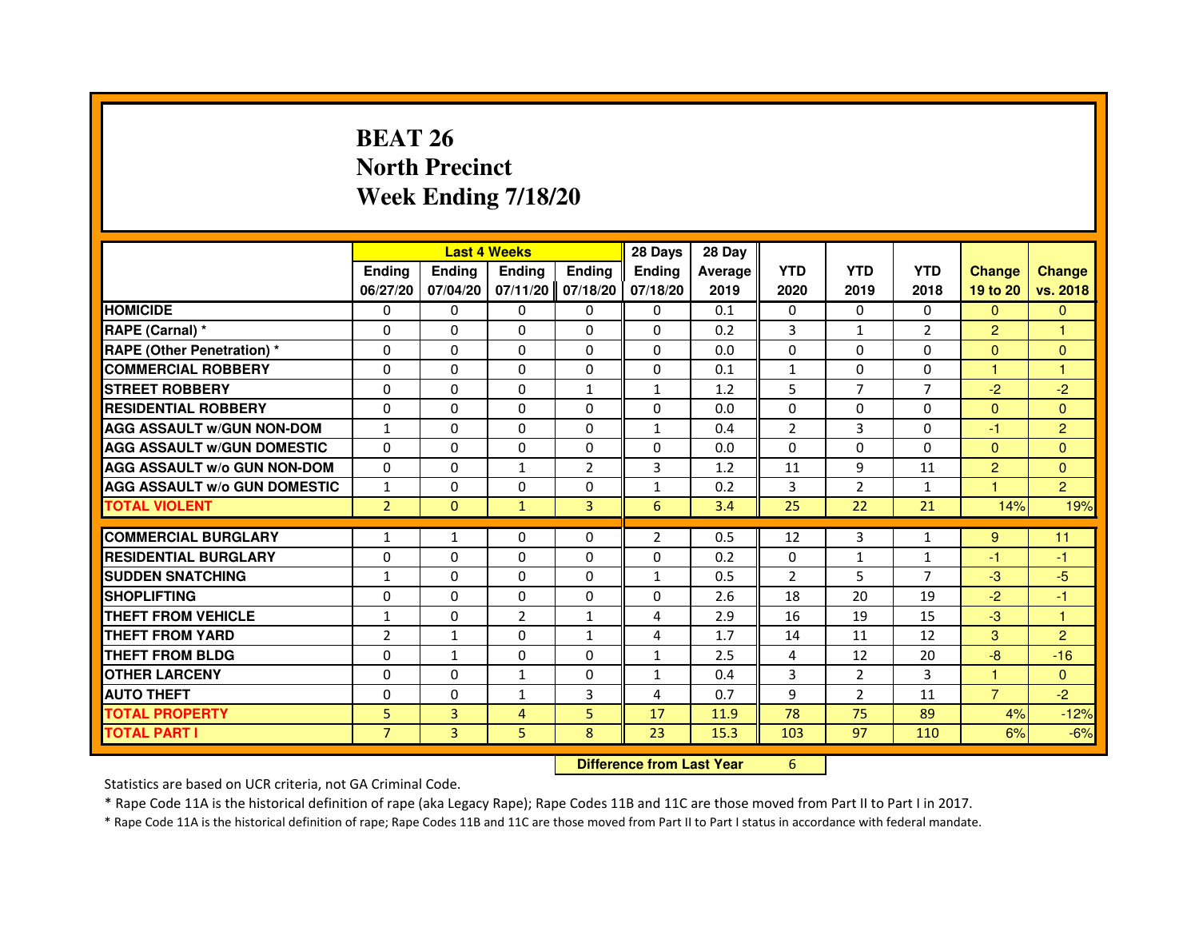# BEAT 26
## North Precinct
## Week Ending 7/18/20

| | Last 4 Weeks | | | | 28 Days | 28 Day | | | | | |
|---|---|---|---|---|---|---|---|---|---|---|---|
| | Ending 06/27/20 | Ending 07/04/20 | Ending 07/11/20 | Ending 07/18/20 | Ending 07/18/20 | Average 2019 | YTD 2020 | YTD 2019 | YTD 2018 | Change 19 to 20 | Change vs. 2018 |
| HOMICIDE | 0 | 0 | 0 | 0 | 0 | 0.1 | 0 | 0 | 0 | 0 | 0 |
| RAPE (Carnal) * | 0 | 0 | 0 | 0 | 0 | 0.2 | 3 | 1 | 2 | 2 | 1 |
| RAPE (Other Penetration) * | 0 | 0 | 0 | 0 | 0 | 0.0 | 0 | 0 | 0 | 0 | 0 |
| COMMERCIAL ROBBERY | 0 | 0 | 0 | 0 | 0 | 0.1 | 1 | 0 | 0 | 1 | 1 |
| STREET ROBBERY | 0 | 0 | 0 | 1 | 1 | 1.2 | 5 | 7 | 7 | -2 | -2 |
| RESIDENTIAL ROBBERY | 0 | 0 | 0 | 0 | 0 | 0.0 | 0 | 0 | 0 | 0 | 0 |
| AGG ASSAULT w/GUN NON-DOM | 1 | 0 | 0 | 0 | 1 | 0.4 | 2 | 3 | 0 | -1 | 2 |
| AGG ASSAULT w/GUN DOMESTIC | 0 | 0 | 0 | 0 | 0 | 0.0 | 0 | 0 | 0 | 0 | 0 |
| AGG ASSAULT w/o GUN NON-DOM | 0 | 0 | 1 | 2 | 3 | 1.2 | 11 | 9 | 11 | 2 | 0 |
| AGG ASSAULT w/o GUN DOMESTIC | 1 | 0 | 0 | 0 | 1 | 0.2 | 3 | 2 | 1 | 1 | 2 |
| TOTAL VIOLENT | 2 | 0 | 1 | 3 | 6 | 3.4 | 25 | 22 | 21 | 14% | 19% |
| COMMERCIAL BURGLARY | 1 | 1 | 0 | 0 | 2 | 0.5 | 12 | 3 | 1 | 9 | 11 |
| RESIDENTIAL BURGLARY | 0 | 0 | 0 | 0 | 0 | 0.2 | 0 | 1 | 1 | -1 | -1 |
| SUDDEN SNATCHING | 1 | 0 | 0 | 0 | 1 | 0.5 | 2 | 5 | 7 | -3 | -5 |
| SHOPLIFTING | 0 | 0 | 0 | 0 | 0 | 2.6 | 18 | 20 | 19 | -2 | -1 |
| THEFT FROM VEHICLE | 1 | 0 | 2 | 1 | 4 | 2.9 | 16 | 19 | 15 | -3 | 1 |
| THEFT FROM YARD | 2 | 1 | 0 | 1 | 4 | 1.7 | 14 | 11 | 12 | 3 | 2 |
| THEFT FROM BLDG | 0 | 1 | 0 | 0 | 1 | 2.5 | 4 | 12 | 20 | -8 | -16 |
| OTHER LARCENY | 0 | 0 | 1 | 0 | 1 | 0.4 | 3 | 2 | 3 | 1 | 0 |
| AUTO THEFT | 0 | 0 | 1 | 3 | 4 | 0.7 | 9 | 2 | 11 | 7 | -2 |
| TOTAL PROPERTY | 5 | 3 | 4 | 5 | 17 | 11.9 | 78 | 75 | 89 | 4% | -12% |
| TOTAL PART I | 7 | 3 | 5 | 8 | 23 | 15.3 | 103 | 97 | 110 | 6% | -6% |

**Difference from Last Year** 6

Statistics are based on UCR criteria, not GA Criminal Code.

* Rape Code 11A is the historical definition of rape (aka Legacy Rape); Rape Codes 11B and 11C are those moved from Part II to Part I in 2017.

* Rape Code 11A is the historical definition of rape; Rape Codes 11B and 11C are those moved from Part II to Part I status in accordance with federal mandate.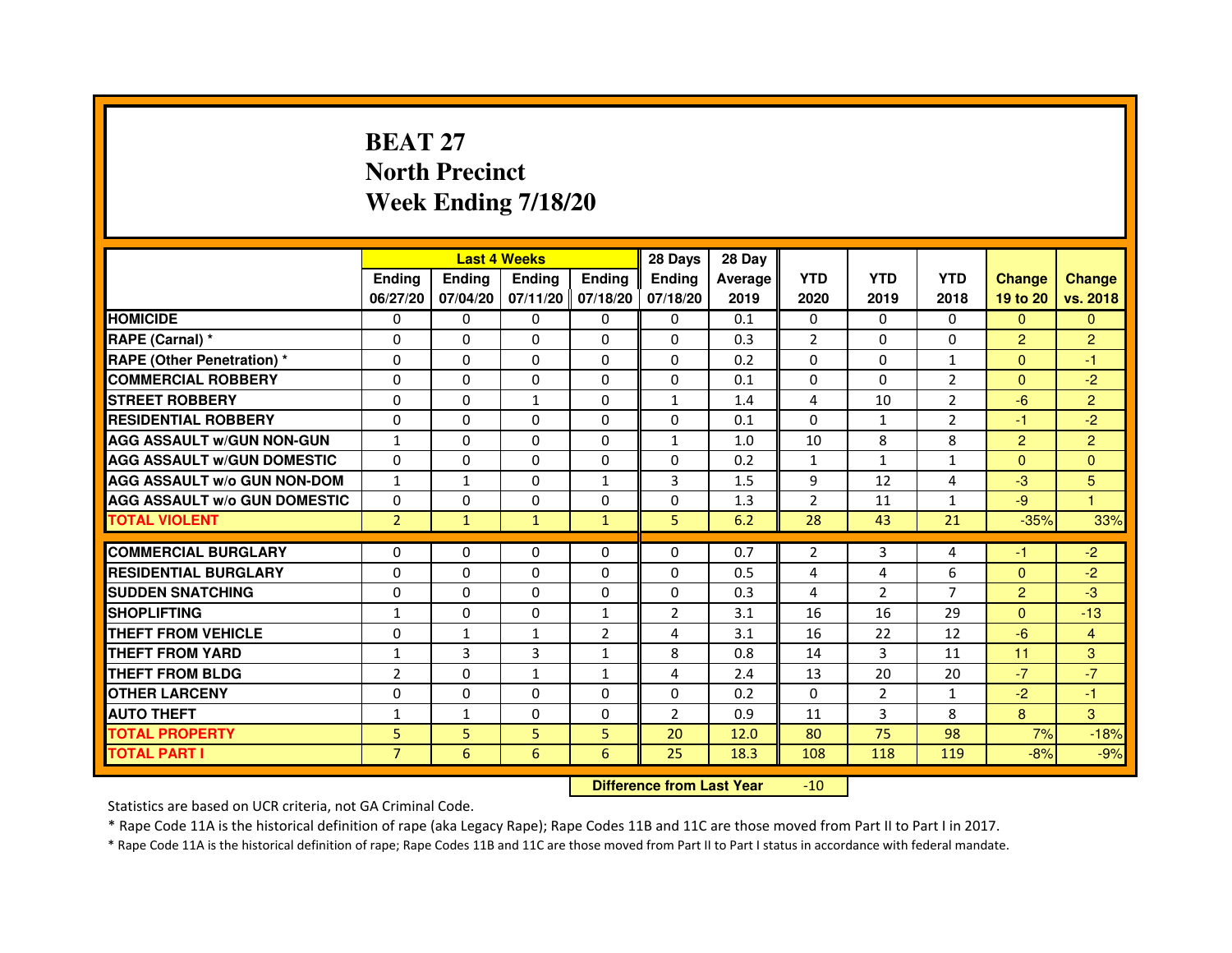# BEAT 27
## North Precinct
## Week Ending 7/18/20

| | Last 4 Weeks | | | | 28 Days | 28 Day | | | | | |
|---|---|---|---|---|---|---|---|---|---|---|---|
| | Ending 06/27/20 | Ending 07/04/20 | Ending 07/11/20 | Ending 07/18/20 | Ending 07/18/20 | Average 2019 | YTD 2020 | YTD 2019 | YTD 2018 | Change 19 to 20 | Change vs. 2018 |
| HOMICIDE | 0 | 0 | 0 | 0 | 0 | 0.1 | 0 | 0 | 0 | 0 | 0 |
| RAPE (Carnal) * | 0 | 0 | 0 | 0 | 0 | 0.3 | 2 | 0 | 0 | 2 | 2 |
| RAPE (Other Penetration) * | 0 | 0 | 0 | 0 | 0 | 0.2 | 0 | 0 | 1 | 0 | -1 |
| COMMERCIAL ROBBERY | 0 | 0 | 0 | 0 | 0 | 0.1 | 0 | 0 | 2 | 0 | -2 |
| STREET ROBBERY | 0 | 0 | 1 | 0 | 1 | 1.4 | 4 | 10 | 2 | -6 | 2 |
| RESIDENTIAL ROBBERY | 0 | 0 | 0 | 0 | 0 | 0.1 | 0 | 1 | 2 | -1 | -2 |
| AGG ASSAULT w/GUN NON-GUN | 1 | 0 | 0 | 0 | 1 | 1.0 | 10 | 8 | 8 | 2 | 2 |
| AGG ASSAULT w/GUN DOMESTIC | 0 | 0 | 0 | 0 | 0 | 0.2 | 1 | 1 | 1 | 0 | 0 |
| AGG ASSAULT w/o GUN NON-DOM | 1 | 1 | 0 | 1 | 3 | 1.5 | 9 | 12 | 4 | -3 | 5 |
| AGG ASSAULT w/o GUN DOMESTIC | 0 | 0 | 0 | 0 | 0 | 1.3 | 2 | 11 | 1 | -9 | 1 |
| TOTAL VIOLENT | 2 | 1 | 1 | 1 | 5 | 6.2 | 28 | 43 | 21 | -35% | 33% |
| COMMERCIAL BURGLARY | 0 | 0 | 0 | 0 | 0 | 0.7 | 2 | 3 | 4 | -1 | -2 |
| RESIDENTIAL BURGLARY | 0 | 0 | 0 | 0 | 0 | 0.5 | 4 | 4 | 6 | 0 | -2 |
| SUDDEN SNATCHING | 0 | 0 | 0 | 0 | 0 | 0.3 | 4 | 2 | 7 | 2 | -3 |
| SHOPLIFTING | 1 | 0 | 0 | 1 | 2 | 3.1 | 16 | 16 | 29 | 0 | -13 |
| THEFT FROM VEHICLE | 0 | 1 | 1 | 2 | 4 | 3.1 | 16 | 22 | 12 | -6 | 4 |
| THEFT FROM YARD | 1 | 3 | 3 | 1 | 8 | 0.8 | 14 | 3 | 11 | 11 | 3 |
| THEFT FROM BLDG | 2 | 0 | 1 | 1 | 4 | 2.4 | 13 | 20 | 20 | -7 | -7 |
| OTHER LARCENY | 0 | 0 | 0 | 0 | 0 | 0.2 | 0 | 2 | 1 | -2 | -1 |
| AUTO THEFT | 1 | 1 | 0 | 0 | 2 | 0.9 | 11 | 3 | 8 | 8 | 3 |
| TOTAL PROPERTY | 5 | 5 | 5 | 5 | 20 | 12.0 | 80 | 75 | 98 | 7% | -18% |
| TOTAL PART I | 7 | 6 | 6 | 6 | 25 | 18.3 | 108 | 118 | 119 | -8% | -9% |

**Difference from Last Year** -10

Statistics are based on UCR criteria, not GA Criminal Code.

* Rape Code 11A is the historical definition of rape (aka Legacy Rape); Rape Codes 11B and 11C are those moved from Part II to Part I in 2017.

* Rape Code 11A is the historical definition of rape; Rape Codes 11B and 11C are those moved from Part II to Part I status in accordance with federal mandate.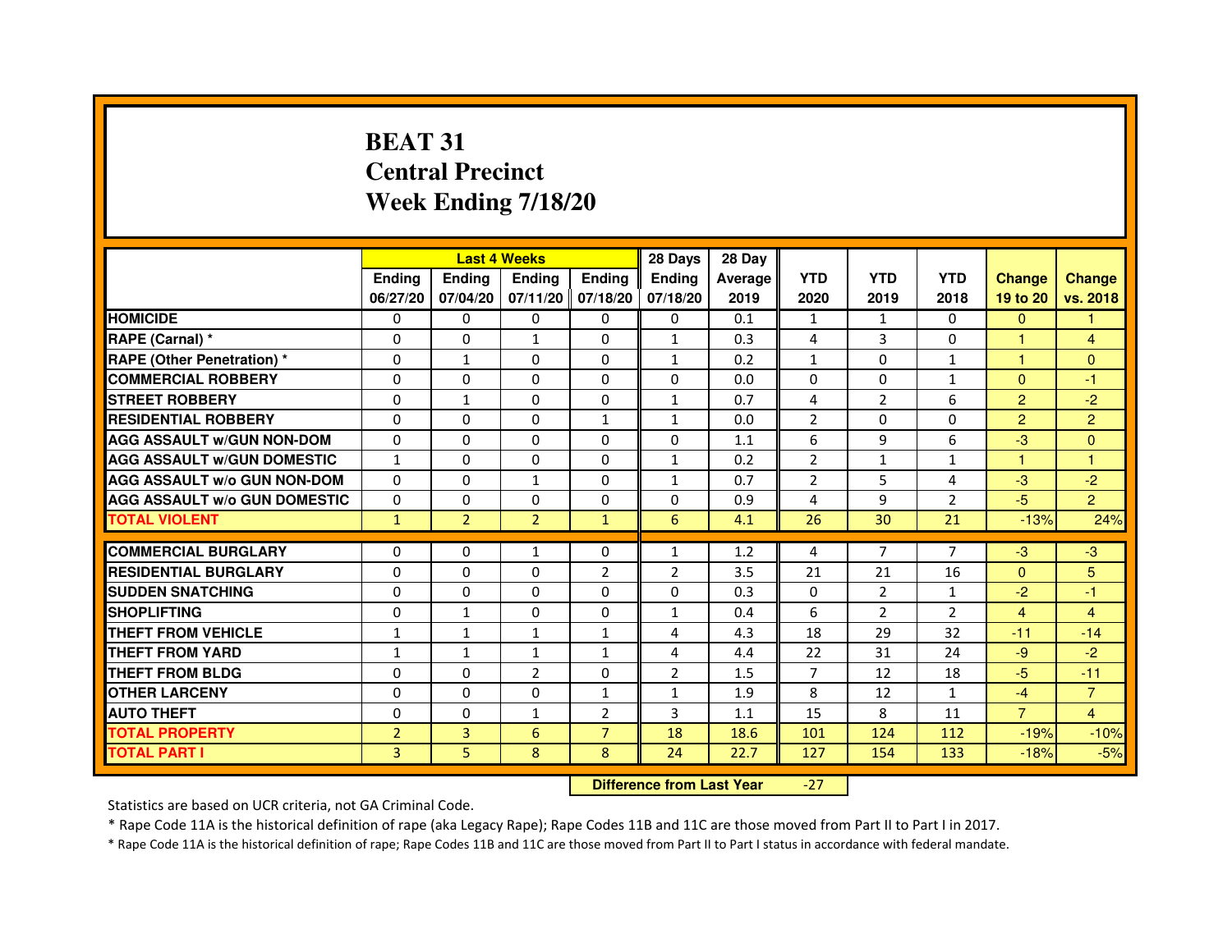# BEAT 31
## Central Precinct
## Week Ending 7/18/20

| | Last 4 Weeks | | | | 28 Days | 28 Day | | | | | |
|---|---|---|---|---|---|---|---|---|---|---|---|
| | Ending 06/27/20 | Ending 07/04/20 | Ending 07/11/20 | Ending 07/18/20 | Ending 07/18/20 | Average 2019 | YTD 2020 | YTD 2019 | YTD 2018 | Change 19 to 20 | Change vs. 2018 |
| **HOMICIDE** | 0 | 0 | 0 | 0 | 0 | 0.1 | 1 | 1 | 0 | 0 | 1 |
| **RAPE (Carnal) *** | 0 | 0 | 1 | 0 | 1 | 0.3 | 4 | 3 | 0 | 1 | 4 |
| **RAPE (Other Penetration) *** | 0 | 1 | 0 | 0 | 1 | 0.2 | 1 | 0 | 1 | 1 | 0 |
| **COMMERCIAL ROBBERY** | 0 | 0 | 0 | 0 | 0 | 0.0 | 0 | 0 | 1 | 0 | -1 |
| **STREET ROBBERY** | 0 | 1 | 0 | 0 | 1 | 0.7 | 4 | 2 | 6 | 2 | -2 |
| **RESIDENTIAL ROBBERY** | 0 | 0 | 0 | 1 | 1 | 0.0 | 2 | 0 | 0 | 2 | 2 |
| **AGG ASSAULT w/GUN NON-DOM** | 0 | 0 | 0 | 0 | 0 | 1.1 | 6 | 9 | 6 | -3 | 0 |
| **AGG ASSAULT w/GUN DOMESTIC** | 1 | 0 | 0 | 0 | 1 | 0.2 | 2 | 1 | 1 | 1 | 1 |
| **AGG ASSAULT w/o GUN NON-DOM** | 0 | 0 | 1 | 0 | 1 | 0.7 | 2 | 5 | 4 | -3 | -2 |
| **AGG ASSAULT w/o GUN DOMESTIC** | 0 | 0 | 0 | 0 | 0 | 0.9 | 4 | 9 | 2 | -5 | 2 |
| **TOTAL VIOLENT** | 1 | 2 | 2 | 1 | 6 | 4.1 | 26 | 30 | 21 | -13% | 24% |
| **COMMERCIAL BURGLARY** | 0 | 0 | 1 | 0 | 1 | 1.2 | 4 | 7 | 7 | -3 | -3 |
| **RESIDENTIAL BURGLARY** | 0 | 0 | 0 | 2 | 2 | 3.5 | 21 | 21 | 16 | 0 | 5 |
| **SUDDEN SNATCHING** | 0 | 0 | 0 | 0 | 0 | 0.3 | 0 | 2 | 1 | -2 | -1 |
| **SHOPLIFTING** | 0 | 1 | 0 | 0 | 1 | 0.4 | 6 | 2 | 2 | 4 | 4 |
| **THEFT FROM VEHICLE** | 1 | 1 | 1 | 1 | 4 | 4.3 | 18 | 29 | 32 | -11 | -14 |
| **THEFT FROM YARD** | 1 | 1 | 1 | 1 | 4 | 4.4 | 22 | 31 | 24 | -9 | -2 |
| **THEFT FROM BLDG** | 0 | 0 | 2 | 0 | 2 | 1.5 | 7 | 12 | 18 | -5 | -11 |
| **OTHER LARCENY** | 0 | 0 | 0 | 1 | 1 | 1.9 | 8 | 12 | 1 | -4 | 7 |
| **AUTO THEFT** | 0 | 0 | 1 | 2 | 3 | 1.1 | 15 | 8 | 11 | 7 | 4 |
| **TOTAL PROPERTY** | 2 | 3 | 6 | 7 | 18 | 18.6 | 101 | 124 | 112 | -19% | -10% |
| **TOTAL PART I** | 3 | 5 | 8 | 8 | 24 | 22.7 | 127 | 154 | 133 | -18% | -5% |

**Difference from Last Year** -27

Statistics are based on UCR criteria, not GA Criminal Code.

* Rape Code 11A is the historical definition of rape (aka Legacy Rape); Rape Codes 11B and 11C are those moved from Part II to Part I in 2017.

* Rape Code 11A is the historical definition of rape; Rape Codes 11B and 11C are those moved from Part II to Part I status in accordance with federal mandate.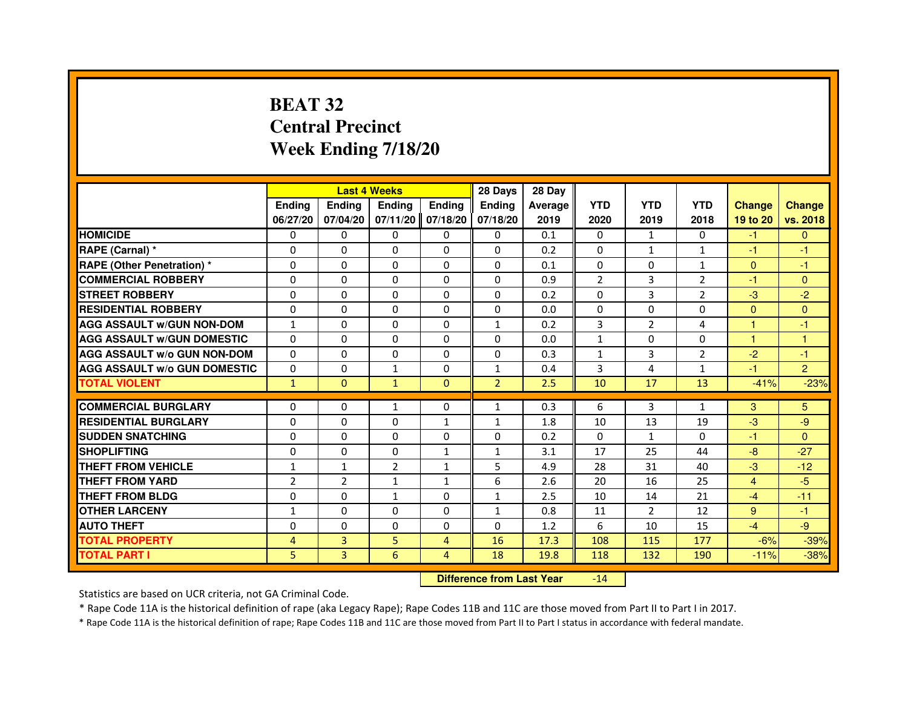# BEAT 32
## Central Precinct
## Week Ending 7/18/20

| | Last 4 Weeks | | | | 28 Days | 28 Day | | | | | |
|---|---|---|---|---|---|---|---|---|---|---|---|
| | Ending 06/27/20 | Ending 07/04/20 | Ending 07/11/20 | Ending 07/18/20 | Ending 07/18/20 | Average 2019 | YTD 2020 | YTD 2019 | YTD 2018 | Change 19 to 20 | Change vs. 2018 |
| HOMICIDE | 0 | 0 | 0 | 0 | 0 | 0.1 | 0 | 1 | 0 | -1 | 0 |
| RAPE (Carnal) * | 0 | 0 | 0 | 0 | 0 | 0.2 | 0 | 1 | 1 | -1 | -1 |
| RAPE (Other Penetration) * | 0 | 0 | 0 | 0 | 0 | 0.1 | 0 | 0 | 1 | 0 | -1 |
| COMMERCIAL ROBBERY | 0 | 0 | 0 | 0 | 0 | 0.9 | 2 | 3 | 2 | -1 | 0 |
| STREET ROBBERY | 0 | 0 | 0 | 0 | 0 | 0.2 | 0 | 3 | 2 | -3 | -2 |
| RESIDENTIAL ROBBERY | 0 | 0 | 0 | 0 | 0 | 0.0 | 0 | 0 | 0 | 0 | 0 |
| AGG ASSAULT w/GUN NON-DOM | 1 | 0 | 0 | 0 | 1 | 0.2 | 3 | 2 | 4 | 1 | -1 |
| AGG ASSAULT w/GUN DOMESTIC | 0 | 0 | 0 | 0 | 0 | 0.0 | 1 | 0 | 0 | 1 | 1 |
| AGG ASSAULT w/o GUN NON-DOM | 0 | 0 | 0 | 0 | 0 | 0.3 | 1 | 3 | 2 | -2 | -1 |
| AGG ASSAULT w/o GUN DOMESTIC | 0 | 0 | 1 | 0 | 1 | 0.4 | 3 | 4 | 1 | -1 | 2 |
| TOTAL VIOLENT | 1 | 0 | 1 | 0 | 2 | 2.5 | 10 | 17 | 13 | -41% | -23% |
| COMMERCIAL BURGLARY | 0 | 0 | 1 | 0 | 1 | 0.3 | 6 | 3 | 1 | 3 | 5 |
| RESIDENTIAL BURGLARY | 0 | 0 | 0 | 1 | 1 | 1.8 | 10 | 13 | 19 | -3 | -9 |
| SUDDEN SNATCHING | 0 | 0 | 0 | 0 | 0 | 0.2 | 0 | 1 | 0 | -1 | 0 |
| SHOPLIFTING | 0 | 0 | 0 | 1 | 1 | 3.1 | 17 | 25 | 44 | -8 | -27 |
| THEFT FROM VEHICLE | 1 | 1 | 2 | 1 | 5 | 4.9 | 28 | 31 | 40 | -3 | -12 |
| THEFT FROM YARD | 2 | 2 | 1 | 1 | 6 | 2.6 | 20 | 16 | 25 | 4 | -5 |
| THEFT FROM BLDG | 0 | 0 | 1 | 0 | 1 | 2.5 | 10 | 14 | 21 | -4 | -11 |
| OTHER LARCENY | 1 | 0 | 0 | 0 | 1 | 0.8 | 11 | 2 | 12 | 9 | -1 |
| AUTO THEFT | 0 | 0 | 0 | 0 | 0 | 1.2 | 6 | 10 | 15 | -4 | -9 |
| TOTAL PROPERTY | 4 | 3 | 5 | 4 | 16 | 17.3 | 108 | 115 | 177 | -6% | -39% |
| TOTAL PART I | 5 | 3 | 6 | 4 | 18 | 19.8 | 118 | 132 | 190 | -11% | -38% |

**Difference from Last Year** -14

Statistics are based on UCR criteria, not GA Criminal Code.

* Rape Code 11A is the historical definition of rape (aka Legacy Rape); Rape Codes 11B and 11C are those moved from Part II to Part I in 2017.

* Rape Code 11A is the historical definition of rape; Rape Codes 11B and 11C are those moved from Part II to Part I status in accordance with federal mandate.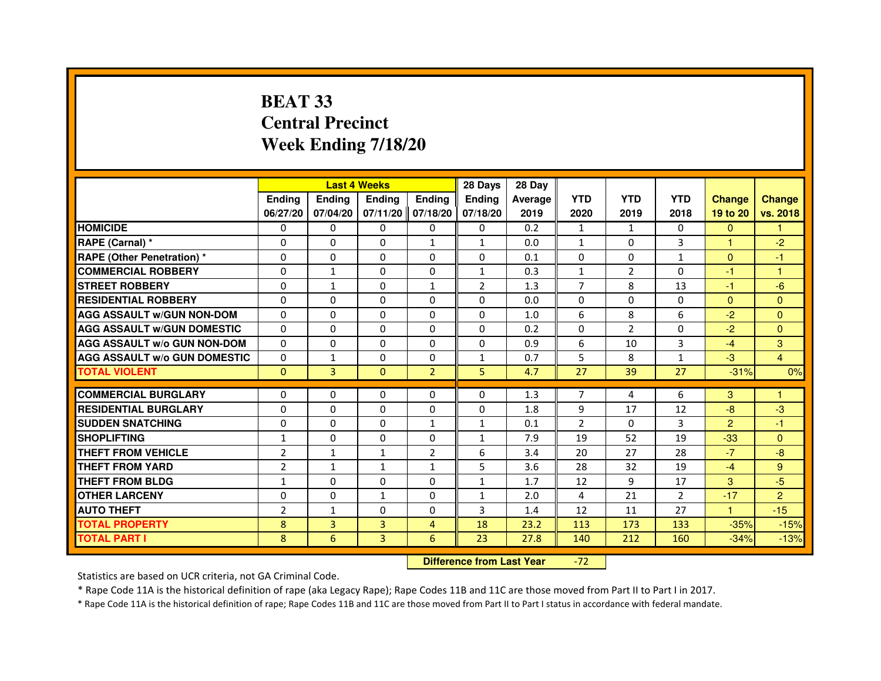# BEAT 33
## Central Precinct
## Week Ending 7/18/20

| | Last 4 Weeks | | | | 28 Days | 28 Day | | | | | |
|---|---|---|---|---|---|---|---|---|---|---|---|
| | Ending 06/27/20 | Ending 07/04/20 | Ending 07/11/20 | Ending 07/18/20 | Ending 07/18/20 | Average 2019 | YTD 2020 | YTD 2019 | YTD 2018 | Change 19 to 20 | Change vs. 2018 |
| HOMICIDE | 0 | 0 | 0 | 0 | 0 | 0.2 | 1 | 1 | 0 | 0 | 1 |
| RAPE (Carnal) * | 0 | 0 | 0 | 1 | 1 | 0.0 | 1 | 0 | 3 | 1 | -2 |
| RAPE (Other Penetration) * | 0 | 0 | 0 | 0 | 0 | 0.1 | 0 | 0 | 1 | 0 | -1 |
| COMMERCIAL ROBBERY | 0 | 1 | 0 | 0 | 1 | 0.3 | 1 | 2 | 0 | -1 | 1 |
| STREET ROBBERY | 0 | 1 | 0 | 1 | 2 | 1.3 | 7 | 8 | 13 | -1 | -6 |
| RESIDENTIAL ROBBERY | 0 | 0 | 0 | 0 | 0 | 0.0 | 0 | 0 | 0 | 0 | 0 |
| AGG ASSAULT w/GUN NON-DOM | 0 | 0 | 0 | 0 | 0 | 1.0 | 6 | 8 | 6 | -2 | 0 |
| AGG ASSAULT w/GUN DOMESTIC | 0 | 0 | 0 | 0 | 0 | 0.2 | 0 | 2 | 0 | -2 | 0 |
| AGG ASSAULT w/o GUN NON-DOM | 0 | 0 | 0 | 0 | 0 | 0.9 | 6 | 10 | 3 | -4 | 3 |
| AGG ASSAULT w/o GUN DOMESTIC | 0 | 1 | 0 | 0 | 1 | 0.7 | 5 | 8 | 1 | -3 | 4 |
| TOTAL VIOLENT | 0 | 3 | 0 | 2 | 5 | 4.7 | 27 | 39 | 27 | -31% | 0% |
| COMMERCIAL BURGLARY | 0 | 0 | 0 | 0 | 0 | 1.3 | 7 | 4 | 6 | 3 | 1 |
| RESIDENTIAL BURGLARY | 0 | 0 | 0 | 0 | 0 | 1.8 | 9 | 17 | 12 | -8 | -3 |
| SUDDEN SNATCHING | 0 | 0 | 0 | 1 | 1 | 0.1 | 2 | 0 | 3 | 2 | -1 |
| SHOPLIFTING | 1 | 0 | 0 | 0 | 1 | 7.9 | 19 | 52 | 19 | -33 | 0 |
| THEFT FROM VEHICLE | 2 | 1 | 1 | 2 | 6 | 3.4 | 20 | 27 | 28 | -7 | -8 |
| THEFT FROM YARD | 2 | 1 | 1 | 1 | 5 | 3.6 | 28 | 32 | 19 | -4 | 9 |
| THEFT FROM BLDG | 1 | 0 | 0 | 0 | 1 | 1.7 | 12 | 9 | 17 | 3 | -5 |
| OTHER LARCENY | 0 | 0 | 1 | 0 | 1 | 2.0 | 4 | 21 | 2 | -17 | 2 |
| AUTO THEFT | 2 | 1 | 0 | 0 | 3 | 1.4 | 12 | 11 | 27 | 1 | -15 |
| TOTAL PROPERTY | 8 | 3 | 3 | 4 | 18 | 23.2 | 113 | 173 | 133 | -35% | -15% |
| TOTAL PART I | 8 | 6 | 3 | 6 | 23 | 27.8 | 140 | 212 | 160 | -34% | -13% |

**Difference from Last Year** -72

Statistics are based on UCR criteria, not GA Criminal Code.

* Rape Code 11A is the historical definition of rape (aka Legacy Rape); Rape Codes 11B and 11C are those moved from Part II to Part I in 2017.

* Rape Code 11A is the historical definition of rape; Rape Codes 11B and 11C are those moved from Part II to Part I status in accordance with federal mandate.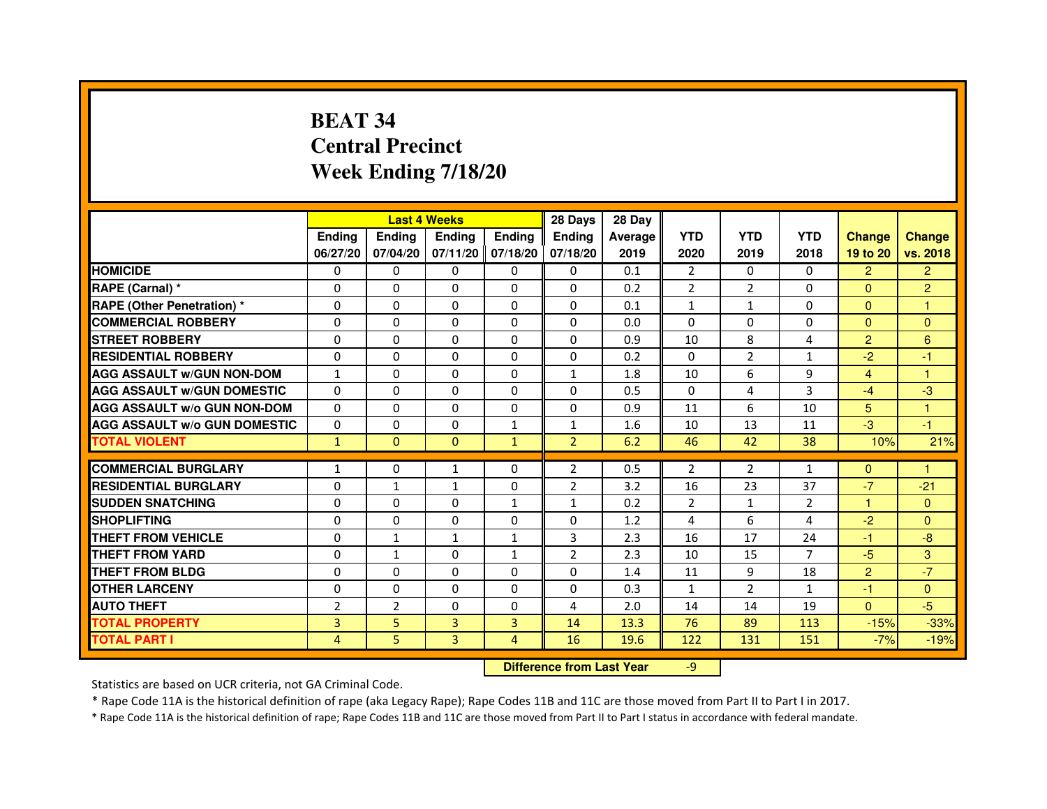# BEAT 34
## Central Precinct
## Week Ending 7/18/20

| | Last 4 Weeks | | | | 28 Days | 28 Day | | | | | |
|---|---|---|---|---|---|---|---|---|---|---|---|
| | Ending 06/27/20 | Ending 07/04/20 | Ending 07/11/20 | Ending 07/18/20 | Ending 07/18/20 | Average 2019 | YTD 2020 | YTD 2019 | YTD 2018 | Change 19 to 20 | Change vs. 2018 |
| HOMICIDE | 0 | 0 | 0 | 0 | 0 | 0.1 | 2 | 0 | 0 | 2 | 2 |
| RAPE (Carnal) * | 0 | 0 | 0 | 0 | 0 | 0.2 | 2 | 2 | 0 | 0 | 2 |
| RAPE (Other Penetration) * | 0 | 0 | 0 | 0 | 0 | 0.1 | 1 | 1 | 0 | 0 | 1 |
| COMMERCIAL ROBBERY | 0 | 0 | 0 | 0 | 0 | 0.0 | 0 | 0 | 0 | 0 | 0 |
| STREET ROBBERY | 0 | 0 | 0 | 0 | 0 | 0.9 | 10 | 8 | 4 | 2 | 6 |
| RESIDENTIAL ROBBERY | 0 | 0 | 0 | 0 | 0 | 0.2 | 0 | 2 | 1 | -2 | -1 |
| AGG ASSAULT w/GUN NON-DOM | 1 | 0 | 0 | 0 | 1 | 1.8 | 10 | 6 | 9 | 4 | 1 |
| AGG ASSAULT w/GUN DOMESTIC | 0 | 0 | 0 | 0 | 0 | 0.5 | 0 | 4 | 3 | -4 | -3 |
| AGG ASSAULT w/o GUN NON-DOM | 0 | 0 | 0 | 0 | 0 | 0.9 | 11 | 6 | 10 | 5 | 1 |
| AGG ASSAULT w/o GUN DOMESTIC | 0 | 0 | 0 | 1 | 1 | 1.6 | 10 | 13 | 11 | -3 | -1 |
| TOTAL VIOLENT | 1 | 0 | 0 | 1 | 2 | 6.2 | 46 | 42 | 38 | 10% | 21% |
| COMMERCIAL BURGLARY | 1 | 0 | 1 | 0 | 2 | 0.5 | 2 | 2 | 1 | 0 | 1 |
| RESIDENTIAL BURGLARY | 0 | 1 | 1 | 0 | 2 | 3.2 | 16 | 23 | 37 | -7 | -21 |
| SUDDEN SNATCHING | 0 | 0 | 0 | 1 | 1 | 0.2 | 2 | 1 | 2 | 1 | 0 |
| SHOPLIFTING | 0 | 0 | 0 | 0 | 0 | 1.2 | 4 | 6 | 4 | -2 | 0 |
| THEFT FROM VEHICLE | 0 | 1 | 1 | 1 | 3 | 2.3 | 16 | 17 | 24 | -1 | -8 |
| THEFT FROM YARD | 0 | 1 | 0 | 1 | 2 | 2.3 | 10 | 15 | 7 | -5 | 3 |
| THEFT FROM BLDG | 0 | 0 | 0 | 0 | 0 | 1.4 | 11 | 9 | 18 | 2 | -7 |
| OTHER LARCENY | 0 | 0 | 0 | 0 | 0 | 0.3 | 1 | 2 | 1 | -1 | 0 |
| AUTO THEFT | 2 | 2 | 0 | 0 | 4 | 2.0 | 14 | 14 | 19 | 0 | -5 |
| TOTAL PROPERTY | 3 | 5 | 3 | 3 | 14 | 13.3 | 76 | 89 | 113 | -15% | -33% |
| TOTAL PART I | 4 | 5 | 3 | 4 | 16 | 19.6 | 122 | 131 | 151 | -7% | -19% |

**Difference from Last Year** -9

Statistics are based on UCR criteria, not GA Criminal Code.

* Rape Code 11A is the historical definition of rape (aka Legacy Rape); Rape Codes 11B and 11C are those moved from Part II to Part I in 2017.

* Rape Code 11A is the historical definition of rape; Rape Codes 11B and 11C are those moved from Part II to Part I status in accordance with federal mandate.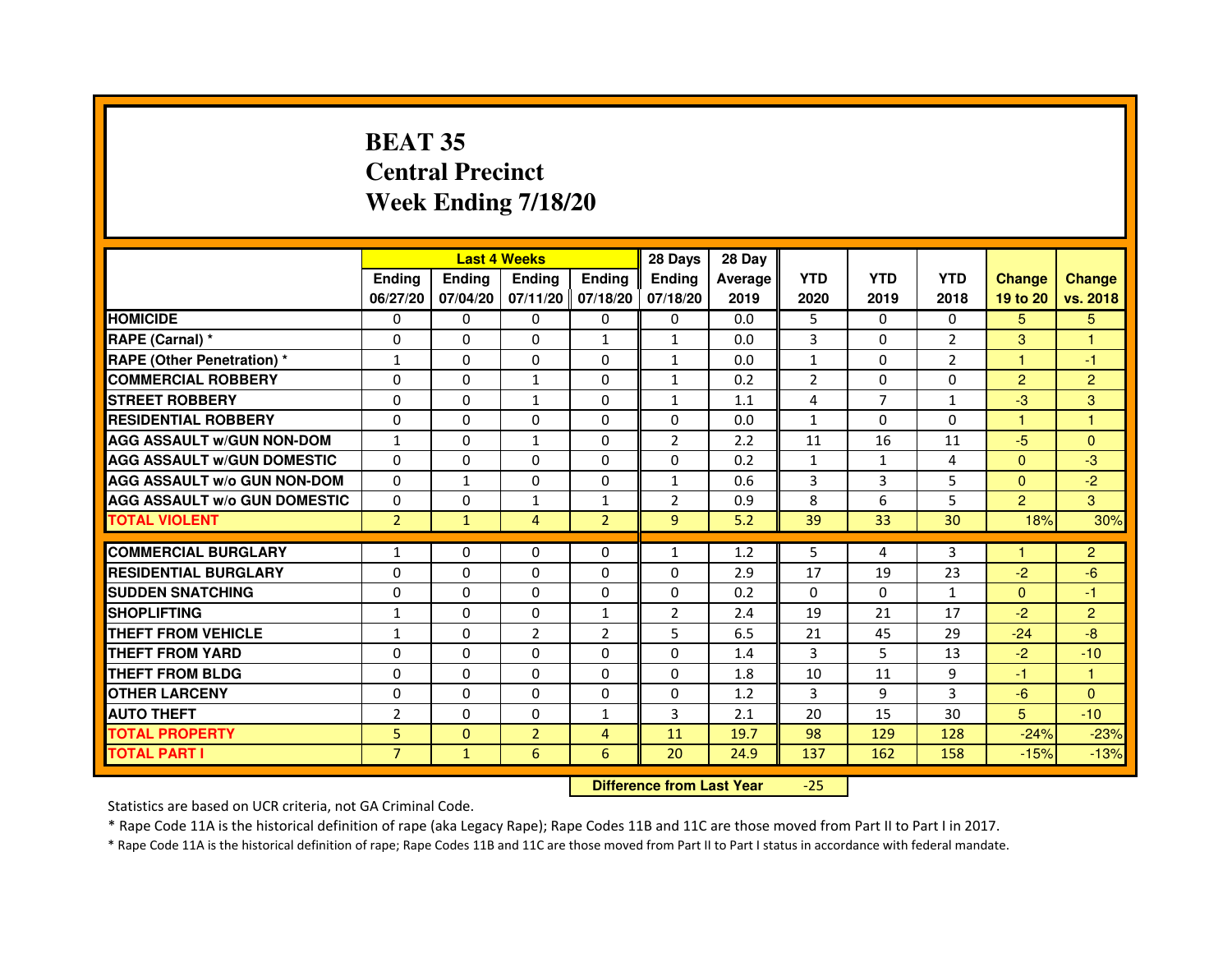# BEAT 35
# Central Precinct
# Week Ending 7/18/20

| | Last 4 Weeks | | | | 28 Days | 28 Day | | | | | |
|---|---|---|---|---|---|---|---|---|---|---|---|
| | Ending 06/27/20 | Ending 07/04/20 | Ending 07/11/20 | Ending 07/18/20 | Ending 07/18/20 | Average 2019 | YTD 2020 | YTD 2019 | YTD 2018 | Change 19 to 20 | Change vs. 2018 |
| HOMICIDE | 0 | 0 | 0 | 0 | 0 | 0.0 | 5 | 0 | 0 | 5 | 5 |
| RAPE (Carnal) * | 0 | 0 | 0 | 1 | 1 | 0.0 | 3 | 0 | 2 | 3 | 1 |
| RAPE (Other Penetration) * | 1 | 0 | 0 | 0 | 1 | 0.0 | 1 | 0 | 2 | 1 | -1 |
| COMMERCIAL ROBBERY | 0 | 0 | 1 | 0 | 1 | 0.2 | 2 | 0 | 0 | 2 | 2 |
| STREET ROBBERY | 0 | 0 | 1 | 0 | 1 | 1.1 | 4 | 7 | 1 | -3 | 3 |
| RESIDENTIAL ROBBERY | 0 | 0 | 0 | 0 | 0 | 0.0 | 1 | 0 | 0 | 1 | 1 |
| AGG ASSAULT w/GUN NON-DOM | 1 | 0 | 1 | 0 | 2 | 2.2 | 11 | 16 | 11 | -5 | 0 |
| AGG ASSAULT w/GUN DOMESTIC | 0 | 0 | 0 | 0 | 0 | 0.2 | 1 | 1 | 4 | 0 | -3 |
| AGG ASSAULT w/o GUN NON-DOM | 0 | 1 | 0 | 0 | 1 | 0.6 | 3 | 3 | 5 | 0 | -2 |
| AGG ASSAULT w/o GUN DOMESTIC | 0 | 0 | 1 | 1 | 2 | 0.9 | 8 | 6 | 5 | 2 | 3 |
| TOTAL VIOLENT | 2 | 1 | 4 | 2 | 9 | 5.2 | 39 | 33 | 30 | 18% | 30% |
| COMMERCIAL BURGLARY | 1 | 0 | 0 | 0 | 1 | 1.2 | 5 | 4 | 3 | 1 | 2 |
| RESIDENTIAL BURGLARY | 0 | 0 | 0 | 0 | 0 | 2.9 | 17 | 19 | 23 | -2 | -6 |
| SUDDEN SNATCHING | 0 | 0 | 0 | 0 | 0 | 0.2 | 0 | 0 | 1 | 0 | -1 |
| SHOPLIFTING | 1 | 0 | 0 | 1 | 2 | 2.4 | 19 | 21 | 17 | -2 | 2 |
| THEFT FROM VEHICLE | 1 | 0 | 2 | 2 | 5 | 6.5 | 21 | 45 | 29 | -24 | -8 |
| THEFT FROM YARD | 0 | 0 | 0 | 0 | 0 | 1.4 | 3 | 5 | 13 | -2 | -10 |
| THEFT FROM BLDG | 0 | 0 | 0 | 0 | 0 | 1.8 | 10 | 11 | 9 | -1 | 1 |
| OTHER LARCENY | 0 | 0 | 0 | 0 | 0 | 1.2 | 3 | 9 | 3 | -6 | 0 |
| AUTO THEFT | 2 | 0 | 0 | 1 | 3 | 2.1 | 20 | 15 | 30 | 5 | -10 |
| TOTAL PROPERTY | 5 | 0 | 2 | 4 | 11 | 19.7 | 98 | 129 | 128 | -24% | -23% |
| TOTAL PART I | 7 | 1 | 6 | 6 | 20 | 24.9 | 137 | 162 | 158 | -15% | -13% |

**Difference from Last Year** -25

Statistics are based on UCR criteria, not GA Criminal Code.

* Rape Code 11A is the historical definition of rape (aka Legacy Rape); Rape Codes 11B and 11C are those moved from Part II to Part I in 2017.

* Rape Code 11A is the historical definition of rape; Rape Codes 11B and 11C are those moved from Part II to Part I status in accordance with federal mandate.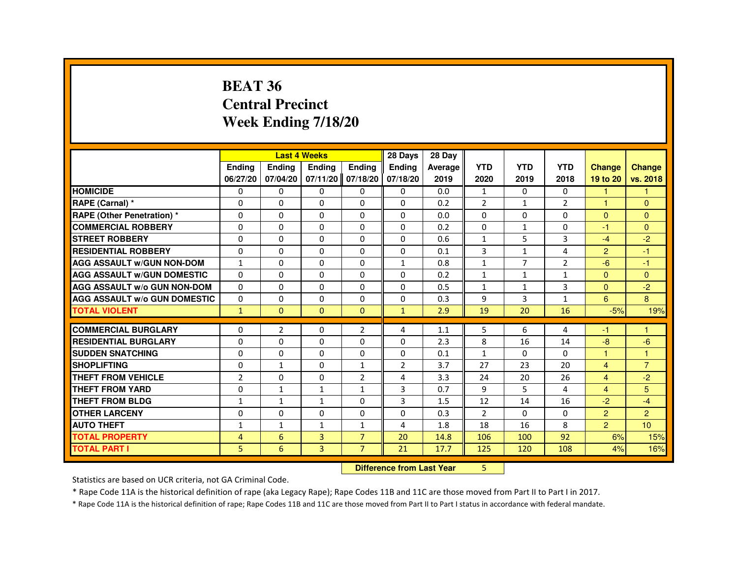# BEAT 36
# Central Precinct
# Week Ending 7/18/20

| | Last 4 Weeks | | | | 28 Days | 28 Day | | | | | |
|---|---|---|---|---|---|---|---|---|---|---|---|
| | Ending 06/27/20 | Ending 07/04/20 | Ending 07/11/20 | Ending 07/18/20 | Ending 07/18/20 | Average 2019 | YTD 2020 | YTD 2019 | YTD 2018 | Change 19 to 20 | Change vs. 2018 |
| **HOMICIDE** | 0 | 0 | 0 | 0 | 0 | 0.0 | 1 | 0 | 0 | 1 | 1 |
| **RAPE (Carnal) *** | 0 | 0 | 0 | 0 | 0 | 0.2 | 2 | 1 | 2 | 1 | 0 |
| **RAPE (Other Penetration) *** | 0 | 0 | 0 | 0 | 0 | 0.0 | 0 | 0 | 0 | 0 | 0 |
| **COMMERCIAL ROBBERY** | 0 | 0 | 0 | 0 | 0 | 0.2 | 0 | 1 | 0 | -1 | 0 |
| **STREET ROBBERY** | 0 | 0 | 0 | 0 | 0 | 0.6 | 1 | 5 | 3 | -4 | -2 |
| **RESIDENTIAL ROBBERY** | 0 | 0 | 0 | 0 | 0 | 0.1 | 3 | 1 | 4 | 2 | -1 |
| **AGG ASSAULT w/GUN NON-DOM** | 1 | 0 | 0 | 0 | 1 | 0.8 | 1 | 7 | 2 | -6 | -1 |
| **AGG ASSAULT w/GUN DOMESTIC** | 0 | 0 | 0 | 0 | 0 | 0.2 | 1 | 1 | 1 | 0 | 0 |
| **AGG ASSAULT w/o GUN NON-DOM** | 0 | 0 | 0 | 0 | 0 | 0.5 | 1 | 1 | 3 | 0 | -2 |
| **AGG ASSAULT w/o GUN DOMESTIC** | 0 | 0 | 0 | 0 | 0 | 0.3 | 9 | 3 | 1 | 6 | 8 |
| **TOTAL VIOLENT** | 1 | 0 | 0 | 0 | 1 | 2.9 | 19 | 20 | 16 | -5% | 19% |
| **COMMERCIAL BURGLARY** | 0 | 2 | 0 | 2 | 4 | 1.1 | 5 | 6 | 4 | -1 | 1 |
| **RESIDENTIAL BURGLARY** | 0 | 0 | 0 | 0 | 0 | 2.3 | 8 | 16 | 14 | -8 | -6 |
| **SUDDEN SNATCHING** | 0 | 0 | 0 | 0 | 0 | 0.1 | 1 | 0 | 0 | 1 | 1 |
| **SHOPLIFTING** | 0 | 1 | 0 | 1 | 2 | 3.7 | 27 | 23 | 20 | 4 | 7 |
| **THEFT FROM VEHICLE** | 2 | 0 | 0 | 2 | 4 | 3.3 | 24 | 20 | 26 | 4 | -2 |
| **THEFT FROM YARD** | 0 | 1 | 1 | 1 | 3 | 0.7 | 9 | 5 | 4 | 4 | 5 |
| **THEFT FROM BLDG** | 1 | 1 | 1 | 0 | 3 | 1.5 | 12 | 14 | 16 | -2 | -4 |
| **OTHER LARCENY** | 0 | 0 | 0 | 0 | 0 | 0.3 | 2 | 0 | 0 | 2 | 2 |
| **AUTO THEFT** | 1 | 1 | 1 | 1 | 4 | 1.8 | 18 | 16 | 8 | 2 | 10 |
| **TOTAL PROPERTY** | 4 | 6 | 3 | 7 | 20 | 14.8 | 106 | 100 | 92 | 6% | 15% |
| **TOTAL PART I** | 5 | 6 | 3 | 7 | 21 | 17.7 | 125 | 120 | 108 | 4% | 16% |

**Difference from Last Year** 5

Statistics are based on UCR criteria, not GA Criminal Code.

* Rape Code 11A is the historical definition of rape (aka Legacy Rape); Rape Codes 11B and 11C are those moved from Part II to Part I in 2017.

* Rape Code 11A is the historical definition of rape; Rape Codes 11B and 11C are those moved from Part II to Part I status in accordance with federal mandate.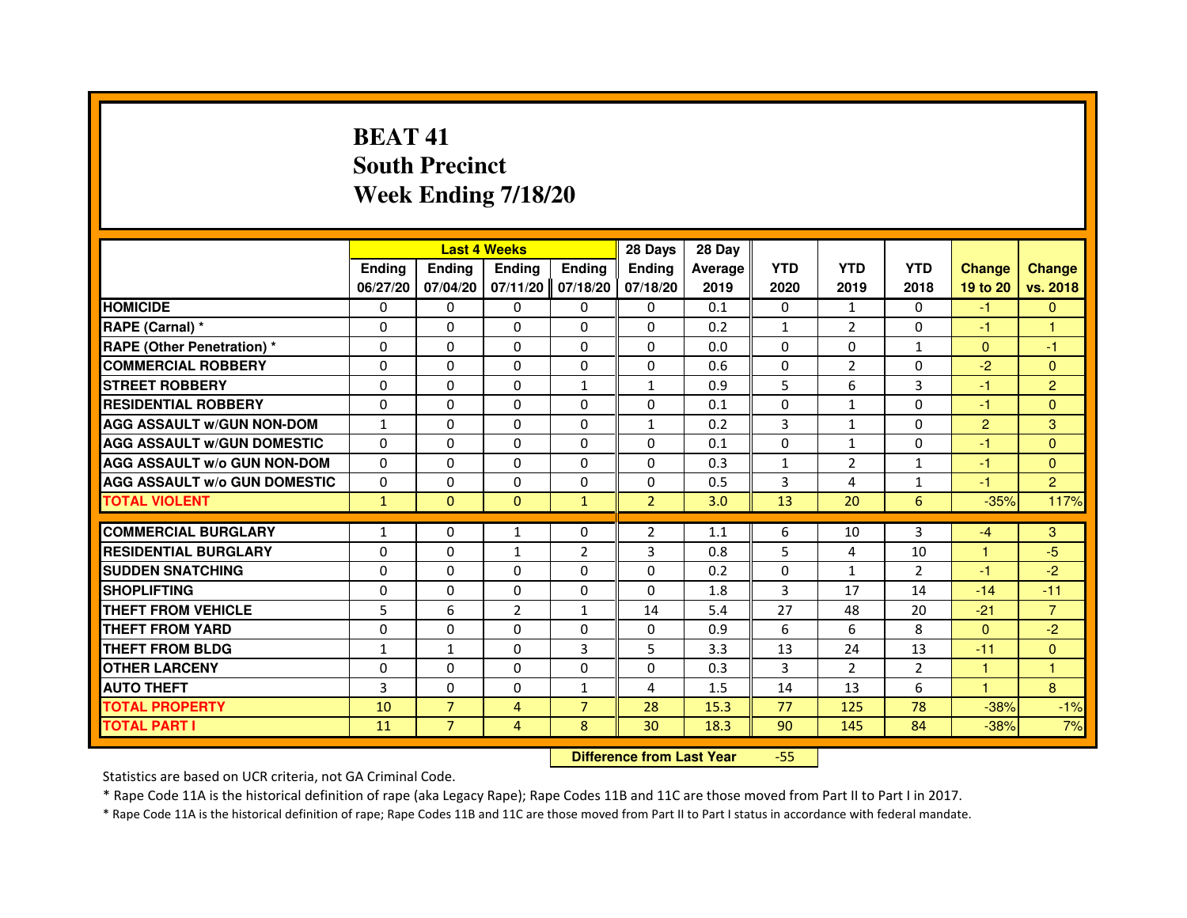# BEAT 41
## South Precinct
## Week Ending 7/18/20

| | Last 4 Weeks | | | | 28 Days | 28 Day | | | | | |
|---|---|---|---|---|---|---|---|---|---|---|---|
| | Ending 06/27/20 | Ending 07/04/20 | Ending 07/11/20 | Ending 07/18/20 | Ending 07/18/20 | Average 2019 | YTD 2020 | YTD 2019 | YTD 2018 | Change 19 to 20 | Change vs. 2018 |
| HOMICIDE | 0 | 0 | 0 | 0 | 0 | 0.1 | 0 | 1 | 0 | -1 | 0 |
| RAPE (Carnal) * | 0 | 0 | 0 | 0 | 0 | 0.2 | 1 | 2 | 0 | -1 | 1 |
| RAPE (Other Penetration) * | 0 | 0 | 0 | 0 | 0 | 0.0 | 0 | 0 | 1 | 0 | -1 |
| COMMERCIAL ROBBERY | 0 | 0 | 0 | 0 | 0 | 0.6 | 0 | 2 | 0 | -2 | 0 |
| STREET ROBBERY | 0 | 0 | 0 | 1 | 1 | 0.9 | 5 | 6 | 3 | -1 | 2 |
| RESIDENTIAL ROBBERY | 0 | 0 | 0 | 0 | 0 | 0.1 | 0 | 1 | 0 | -1 | 0 |
| AGG ASSAULT w/GUN NON-DOM | 1 | 0 | 0 | 0 | 1 | 0.2 | 3 | 1 | 0 | 2 | 3 |
| AGG ASSAULT w/GUN DOMESTIC | 0 | 0 | 0 | 0 | 0 | 0.1 | 0 | 1 | 0 | -1 | 0 |
| AGG ASSAULT w/o GUN NON-DOM | 0 | 0 | 0 | 0 | 0 | 0.3 | 1 | 2 | 1 | -1 | 0 |
| AGG ASSAULT w/o GUN DOMESTIC | 0 | 0 | 0 | 0 | 0 | 0.5 | 3 | 4 | 1 | -1 | 2 |
| TOTAL VIOLENT | 1 | 0 | 0 | 1 | 2 | 3.0 | 13 | 20 | 6 | -35% | 117% |
| COMMERCIAL BURGLARY | 1 | 0 | 1 | 0 | 2 | 1.1 | 6 | 10 | 3 | -4 | 3 |
| RESIDENTIAL BURGLARY | 0 | 0 | 1 | 2 | 3 | 0.8 | 5 | 4 | 10 | 1 | -5 |
| SUDDEN SNATCHING | 0 | 0 | 0 | 0 | 0 | 0.2 | 0 | 1 | 2 | -1 | -2 |
| SHOPLIFTING | 0 | 0 | 0 | 0 | 0 | 1.8 | 3 | 17 | 14 | -14 | -11 |
| THEFT FROM VEHICLE | 5 | 6 | 2 | 1 | 14 | 5.4 | 27 | 48 | 20 | -21 | 7 |
| THEFT FROM YARD | 0 | 0 | 0 | 0 | 0 | 0.9 | 6 | 6 | 8 | 0 | -2 |
| THEFT FROM BLDG | 1 | 1 | 0 | 3 | 5 | 3.3 | 13 | 24 | 13 | -11 | 0 |
| OTHER LARCENY | 0 | 0 | 0 | 0 | 0 | 0.3 | 3 | 2 | 2 | 1 | 1 |
| AUTO THEFT | 3 | 0 | 0 | 1 | 4 | 1.5 | 14 | 13 | 6 | 1 | 8 |
| TOTAL PROPERTY | 10 | 7 | 4 | 7 | 28 | 15.3 | 77 | 125 | 78 | -38% | -1% |
| TOTAL PART I | 11 | 7 | 4 | 8 | 30 | 18.3 | 90 | 145 | 84 | -38% | 7% |

**Difference from Last Year** -55

Statistics are based on UCR criteria, not GA Criminal Code.

* Rape Code 11A is the historical definition of rape (aka Legacy Rape); Rape Codes 11B and 11C are those moved from Part II to Part I in 2017.

* Rape Code 11A is the historical definition of rape; Rape Codes 11B and 11C are those moved from Part II to Part I status in accordance with federal mandate.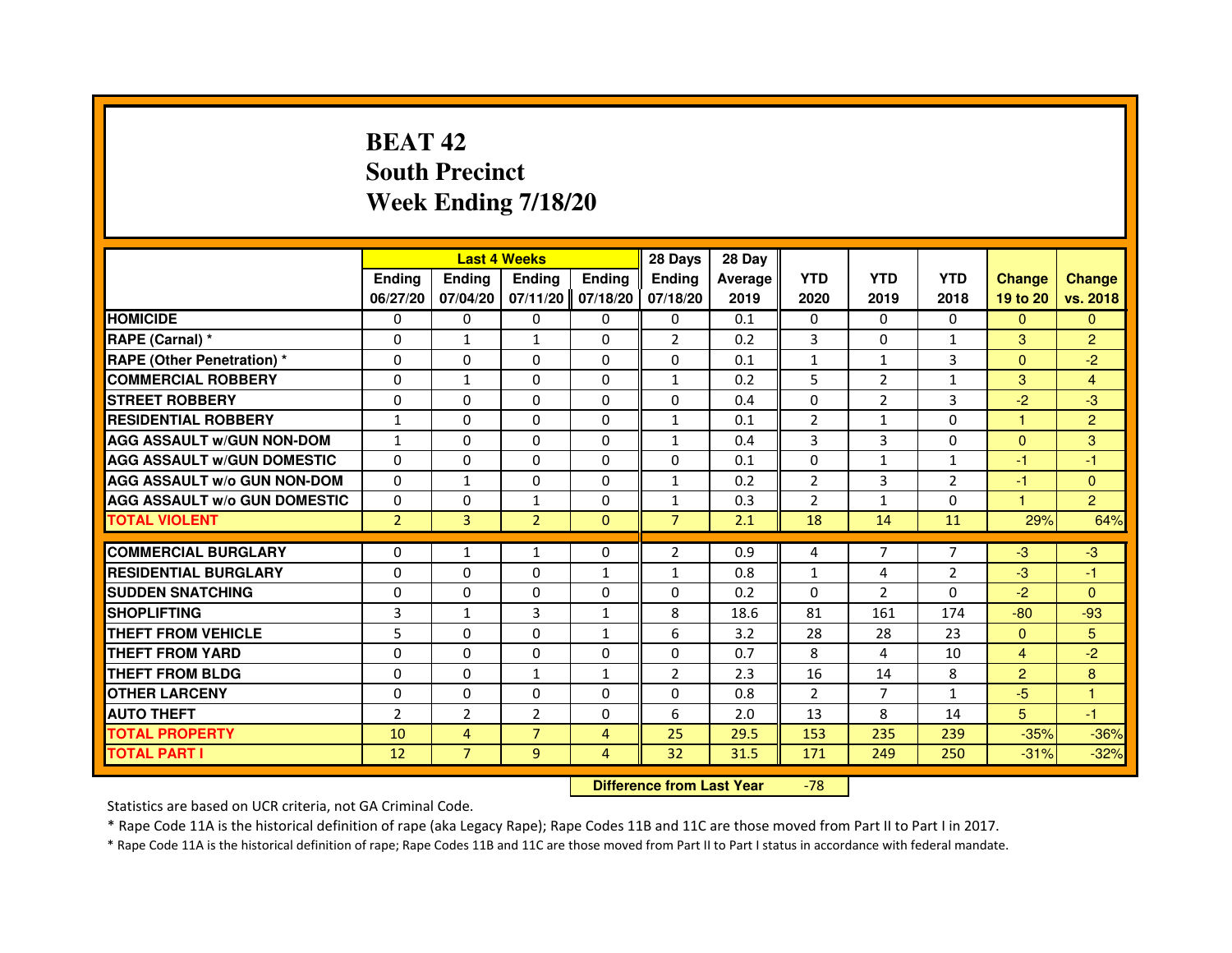# BEAT 42
## South Precinct
## Week Ending 7/18/20

| | Last 4 Weeks | | | | 28 Days | 28 Day | | | | | |
|---|---|---|---|---|---|---|---|---|---|---|---|
| | Ending 06/27/20 | Ending 07/04/20 | Ending 07/11/20 | Ending 07/18/20 | Ending 07/18/20 | Average 2019 | YTD 2020 | YTD 2019 | YTD 2018 | Change 19 to 20 | Change vs. 2018 |
| HOMICIDE | 0 | 0 | 0 | 0 | 0 | 0.1 | 0 | 0 | 0 | 0 | 0 |
| RAPE (Carnal) * | 0 | 1 | 1 | 0 | 2 | 0.2 | 3 | 0 | 1 | 3 | 2 |
| RAPE (Other Penetration) * | 0 | 0 | 0 | 0 | 0 | 0.1 | 1 | 1 | 3 | 0 | -2 |
| COMMERCIAL ROBBERY | 0 | 1 | 0 | 0 | 1 | 0.2 | 5 | 2 | 1 | 3 | 4 |
| STREET ROBBERY | 0 | 0 | 0 | 0 | 0 | 0.4 | 0 | 2 | 3 | -2 | -3 |
| RESIDENTIAL ROBBERY | 1 | 0 | 0 | 0 | 1 | 0.1 | 2 | 1 | 0 | 1 | 2 |
| AGG ASSAULT w/GUN NON-DOM | 1 | 0 | 0 | 0 | 1 | 0.4 | 3 | 3 | 0 | 0 | 3 |
| AGG ASSAULT w/GUN DOMESTIC | 0 | 0 | 0 | 0 | 0 | 0.1 | 0 | 1 | 1 | -1 | -1 |
| AGG ASSAULT w/o GUN NON-DOM | 0 | 1 | 0 | 0 | 1 | 0.2 | 2 | 3 | 2 | -1 | 0 |
| AGG ASSAULT w/o GUN DOMESTIC | 0 | 0 | 1 | 0 | 1 | 0.3 | 2 | 1 | 0 | 1 | 2 |
| TOTAL VIOLENT | 2 | 3 | 2 | 0 | 7 | 2.1 | 18 | 14 | 11 | 29% | 64% |
| COMMERCIAL BURGLARY | 0 | 1 | 1 | 0 | 2 | 0.9 | 4 | 7 | 7 | -3 | -3 |
| RESIDENTIAL BURGLARY | 0 | 0 | 0 | 1 | 1 | 0.8 | 1 | 4 | 2 | -3 | -1 |
| SUDDEN SNATCHING | 0 | 0 | 0 | 0 | 0 | 0.2 | 0 | 2 | 0 | -2 | 0 |
| SHOPLIFTING | 3 | 1 | 3 | 1 | 8 | 18.6 | 81 | 161 | 174 | -80 | -93 |
| THEFT FROM VEHICLE | 5 | 0 | 0 | 1 | 6 | 3.2 | 28 | 28 | 23 | 0 | 5 |
| THEFT FROM YARD | 0 | 0 | 0 | 0 | 0 | 0.7 | 8 | 4 | 10 | 4 | -2 |
| THEFT FROM BLDG | 0 | 0 | 1 | 1 | 2 | 2.3 | 16 | 14 | 8 | 2 | 8 |
| OTHER LARCENY | 0 | 0 | 0 | 0 | 0 | 0.8 | 2 | 7 | 1 | -5 | 1 |
| AUTO THEFT | 2 | 2 | 2 | 0 | 6 | 2.0 | 13 | 8 | 14 | 5 | -1 |
| TOTAL PROPERTY | 10 | 4 | 7 | 4 | 25 | 29.5 | 153 | 235 | 239 | -35% | -36% |
| TOTAL PART I | 12 | 7 | 9 | 4 | 32 | 31.5 | 171 | 249 | 250 | -31% | -32% |

| Difference from Last Year | -78 |
|---|---|

Statistics are based on UCR criteria, not GA Criminal Code.

* Rape Code 11A is the historical definition of rape (aka Legacy Rape); Rape Codes 11B and 11C are those moved from Part II to Part I in 2017.

* Rape Code 11A is the historical definition of rape; Rape Codes 11B and 11C are those moved from Part II to Part I status in accordance with federal mandate.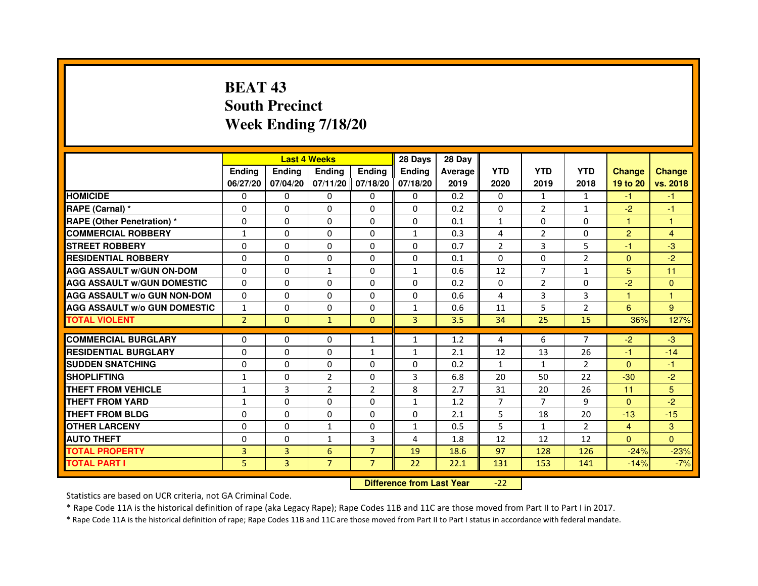# BEAT 43
## South Precinct
## Week Ending 7/18/20

| | Last 4 Weeks | | | | 28 Days | 28 Day | | | | | |
|---|---|---|---|---|---|---|---|---|---|---|---|
| | Ending 06/27/20 | Ending 07/04/20 | Ending 07/11/20 | Ending 07/18/20 | Ending 07/18/20 | Average 2019 | YTD 2020 | YTD 2019 | YTD 2018 | Change 19 to 20 | Change vs. 2018 |
| HOMICIDE | 0 | 0 | 0 | 0 | 0 | 0.2 | 0 | 1 | 1 | -1 | -1 |
| RAPE (Carnal) * | 0 | 0 | 0 | 0 | 0 | 0.2 | 0 | 2 | 1 | -2 | -1 |
| RAPE (Other Penetration) * | 0 | 0 | 0 | 0 | 0 | 0.1 | 1 | 0 | 0 | 1 | 1 |
| COMMERCIAL ROBBERY | 1 | 0 | 0 | 0 | 1 | 0.3 | 4 | 2 | 0 | 2 | 4 |
| STREET ROBBERY | 0 | 0 | 0 | 0 | 0 | 0.7 | 2 | 3 | 5 | -1 | -3 |
| RESIDENTIAL ROBBERY | 0 | 0 | 0 | 0 | 0 | 0.1 | 0 | 0 | 2 | 0 | -2 |
| AGG ASSAULT w/GUN ON-DOM | 0 | 0 | 1 | 0 | 1 | 0.6 | 12 | 7 | 1 | 5 | 11 |
| AGG ASSAULT w/GUN DOMESTIC | 0 | 0 | 0 | 0 | 0 | 0.2 | 0 | 2 | 0 | -2 | 0 |
| AGG ASSAULT w/o GUN NON-DOM | 0 | 0 | 0 | 0 | 0 | 0.6 | 4 | 3 | 3 | 1 | 1 |
| AGG ASSAULT w/o GUN DOMESTIC | 1 | 0 | 0 | 0 | 1 | 0.6 | 11 | 5 | 2 | 6 | 9 |
| TOTAL VIOLENT | 2 | 0 | 1 | 0 | 3 | 3.5 | 34 | 25 | 15 | 36% | 127% |
| COMMERCIAL BURGLARY | 0 | 0 | 0 | 1 | 1 | 1.2 | 4 | 6 | 7 | -2 | -3 |
| RESIDENTIAL BURGLARY | 0 | 0 | 0 | 1 | 1 | 2.1 | 12 | 13 | 26 | -1 | -14 |
| SUDDEN SNATCHING | 0 | 0 | 0 | 0 | 0 | 0.2 | 1 | 1 | 2 | 0 | -1 |
| SHOPLIFTING | 1 | 0 | 2 | 0 | 3 | 6.8 | 20 | 50 | 22 | -30 | -2 |
| THEFT FROM VEHICLE | 1 | 3 | 2 | 2 | 8 | 2.7 | 31 | 20 | 26 | 11 | 5 |
| THEFT FROM YARD | 1 | 0 | 0 | 0 | 1 | 1.2 | 7 | 7 | 9 | 0 | -2 |
| THEFT FROM BLDG | 0 | 0 | 0 | 0 | 0 | 2.1 | 5 | 18 | 20 | -13 | -15 |
| OTHER LARCENY | 0 | 0 | 1 | 0 | 1 | 0.5 | 5 | 1 | 2 | 4 | 3 |
| AUTO THEFT | 0 | 0 | 1 | 3 | 4 | 1.8 | 12 | 12 | 12 | 0 | 0 |
| TOTAL PROPERTY | 3 | 3 | 6 | 7 | 19 | 18.6 | 97 | 128 | 126 | -24% | -23% |
| TOTAL PART I | 5 | 3 | 7 | 7 | 22 | 22.1 | 131 | 153 | 141 | -14% | -7% |

**Difference from Last Year** -22

Statistics are based on UCR criteria, not GA Criminal Code.

* Rape Code 11A is the historical definition of rape (aka Legacy Rape); Rape Codes 11B and 11C are those moved from Part II to Part I in 2017.

* Rape Code 11A is the historical definition of rape; Rape Codes 11B and 11C are those moved from Part II to Part I status in accordance with federal mandate.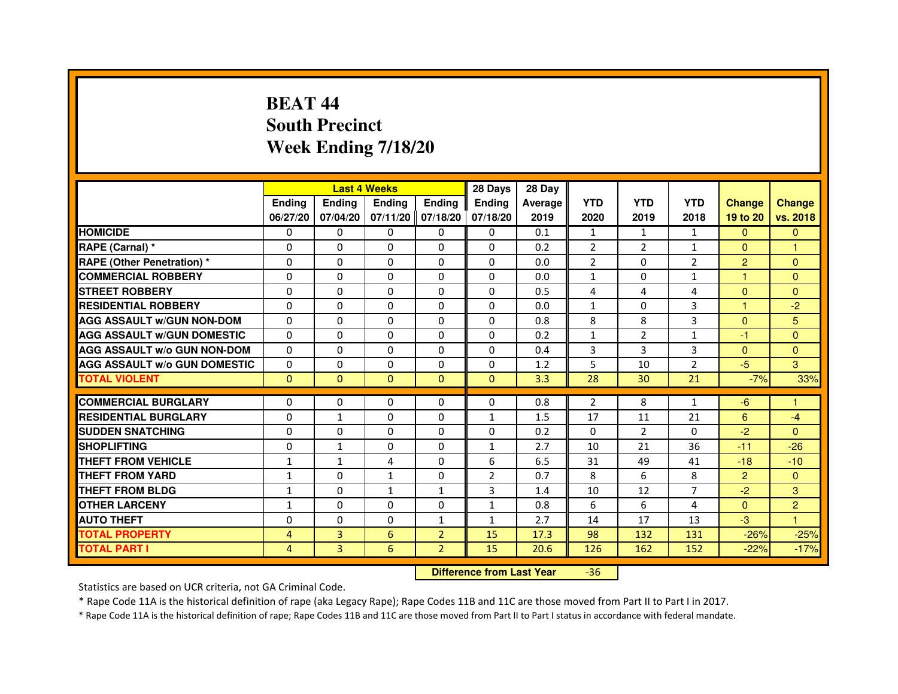# BEAT 44
## South Precinct
## Week Ending 7/18/20

| | Last 4 Weeks | | | | 28 Days | 28 Day | | | | | |
|---|---|---|---|---|---|---|---|---|---|---|---|
| | Ending 06/27/20 | Ending 07/04/20 | Ending 07/11/20 | Ending 07/18/20 | Ending 07/18/20 | Average 2019 | YTD 2020 | YTD 2019 | YTD 2018 | Change 19 to 20 | Change vs. 2018 |
| HOMICIDE | 0 | 0 | 0 | 0 | 0 | 0.1 | 1 | 1 | 1 | 0 | 0 |
| RAPE (Carnal) * | 0 | 0 | 0 | 0 | 0 | 0.2 | 2 | 2 | 1 | 0 | 1 |
| RAPE (Other Penetration) * | 0 | 0 | 0 | 0 | 0 | 0.0 | 2 | 0 | 2 | 2 | 0 |
| COMMERCIAL ROBBERY | 0 | 0 | 0 | 0 | 0 | 0.0 | 1 | 0 | 1 | 1 | 0 |
| STREET ROBBERY | 0 | 0 | 0 | 0 | 0 | 0.5 | 4 | 4 | 4 | 0 | 0 |
| RESIDENTIAL ROBBERY | 0 | 0 | 0 | 0 | 0 | 0.0 | 1 | 0 | 3 | 1 | -2 |
| AGG ASSAULT w/GUN NON-DOM | 0 | 0 | 0 | 0 | 0 | 0.8 | 8 | 8 | 3 | 0 | 5 |
| AGG ASSAULT w/GUN DOMESTIC | 0 | 0 | 0 | 0 | 0 | 0.2 | 1 | 2 | 1 | -1 | 0 |
| AGG ASSAULT w/o GUN NON-DOM | 0 | 0 | 0 | 0 | 0 | 0.4 | 3 | 3 | 3 | 0 | 0 |
| AGG ASSAULT w/o GUN DOMESTIC | 0 | 0 | 0 | 0 | 0 | 1.2 | 5 | 10 | 2 | -5 | 3 |
| TOTAL VIOLENT | 0 | 0 | 0 | 0 | 0 | 3.3 | 28 | 30 | 21 | -7% | 33% |
| COMMERCIAL BURGLARY | 0 | 0 | 0 | 0 | 0 | 0.8 | 2 | 8 | 1 | -6 | 1 |
| RESIDENTIAL BURGLARY | 0 | 1 | 0 | 0 | 1 | 1.5 | 17 | 11 | 21 | 6 | -4 |
| SUDDEN SNATCHING | 0 | 0 | 0 | 0 | 0 | 0.2 | 0 | 2 | 0 | -2 | 0 |
| SHOPLIFTING | 0 | 1 | 0 | 0 | 1 | 2.7 | 10 | 21 | 36 | -11 | -26 |
| THEFT FROM VEHICLE | 1 | 1 | 4 | 0 | 6 | 6.5 | 31 | 49 | 41 | -18 | -10 |
| THEFT FROM YARD | 1 | 0 | 1 | 0 | 2 | 0.7 | 8 | 6 | 8 | 2 | 0 |
| THEFT FROM BLDG | 1 | 0 | 1 | 1 | 3 | 1.4 | 10 | 12 | 7 | -2 | 3 |
| OTHER LARCENY | 1 | 0 | 0 | 0 | 1 | 0.8 | 6 | 6 | 4 | 0 | 2 |
| AUTO THEFT | 0 | 0 | 0 | 1 | 1 | 2.7 | 14 | 17 | 13 | -3 | 1 |
| TOTAL PROPERTY | 4 | 3 | 6 | 2 | 15 | 17.3 | 98 | 132 | 131 | -26% | -25% |
| TOTAL PART I | 4 | 3 | 6 | 2 | 15 | 20.6 | 126 | 162 | 152 | -22% | -17% |

**Difference from Last Year** -36

Statistics are based on UCR criteria, not GA Criminal Code.

* Rape Code 11A is the historical definition of rape (aka Legacy Rape); Rape Codes 11B and 11C are those moved from Part II to Part I in 2017.

* Rape Code 11A is the historical definition of rape; Rape Codes 11B and 11C are those moved from Part II to Part I status in accordance with federal mandate.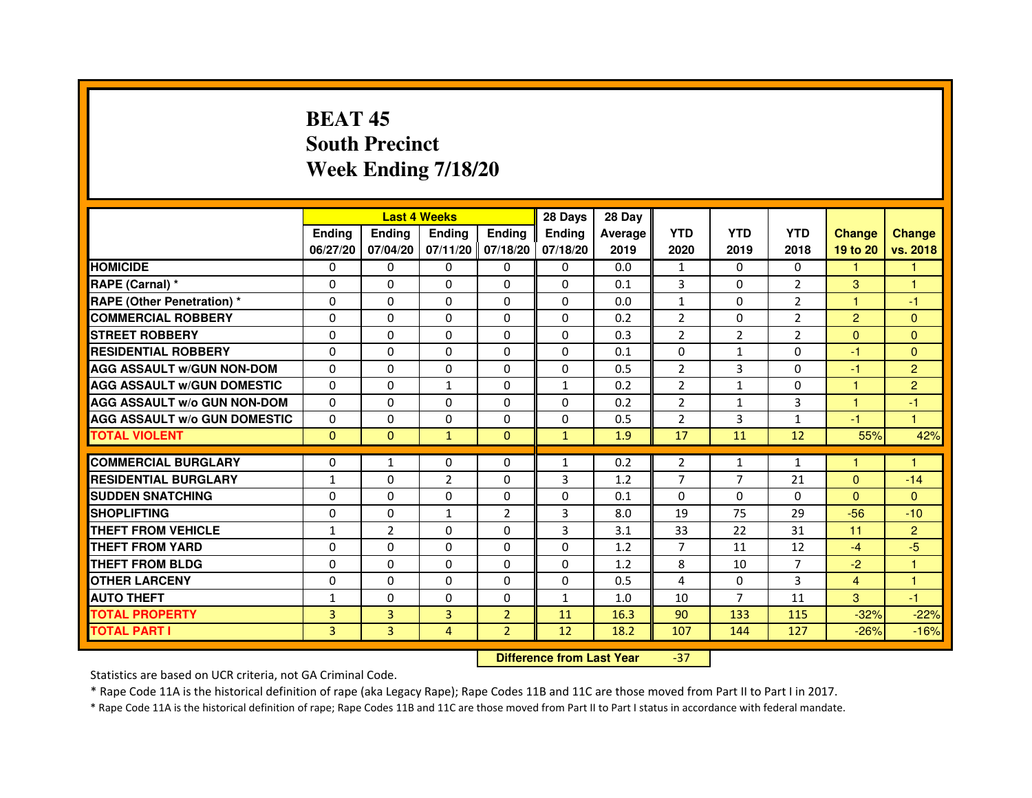# BEAT 45
## South Precinct
## Week Ending 7/18/20

| | Last 4 Weeks | | | | 28 Days | 28 Day | | | | | |
|---|---|---|---|---|---|---|---|---|---|---|---|
| | Ending 06/27/20 | Ending 07/04/20 | Ending 07/11/20 | Ending 07/18/20 | Ending 07/18/20 | Average 2019 | YTD 2020 | YTD 2019 | YTD 2018 | Change 19 to 20 | Change vs. 2018 |
| HOMICIDE | 0 | 0 | 0 | 0 | 0 | 0.0 | 1 | 0 | 0 | 1 | 1 |
| RAPE (Carnal) * | 0 | 0 | 0 | 0 | 0 | 0.1 | 3 | 0 | 2 | 3 | 1 |
| RAPE (Other Penetration) * | 0 | 0 | 0 | 0 | 0 | 0.0 | 1 | 0 | 2 | 1 | -1 |
| COMMERCIAL ROBBERY | 0 | 0 | 0 | 0 | 0 | 0.2 | 2 | 0 | 2 | 2 | 0 |
| STREET ROBBERY | 0 | 0 | 0 | 0 | 0 | 0.3 | 2 | 2 | 2 | 0 | 0 |
| RESIDENTIAL ROBBERY | 0 | 0 | 0 | 0 | 0 | 0.1 | 0 | 1 | 0 | -1 | 0 |
| AGG ASSAULT w/GUN NON-DOM | 0 | 0 | 0 | 0 | 0 | 0.5 | 2 | 3 | 0 | -1 | 2 |
| AGG ASSAULT w/GUN DOMESTIC | 0 | 0 | 1 | 0 | 1 | 0.2 | 2 | 1 | 0 | 1 | 2 |
| AGG ASSAULT w/o GUN NON-DOM | 0 | 0 | 0 | 0 | 0 | 0.2 | 2 | 1 | 3 | 1 | -1 |
| AGG ASSAULT w/o GUN DOMESTIC | 0 | 0 | 0 | 0 | 0 | 0.5 | 2 | 3 | 1 | -1 | 1 |
| TOTAL VIOLENT | 0 | 0 | 1 | 0 | 1 | 1.9 | 17 | 11 | 12 | 55% | 42% |
| COMMERCIAL BURGLARY | 0 | 1 | 0 | 0 | 1 | 0.2 | 2 | 1 | 1 | 1 | 1 |
| RESIDENTIAL BURGLARY | 1 | 0 | 2 | 0 | 3 | 1.2 | 7 | 7 | 21 | 0 | -14 |
| SUDDEN SNATCHING | 0 | 0 | 0 | 0 | 0 | 0.1 | 0 | 0 | 0 | 0 | 0 |
| SHOPLIFTING | 0 | 0 | 1 | 2 | 3 | 8.0 | 19 | 75 | 29 | -56 | -10 |
| THEFT FROM VEHICLE | 1 | 2 | 0 | 0 | 3 | 3.1 | 33 | 22 | 31 | 11 | 2 |
| THEFT FROM YARD | 0 | 0 | 0 | 0 | 0 | 1.2 | 7 | 11 | 12 | -4 | -5 |
| THEFT FROM BLDG | 0 | 0 | 0 | 0 | 0 | 1.2 | 8 | 10 | 7 | -2 | 1 |
| OTHER LARCENY | 0 | 0 | 0 | 0 | 0 | 0.5 | 4 | 0 | 3 | 4 | 1 |
| AUTO THEFT | 1 | 0 | 0 | 0 | 1 | 1.0 | 10 | 7 | 11 | 3 | -1 |
| TOTAL PROPERTY | 3 | 3 | 3 | 2 | 11 | 16.3 | 90 | 133 | 115 | -32% | -22% |
| TOTAL PART I | 3 | 3 | 4 | 2 | 12 | 18.2 | 107 | 144 | 127 | -26% | -16% |

**Difference from Last Year** -37

Statistics are based on UCR criteria, not GA Criminal Code.

* Rape Code 11A is the historical definition of rape (aka Legacy Rape); Rape Codes 11B and 11C are those moved from Part II to Part I in 2017.

* Rape Code 11A is the historical definition of rape; Rape Codes 11B and 11C are those moved from Part II to Part I status in accordance with federal mandate.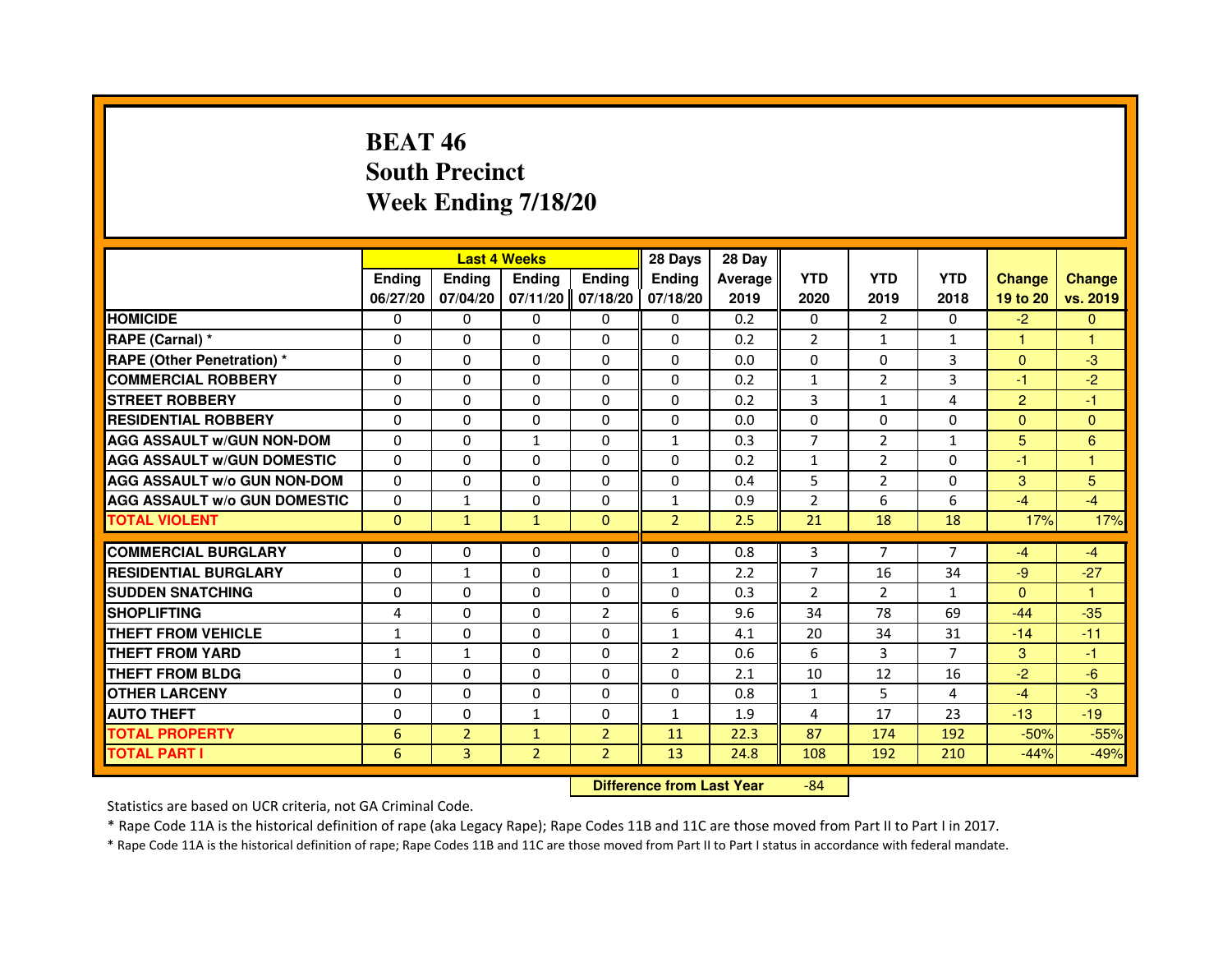# BEAT 46
## South Precinct
## Week Ending 7/18/20

| | Last 4 Weeks | | | | 28 Days | 28 Day | | | | | |
|---|---|---|---|---|---|---|---|---|---|---|---|
| | Ending 06/27/20 | Ending 07/04/20 | Ending 07/11/20 | Ending 07/18/20 | Ending 07/18/20 | Average 2019 | YTD 2020 | YTD 2019 | YTD 2018 | Change 19 to 20 | Change vs. 2019 |
| HOMICIDE | 0 | 0 | 0 | 0 | 0 | 0.2 | 0 | 2 | 0 | -2 | 0 |
| RAPE (Carnal) * | 0 | 0 | 0 | 0 | 0 | 0.2 | 2 | 1 | 1 | 1 | 1 |
| RAPE (Other Penetration) * | 0 | 0 | 0 | 0 | 0 | 0.0 | 0 | 0 | 3 | 0 | -3 |
| COMMERCIAL ROBBERY | 0 | 0 | 0 | 0 | 0 | 0.2 | 1 | 2 | 3 | -1 | -2 |
| STREET ROBBERY | 0 | 0 | 0 | 0 | 0 | 0.2 | 3 | 1 | 4 | 2 | -1 |
| RESIDENTIAL ROBBERY | 0 | 0 | 0 | 0 | 0 | 0.0 | 0 | 0 | 0 | 0 | 0 |
| AGG ASSAULT w/GUN NON-DOM | 0 | 0 | 1 | 0 | 1 | 0.3 | 7 | 2 | 1 | 5 | 6 |
| AGG ASSAULT w/GUN DOMESTIC | 0 | 0 | 0 | 0 | 0 | 0.2 | 1 | 2 | 0 | -1 | 1 |
| AGG ASSAULT w/o GUN NON-DOM | 0 | 0 | 0 | 0 | 0 | 0.4 | 5 | 2 | 0 | 3 | 5 |
| AGG ASSAULT w/o GUN DOMESTIC | 0 | 1 | 0 | 0 | 1 | 0.9 | 2 | 6 | 6 | -4 | -4 |
| TOTAL VIOLENT | 0 | 1 | 1 | 0 | 2 | 2.5 | 21 | 18 | 18 | 17% | 17% |
| COMMERCIAL BURGLARY | 0 | 0 | 0 | 0 | 0 | 0.8 | 3 | 7 | 7 | -4 | -4 |
| RESIDENTIAL BURGLARY | 0 | 1 | 0 | 0 | 1 | 2.2 | 7 | 16 | 34 | -9 | -27 |
| SUDDEN SNATCHING | 0 | 0 | 0 | 0 | 0 | 0.3 | 2 | 2 | 1 | 0 | 1 |
| SHOPLIFTING | 4 | 0 | 0 | 2 | 6 | 9.6 | 34 | 78 | 69 | -44 | -35 |
| THEFT FROM VEHICLE | 1 | 0 | 0 | 0 | 1 | 4.1 | 20 | 34 | 31 | -14 | -11 |
| THEFT FROM YARD | 1 | 1 | 0 | 0 | 2 | 0.6 | 6 | 3 | 7 | 3 | -1 |
| THEFT FROM BLDG | 0 | 0 | 0 | 0 | 0 | 2.1 | 10 | 12 | 16 | -2 | -6 |
| OTHER LARCENY | 0 | 0 | 0 | 0 | 0 | 0.8 | 1 | 5 | 4 | -4 | -3 |
| AUTO THEFT | 0 | 0 | 1 | 0 | 1 | 1.9 | 4 | 17 | 23 | -13 | -19 |
| TOTAL PROPERTY | 6 | 2 | 1 | 2 | 11 | 22.3 | 87 | 174 | 192 | -50% | -55% |
| TOTAL PART I | 6 | 3 | 2 | 2 | 13 | 24.8 | 108 | 192 | 210 | -44% | -49% |

**Difference from Last Year** -84

Statistics are based on UCR criteria, not GA Criminal Code.

* Rape Code 11A is the historical definition of rape (aka Legacy Rape); Rape Codes 11B and 11C are those moved from Part II to Part I in 2017.

* Rape Code 11A is the historical definition of rape; Rape Codes 11B and 11C are those moved from Part II to Part I status in accordance with federal mandate.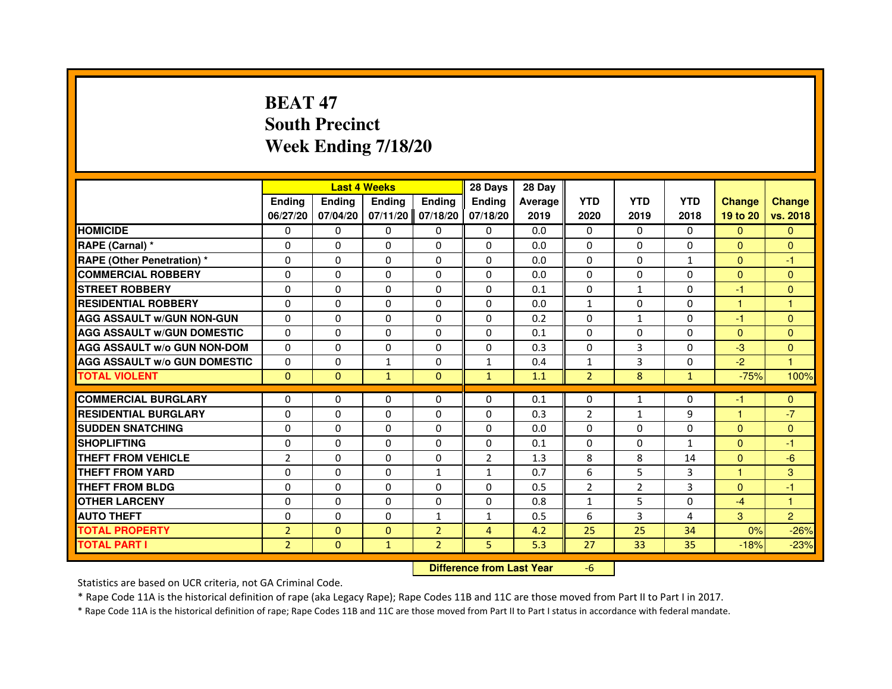# BEAT 47
## South Precinct
## Week Ending 7/18/20

| | Last 4 Weeks | | | | 28 Days | 28 Day | | | | | |
|---|---|---|---|---|---|---|---|---|---|---|---|
| | Ending 06/27/20 | Ending 07/04/20 | Ending 07/11/20 | Ending 07/18/20 | Ending 07/18/20 | Average 2019 | YTD 2020 | YTD 2019 | YTD 2018 | Change 19 to 20 | Change vs. 2018 |
| HOMICIDE | 0 | 0 | 0 | 0 | 0 | 0.0 | 0 | 0 | 0 | 0 | 0 |
| RAPE (Carnal) * | 0 | 0 | 0 | 0 | 0 | 0.0 | 0 | 0 | 0 | 0 | 0 |
| RAPE (Other Penetration) * | 0 | 0 | 0 | 0 | 0 | 0.0 | 0 | 0 | 1 | 0 | -1 |
| COMMERCIAL ROBBERY | 0 | 0 | 0 | 0 | 0 | 0.0 | 0 | 0 | 0 | 0 | 0 |
| STREET ROBBERY | 0 | 0 | 0 | 0 | 0 | 0.1 | 0 | 1 | 0 | -1 | 0 |
| RESIDENTIAL ROBBERY | 0 | 0 | 0 | 0 | 0 | 0.0 | 1 | 0 | 0 | 1 | 1 |
| AGG ASSAULT w/GUN NON-GUN | 0 | 0 | 0 | 0 | 0 | 0.2 | 0 | 1 | 0 | -1 | 0 |
| AGG ASSAULT w/GUN DOMESTIC | 0 | 0 | 0 | 0 | 0 | 0.1 | 0 | 0 | 0 | 0 | 0 |
| AGG ASSAULT w/o GUN NON-DOM | 0 | 0 | 0 | 0 | 0 | 0.3 | 0 | 3 | 0 | -3 | 0 |
| AGG ASSAULT w/o GUN DOMESTIC | 0 | 0 | 1 | 0 | 1 | 0.4 | 1 | 3 | 0 | -2 | 1 |
| TOTAL VIOLENT | 0 | 0 | 1 | 0 | 1 | 1.1 | 2 | 8 | 1 | -75% | 100% |
| COMMERCIAL BURGLARY | 0 | 0 | 0 | 0 | 0 | 0.1 | 0 | 1 | 0 | -1 | 0 |
| RESIDENTIAL BURGLARY | 0 | 0 | 0 | 0 | 0 | 0.3 | 2 | 1 | 9 | 1 | -7 |
| SUDDEN SNATCHING | 0 | 0 | 0 | 0 | 0 | 0.0 | 0 | 0 | 0 | 0 | 0 |
| SHOPLIFTING | 0 | 0 | 0 | 0 | 0 | 0.1 | 0 | 0 | 1 | 0 | -1 |
| THEFT FROM VEHICLE | 2 | 0 | 0 | 0 | 2 | 1.3 | 8 | 8 | 14 | 0 | -6 |
| THEFT FROM YARD | 0 | 0 | 0 | 1 | 1 | 0.7 | 6 | 5 | 3 | 1 | 3 |
| THEFT FROM BLDG | 0 | 0 | 0 | 0 | 0 | 0.5 | 2 | 2 | 3 | 0 | -1 |
| OTHER LARCENY | 0 | 0 | 0 | 0 | 0 | 0.8 | 1 | 5 | 0 | -4 | 1 |
| AUTO THEFT | 0 | 0 | 0 | 1 | 1 | 0.5 | 6 | 3 | 4 | 3 | 2 |
| TOTAL PROPERTY | 2 | 0 | 0 | 2 | 4 | 4.2 | 25 | 25 | 34 | 0% | -26% |
| TOTAL PART I | 2 | 0 | 1 | 2 | 5 | 5.3 | 27 | 33 | 35 | -18% | -23% |

**Difference from Last Year** -6

Statistics are based on UCR criteria, not GA Criminal Code.

* Rape Code 11A is the historical definition of rape (aka Legacy Rape); Rape Codes 11B and 11C are those moved from Part II to Part I in 2017.

* Rape Code 11A is the historical definition of rape; Rape Codes 11B and 11C are those moved from Part II to Part I status in accordance with federal mandate.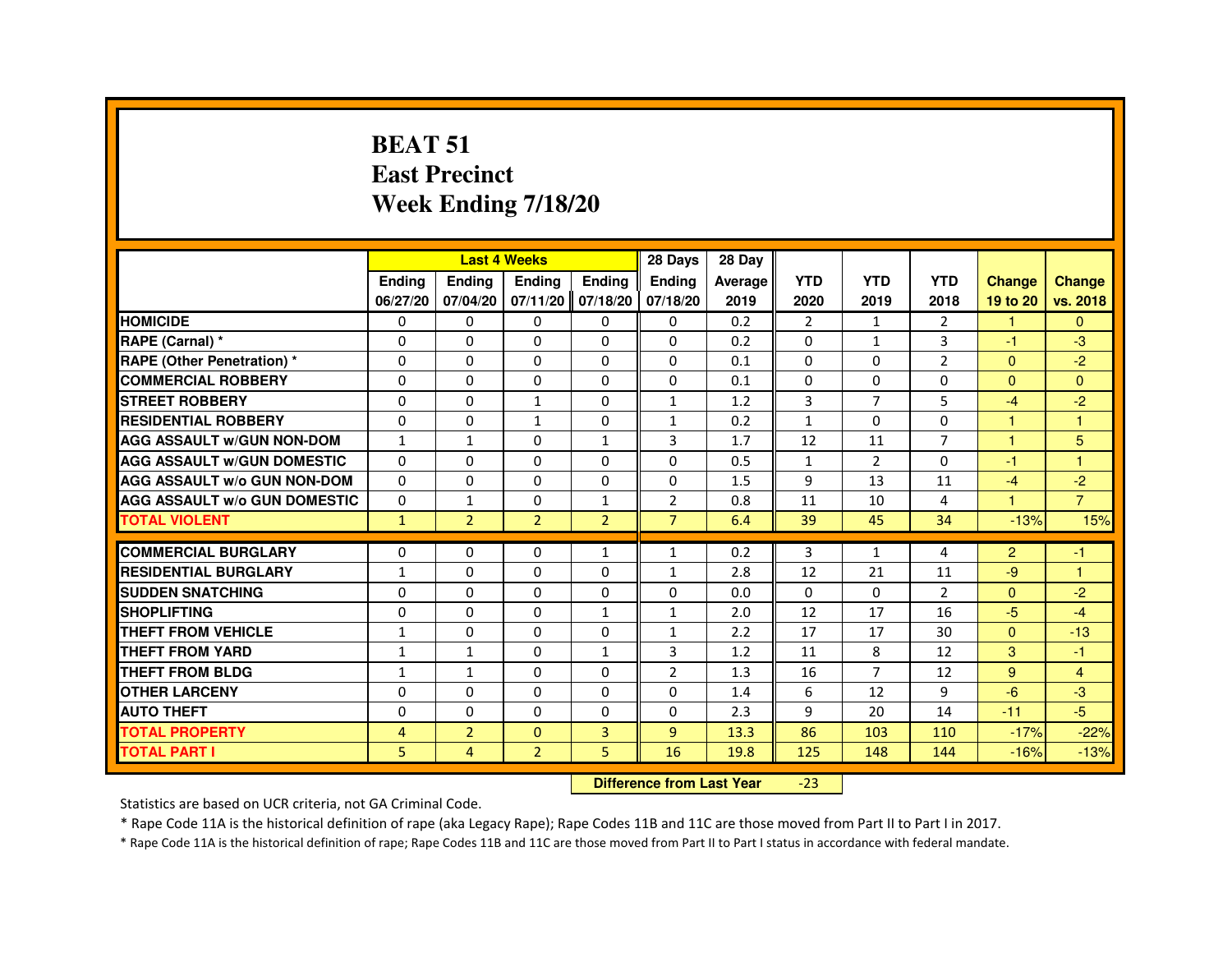# BEAT 51
# East Precinct
# Week Ending 7/18/20

| | Last 4 Weeks | | | | 28 Days | 28 Day | | | | | |
|---|---|---|---|---|---|---|---|---|---|---|---|
| | Ending 06/27/20 | Ending 07/04/20 | Ending 07/11/20 | Ending 07/18/20 | Ending 07/18/20 | Average 2019 | YTD 2020 | YTD 2019 | YTD 2018 | Change 19 to 20 | Change vs. 2018 |
| **HOMICIDE** | 0 | 0 | 0 | 0 | 0 | 0.2 | 2 | 1 | 2 | 1 | 0 |
| **RAPE (Carnal) *** | 0 | 0 | 0 | 0 | 0 | 0.2 | 0 | 1 | 3 | -1 | -3 |
| **RAPE (Other Penetration) *** | 0 | 0 | 0 | 0 | 0 | 0.1 | 0 | 0 | 2 | 0 | -2 |
| **COMMERCIAL ROBBERY** | 0 | 0 | 0 | 0 | 0 | 0.1 | 0 | 0 | 0 | 0 | 0 |
| **STREET ROBBERY** | 0 | 0 | 1 | 0 | 1 | 1.2 | 3 | 7 | 5 | -4 | -2 |
| **RESIDENTIAL ROBBERY** | 0 | 0 | 1 | 0 | 1 | 0.2 | 1 | 0 | 0 | 1 | 1 |
| **AGG ASSAULT w/GUN NON-DOM** | 1 | 1 | 0 | 1 | 3 | 1.7 | 12 | 11 | 7 | 1 | 5 |
| **AGG ASSAULT w/GUN DOMESTIC** | 0 | 0 | 0 | 0 | 0 | 0.5 | 1 | 2 | 0 | -1 | 1 |
| **AGG ASSAULT w/o GUN NON-DOM** | 0 | 0 | 0 | 0 | 0 | 1.5 | 9 | 13 | 11 | -4 | -2 |
| **AGG ASSAULT w/o GUN DOMESTIC** | 0 | 1 | 0 | 1 | 2 | 0.8 | 11 | 10 | 4 | 1 | 7 |
| **TOTAL VIOLENT** | 1 | 2 | 2 | 2 | 7 | 6.4 | 39 | 45 | 34 | -13% | 15% |
| **COMMERCIAL BURGLARY** | 0 | 0 | 0 | 1 | 1 | 0.2 | 3 | 1 | 4 | 2 | -1 |
| **RESIDENTIAL BURGLARY** | 1 | 0 | 0 | 0 | 1 | 2.8 | 12 | 21 | 11 | -9 | 1 |
| **SUDDEN SNATCHING** | 0 | 0 | 0 | 0 | 0 | 0.0 | 0 | 0 | 2 | 0 | -2 |
| **SHOPLIFTING** | 0 | 0 | 0 | 1 | 1 | 2.0 | 12 | 17 | 16 | -5 | -4 |
| **THEFT FROM VEHICLE** | 1 | 0 | 0 | 0 | 1 | 2.2 | 17 | 17 | 30 | 0 | -13 |
| **THEFT FROM YARD** | 1 | 1 | 0 | 1 | 3 | 1.2 | 11 | 8 | 12 | 3 | -1 |
| **THEFT FROM BLDG** | 1 | 1 | 0 | 0 | 2 | 1.3 | 16 | 7 | 12 | 9 | 4 |
| **OTHER LARCENY** | 0 | 0 | 0 | 0 | 0 | 1.4 | 6 | 12 | 9 | -6 | -3 |
| **AUTO THEFT** | 0 | 0 | 0 | 0 | 0 | 2.3 | 9 | 20 | 14 | -11 | -5 |
| **TOTAL PROPERTY** | 4 | 2 | 0 | 3 | 9 | 13.3 | 86 | 103 | 110 | -17% | -22% |
| **TOTAL PART I** | 5 | 4 | 2 | 5 | 16 | 19.8 | 125 | 148 | 144 | -16% | -13% |

**Difference from Last Year** -23

Statistics are based on UCR criteria, not GA Criminal Code.

* Rape Code 11A is the historical definition of rape (aka Legacy Rape); Rape Codes 11B and 11C are those moved from Part II to Part I in 2017.

* Rape Code 11A is the historical definition of rape; Rape Codes 11B and 11C are those moved from Part II to Part I status in accordance with federal mandate.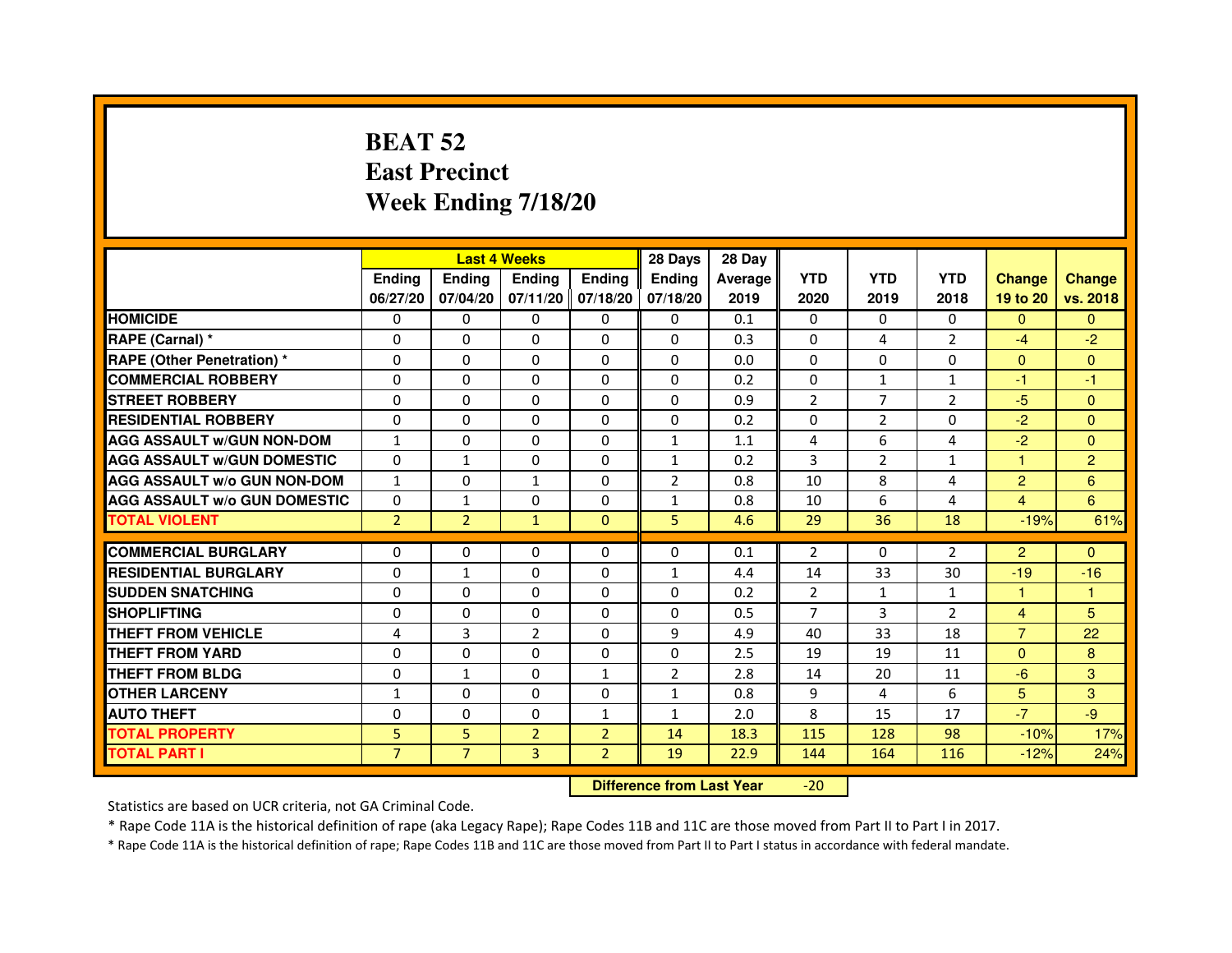# BEAT 52
# East Precinct
# Week Ending 7/18/20

| | Last 4 Weeks | | | | 28 Days | 28 Day | | | | | |
|---|---|---|---|---|---|---|---|---|---|---|---|
| | Ending 06/27/20 | Ending 07/04/20 | Ending 07/11/20 | Ending 07/18/20 | Ending 07/18/20 | Average 2019 | YTD 2020 | YTD 2019 | YTD 2018 | Change 19 to 20 | Change vs. 2018 |
| HOMICIDE | 0 | 0 | 0 | 0 | 0 | 0.1 | 0 | 0 | 0 | 0 | 0 |
| RAPE (Carnal) * | 0 | 0 | 0 | 0 | 0 | 0.3 | 0 | 4 | 2 | -4 | -2 |
| RAPE (Other Penetration) * | 0 | 0 | 0 | 0 | 0 | 0.0 | 0 | 0 | 0 | 0 | 0 |
| COMMERCIAL ROBBERY | 0 | 0 | 0 | 0 | 0 | 0.2 | 0 | 1 | 1 | -1 | -1 |
| STREET ROBBERY | 0 | 0 | 0 | 0 | 0 | 0.9 | 2 | 7 | 2 | -5 | 0 |
| RESIDENTIAL ROBBERY | 0 | 0 | 0 | 0 | 0 | 0.2 | 0 | 2 | 0 | -2 | 0 |
| AGG ASSAULT w/GUN NON-DOM | 1 | 0 | 0 | 0 | 1 | 1.1 | 4 | 6 | 4 | -2 | 0 |
| AGG ASSAULT w/GUN DOMESTIC | 0 | 1 | 0 | 0 | 1 | 0.2 | 3 | 2 | 1 | 1 | 2 |
| AGG ASSAULT w/o GUN NON-DOM | 1 | 0 | 1 | 0 | 2 | 0.8 | 10 | 8 | 4 | 2 | 6 |
| AGG ASSAULT w/o GUN DOMESTIC | 0 | 1 | 0 | 0 | 1 | 0.8 | 10 | 6 | 4 | 4 | 6 |
| TOTAL VIOLENT | 2 | 2 | 1 | 0 | 5 | 4.6 | 29 | 36 | 18 | -19% | 61% |
| COMMERCIAL BURGLARY | 0 | 0 | 0 | 0 | 0 | 0.1 | 2 | 0 | 2 | 2 | 0 |
| RESIDENTIAL BURGLARY | 0 | 1 | 0 | 0 | 1 | 4.4 | 14 | 33 | 30 | -19 | -16 |
| SUDDEN SNATCHING | 0 | 0 | 0 | 0 | 0 | 0.2 | 2 | 1 | 1 | 1 | 1 |
| SHOPLIFTING | 0 | 0 | 0 | 0 | 0 | 0.5 | 7 | 3 | 2 | 4 | 5 |
| THEFT FROM VEHICLE | 4 | 3 | 2 | 0 | 9 | 4.9 | 40 | 33 | 18 | 7 | 22 |
| THEFT FROM YARD | 0 | 0 | 0 | 0 | 0 | 2.5 | 19 | 19 | 11 | 0 | 8 |
| THEFT FROM BLDG | 0 | 1 | 0 | 1 | 2 | 2.8 | 14 | 20 | 11 | -6 | 3 |
| OTHER LARCENY | 1 | 0 | 0 | 0 | 1 | 0.8 | 9 | 4 | 6 | 5 | 3 |
| AUTO THEFT | 0 | 0 | 0 | 1 | 1 | 2.0 | 8 | 15 | 17 | -7 | -9 |
| TOTAL PROPERTY | 5 | 5 | 2 | 2 | 14 | 18.3 | 115 | 128 | 98 | -10% | 17% |
| TOTAL PART I | 7 | 7 | 3 | 2 | 19 | 22.9 | 144 | 164 | 116 | -12% | 24% |

**Difference from Last Year** -20

Statistics are based on UCR criteria, not GA Criminal Code.

* Rape Code 11A is the historical definition of rape (aka Legacy Rape); Rape Codes 11B and 11C are those moved from Part II to Part I in 2017.

* Rape Code 11A is the historical definition of rape; Rape Codes 11B and 11C are those moved from Part II to Part I status in accordance with federal mandate.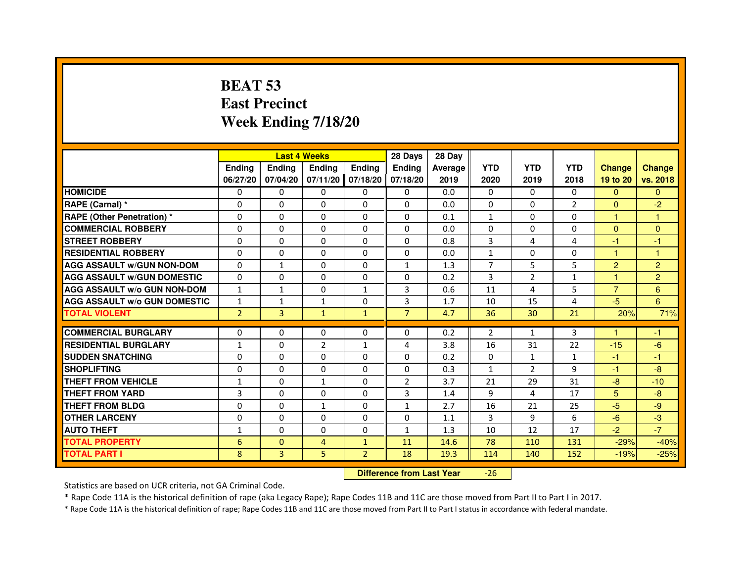# BEAT 53
# East Precinct
# Week Ending 7/18/20

| | Last 4 Weeks | | | | 28 Days | 28 Day | | | | | |
|---|---|---|---|---|---|---|---|---|---|---|---|
| | Ending 06/27/20 | Ending 07/04/20 | Ending 07/11/20 | Ending 07/18/20 | Ending 07/18/20 | Average 2019 | YTD 2020 | YTD 2019 | YTD 2018 | Change 19 to 20 | Change vs. 2018 |
| HOMICIDE | 0 | 0 | 0 | 0 | 0 | 0.0 | 0 | 0 | 0 | 0 | 0 |
| RAPE (Carnal) * | 0 | 0 | 0 | 0 | 0 | 0.0 | 0 | 0 | 2 | 0 | -2 |
| RAPE (Other Penetration) * | 0 | 0 | 0 | 0 | 0 | 0.1 | 1 | 0 | 0 | 1 | 1 |
| COMMERCIAL ROBBERY | 0 | 0 | 0 | 0 | 0 | 0.0 | 0 | 0 | 0 | 0 | 0 |
| STREET ROBBERY | 0 | 0 | 0 | 0 | 0 | 0.8 | 3 | 4 | 4 | -1 | -1 |
| RESIDENTIAL ROBBERY | 0 | 0 | 0 | 0 | 0 | 0.0 | 1 | 0 | 0 | 1 | 1 |
| AGG ASSAULT w/GUN NON-DOM | 0 | 1 | 0 | 0 | 1 | 1.3 | 7 | 5 | 5 | 2 | 2 |
| AGG ASSAULT w/GUN DOMESTIC | 0 | 0 | 0 | 0 | 0 | 0.2 | 3 | 2 | 1 | 1 | 2 |
| AGG ASSAULT w/o GUN NON-DOM | 1 | 1 | 0 | 1 | 3 | 0.6 | 11 | 4 | 5 | 7 | 6 |
| AGG ASSAULT w/o GUN DOMESTIC | 1 | 1 | 1 | 0 | 3 | 1.7 | 10 | 15 | 4 | -5 | 6 |
| TOTAL VIOLENT | 2 | 3 | 1 | 1 | 7 | 4.7 | 36 | 30 | 21 | 20% | 71% |
| COMMERCIAL BURGLARY | 0 | 0 | 0 | 0 | 0 | 0.2 | 2 | 1 | 3 | 1 | -1 |
| RESIDENTIAL BURGLARY | 1 | 0 | 2 | 1 | 4 | 3.8 | 16 | 31 | 22 | -15 | -6 |
| SUDDEN SNATCHING | 0 | 0 | 0 | 0 | 0 | 0.2 | 0 | 1 | 1 | -1 | -1 |
| SHOPLIFTING | 0 | 0 | 0 | 0 | 0 | 0.3 | 1 | 2 | 9 | -1 | -8 |
| THEFT FROM VEHICLE | 1 | 0 | 1 | 0 | 2 | 3.7 | 21 | 29 | 31 | -8 | -10 |
| THEFT FROM YARD | 3 | 0 | 0 | 0 | 3 | 1.4 | 9 | 4 | 17 | 5 | -8 |
| THEFT FROM BLDG | 0 | 0 | 1 | 0 | 1 | 2.7 | 16 | 21 | 25 | -5 | -9 |
| OTHER LARCENY | 0 | 0 | 0 | 0 | 0 | 1.1 | 3 | 9 | 6 | -6 | -3 |
| AUTO THEFT | 1 | 0 | 0 | 0 | 1 | 1.3 | 10 | 12 | 17 | -2 | -7 |
| TOTAL PROPERTY | 6 | 0 | 4 | 1 | 11 | 14.6 | 78 | 110 | 131 | -29% | -40% |
| TOTAL PART I | 8 | 3 | 5 | 2 | 18 | 19.3 | 114 | 140 | 152 | -19% | -25% |

**Difference from Last Year** -26

Statistics are based on UCR criteria, not GA Criminal Code.

* Rape Code 11A is the historical definition of rape (aka Legacy Rape); Rape Codes 11B and 11C are those moved from Part II to Part I in 2017.

* Rape Code 11A is the historical definition of rape; Rape Codes 11B and 11C are those moved from Part II to Part I status in accordance with federal mandate.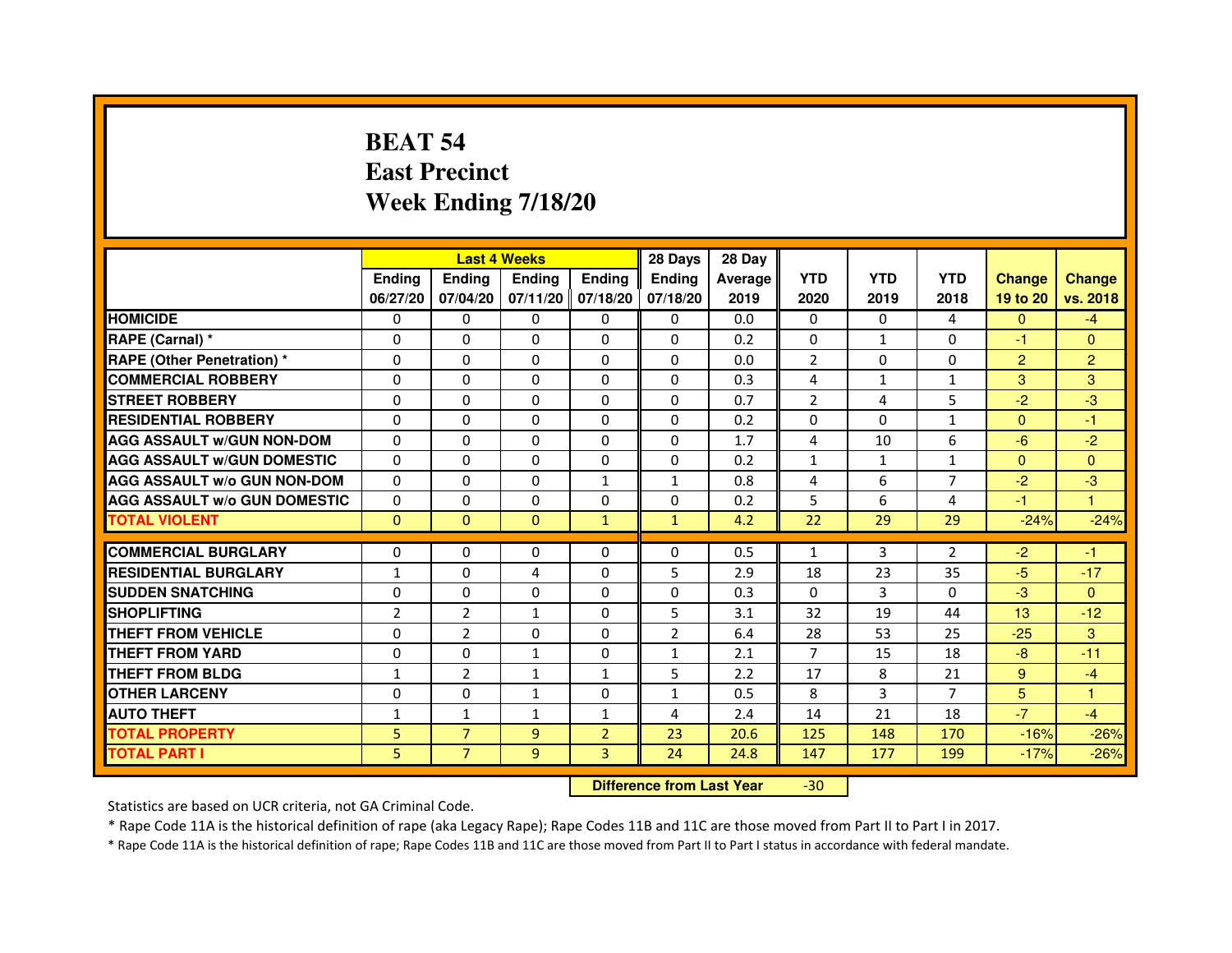# BEAT 54
# East Precinct
# Week Ending 7/18/20

| | Last 4 Weeks | | | | 28 Days | 28 Day | | | | | |
|---|---|---|---|---|---|---|---|---|---|---|---|
| | Ending 06/27/20 | Ending 07/04/20 | Ending 07/11/20 | Ending 07/18/20 | Ending 07/18/20 | Average 2019 | YTD 2020 | YTD 2019 | YTD 2018 | Change 19 to 20 | Change vs. 2018 |
| HOMICIDE | 0 | 0 | 0 | 0 | 0 | 0.0 | 0 | 0 | 4 | 0 | -4 |
| RAPE (Carnal) * | 0 | 0 | 0 | 0 | 0 | 0.2 | 0 | 1 | 0 | -1 | 0 |
| RAPE (Other Penetration) * | 0 | 0 | 0 | 0 | 0 | 0.0 | 2 | 0 | 0 | 2 | 2 |
| COMMERCIAL ROBBERY | 0 | 0 | 0 | 0 | 0 | 0.3 | 4 | 1 | 1 | 3 | 3 |
| STREET ROBBERY | 0 | 0 | 0 | 0 | 0 | 0.7 | 2 | 4 | 5 | -2 | -3 |
| RESIDENTIAL ROBBERY | 0 | 0 | 0 | 0 | 0 | 0.2 | 0 | 0 | 1 | 0 | -1 |
| AGG ASSAULT w/GUN NON-DOM | 0 | 0 | 0 | 0 | 0 | 1.7 | 4 | 10 | 6 | -6 | -2 |
| AGG ASSAULT w/GUN DOMESTIC | 0 | 0 | 0 | 0 | 0 | 0.2 | 1 | 1 | 1 | 0 | 0 |
| AGG ASSAULT w/o GUN NON-DOM | 0 | 0 | 0 | 1 | 1 | 0.8 | 4 | 6 | 7 | -2 | -3 |
| AGG ASSAULT w/o GUN DOMESTIC | 0 | 0 | 0 | 0 | 0 | 0.2 | 5 | 6 | 4 | -1 | 1 |
| TOTAL VIOLENT | 0 | 0 | 0 | 1 | 1 | 4.2 | 22 | 29 | 29 | -24% | -24% |
| COMMERCIAL BURGLARY | 0 | 0 | 0 | 0 | 0 | 0.5 | 1 | 3 | 2 | -2 | -1 |
| RESIDENTIAL BURGLARY | 1 | 0 | 4 | 0 | 5 | 2.9 | 18 | 23 | 35 | -5 | -17 |
| SUDDEN SNATCHING | 0 | 0 | 0 | 0 | 0 | 0.3 | 0 | 3 | 0 | -3 | 0 |
| SHOPLIFTING | 2 | 2 | 1 | 0 | 5 | 3.1 | 32 | 19 | 44 | 13 | -12 |
| THEFT FROM VEHICLE | 0 | 2 | 0 | 0 | 2 | 6.4 | 28 | 53 | 25 | -25 | 3 |
| THEFT FROM YARD | 0 | 0 | 1 | 0 | 1 | 2.1 | 7 | 15 | 18 | -8 | -11 |
| THEFT FROM BLDG | 1 | 2 | 1 | 1 | 5 | 2.2 | 17 | 8 | 21 | 9 | -4 |
| OTHER LARCENY | 0 | 0 | 1 | 0 | 1 | 0.5 | 8 | 3 | 7 | 5 | 1 |
| AUTO THEFT | 1 | 1 | 1 | 1 | 4 | 2.4 | 14 | 21 | 18 | -7 | -4 |
| TOTAL PROPERTY | 5 | 7 | 9 | 2 | 23 | 20.6 | 125 | 148 | 170 | -16% | -26% |
| TOTAL PART I | 5 | 7 | 9 | 3 | 24 | 24.8 | 147 | 177 | 199 | -17% | -26% |

**Difference from Last Year** -30

Statistics are based on UCR criteria, not GA Criminal Code.

* Rape Code 11A is the historical definition of rape (aka Legacy Rape); Rape Codes 11B and 11C are those moved from Part II to Part I in 2017.

* Rape Code 11A is the historical definition of rape; Rape Codes 11B and 11C are those moved from Part II to Part I status in accordance with federal mandate.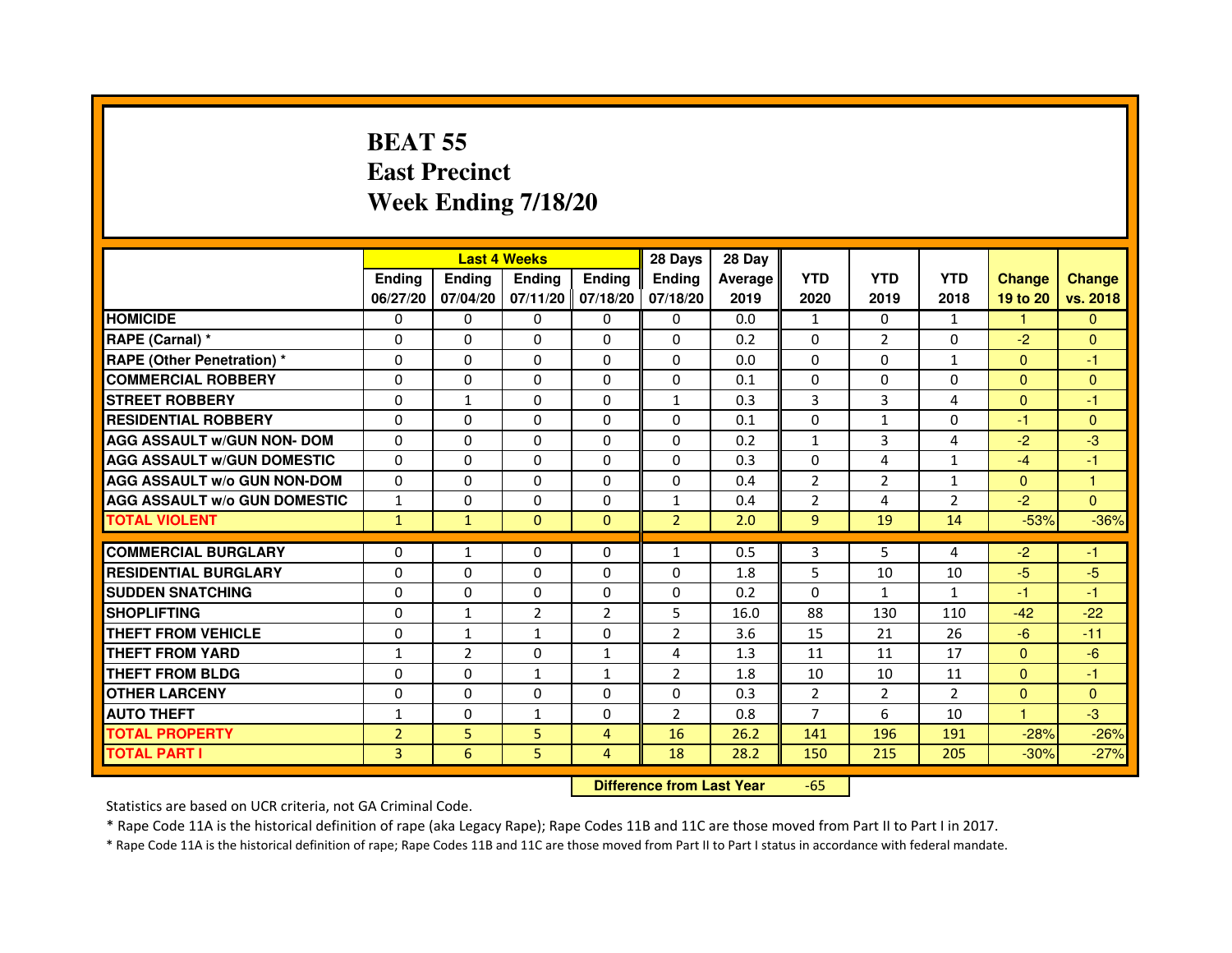# BEAT 55
## East Precinct
## Week Ending 7/18/20

| | Last 4 Weeks | | | | 28 Days | 28 Day | | | | | |
|---|---|---|---|---|---|---|---|---|---|---|---|
| | Ending 06/27/20 | Ending 07/04/20 | Ending 07/11/20 | Ending 07/18/20 | Ending 07/18/20 | Average 2019 | YTD 2020 | YTD 2019 | YTD 2018 | Change 19 to 20 | Change vs. 2018 |
| HOMICIDE | 0 | 0 | 0 | 0 | 0 | 0.0 | 1 | 0 | 1 | 1 | 0 |
| RAPE (Carnal) * | 0 | 0 | 0 | 0 | 0 | 0.2 | 0 | 2 | 0 | -2 | 0 |
| RAPE (Other Penetration) * | 0 | 0 | 0 | 0 | 0 | 0.0 | 0 | 0 | 1 | 0 | -1 |
| COMMERCIAL ROBBERY | 0 | 0 | 0 | 0 | 0 | 0.1 | 0 | 0 | 0 | 0 | 0 |
| STREET ROBBERY | 0 | 1 | 0 | 0 | 1 | 0.3 | 3 | 3 | 4 | 0 | -1 |
| RESIDENTIAL ROBBERY | 0 | 0 | 0 | 0 | 0 | 0.1 | 0 | 1 | 0 | -1 | 0 |
| AGG ASSAULT w/GUN NON- DOM | 0 | 0 | 0 | 0 | 0 | 0.2 | 1 | 3 | 4 | -2 | -3 |
| AGG ASSAULT w/GUN DOMESTIC | 0 | 0 | 0 | 0 | 0 | 0.3 | 0 | 4 | 1 | -4 | -1 |
| AGG ASSAULT w/o GUN NON-DOM | 0 | 0 | 0 | 0 | 0 | 0.4 | 2 | 2 | 1 | 0 | 1 |
| AGG ASSAULT w/o GUN DOMESTIC | 1 | 0 | 0 | 0 | 1 | 0.4 | 2 | 4 | 2 | -2 | 0 |
| TOTAL VIOLENT | 1 | 1 | 0 | 0 | 2 | 2.0 | 9 | 19 | 14 | -53% | -36% |
| COMMERCIAL BURGLARY | 0 | 1 | 0 | 0 | 1 | 0.5 | 3 | 5 | 4 | -2 | -1 |
| RESIDENTIAL BURGLARY | 0 | 0 | 0 | 0 | 0 | 1.8 | 5 | 10 | 10 | -5 | -5 |
| SUDDEN SNATCHING | 0 | 0 | 0 | 0 | 0 | 0.2 | 0 | 1 | 1 | -1 | -1 |
| SHOPLIFTING | 0 | 1 | 2 | 2 | 5 | 16.0 | 88 | 130 | 110 | -42 | -22 |
| THEFT FROM VEHICLE | 0 | 1 | 1 | 0 | 2 | 3.6 | 15 | 21 | 26 | -6 | -11 |
| THEFT FROM YARD | 1 | 2 | 0 | 1 | 4 | 1.3 | 11 | 11 | 17 | 0 | -6 |
| THEFT FROM BLDG | 0 | 0 | 1 | 1 | 2 | 1.8 | 10 | 10 | 11 | 0 | -1 |
| OTHER LARCENY | 0 | 0 | 0 | 0 | 0 | 0.3 | 2 | 2 | 2 | 0 | 0 |
| AUTO THEFT | 1 | 0 | 1 | 0 | 2 | 0.8 | 7 | 6 | 10 | 1 | -3 |
| TOTAL PROPERTY | 2 | 5 | 5 | 4 | 16 | 26.2 | 141 | 196 | 191 | -28% | -26% |
| TOTAL PART I | 3 | 6 | 5 | 4 | 18 | 28.2 | 150 | 215 | 205 | -30% | -27% |

**Difference from Last Year** -65

Statistics are based on UCR criteria, not GA Criminal Code.

* Rape Code 11A is the historical definition of rape (aka Legacy Rape); Rape Codes 11B and 11C are those moved from Part II to Part I in 2017.

* Rape Code 11A is the historical definition of rape; Rape Codes 11B and 11C are those moved from Part II to Part I status in accordance with federal mandate.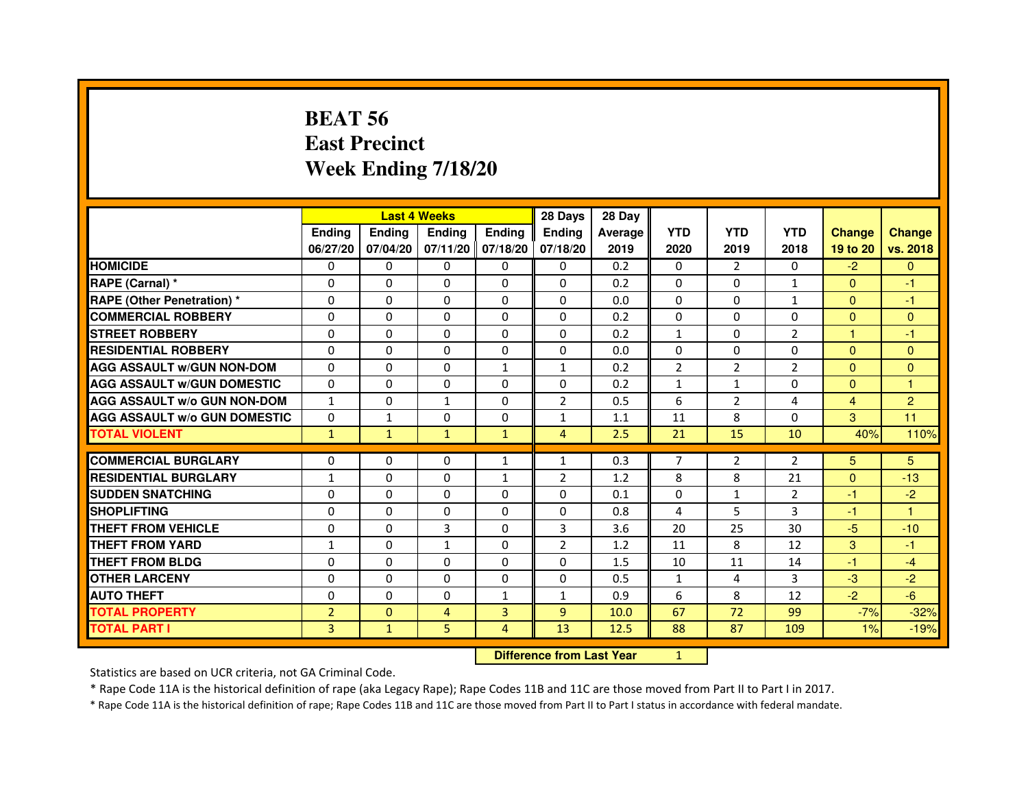# BEAT 56
# East Precinct
# Week Ending 7/18/20

| | Last 4 Weeks | | | | 28 Days | 28 Day | | | | | |
|---|---|---|---|---|---|---|---|---|---|---|---|
| | Ending 06/27/20 | Ending 07/04/20 | Ending 07/11/20 | Ending 07/18/20 | Ending 07/18/20 | Average 2019 | YTD 2020 | YTD 2019 | YTD 2018 | Change 19 to 20 | Change vs. 2018 |
| HOMICIDE | 0 | 0 | 0 | 0 | 0 | 0.2 | 0 | 2 | 0 | -2 | 0 |
| RAPE (Carnal) * | 0 | 0 | 0 | 0 | 0 | 0.2 | 0 | 0 | 1 | 0 | -1 |
| RAPE (Other Penetration) * | 0 | 0 | 0 | 0 | 0 | 0.0 | 0 | 0 | 1 | 0 | -1 |
| COMMERCIAL ROBBERY | 0 | 0 | 0 | 0 | 0 | 0.2 | 0 | 0 | 0 | 0 | 0 |
| STREET ROBBERY | 0 | 0 | 0 | 0 | 0 | 0.2 | 1 | 0 | 2 | 1 | -1 |
| RESIDENTIAL ROBBERY | 0 | 0 | 0 | 0 | 0 | 0.0 | 0 | 0 | 0 | 0 | 0 |
| AGG ASSAULT w/GUN NON-DOM | 0 | 0 | 0 | 1 | 1 | 0.2 | 2 | 2 | 2 | 0 | 0 |
| AGG ASSAULT w/GUN DOMESTIC | 0 | 0 | 0 | 0 | 0 | 0.2 | 1 | 1 | 0 | 0 | 1 |
| AGG ASSAULT w/o GUN NON-DOM | 1 | 0 | 1 | 0 | 2 | 0.5 | 6 | 2 | 4 | 4 | 2 |
| AGG ASSAULT w/o GUN DOMESTIC | 0 | 1 | 0 | 0 | 1 | 1.1 | 11 | 8 | 0 | 3 | 11 |
| TOTAL VIOLENT | 1 | 1 | 1 | 1 | 4 | 2.5 | 21 | 15 | 10 | 40% | 110% |
| COMMERCIAL BURGLARY | 0 | 0 | 0 | 1 | 1 | 0.3 | 7 | 2 | 2 | 5 | 5 |
| RESIDENTIAL BURGLARY | 1 | 0 | 0 | 1 | 2 | 1.2 | 8 | 8 | 21 | 0 | -13 |
| SUDDEN SNATCHING | 0 | 0 | 0 | 0 | 0 | 0.1 | 0 | 1 | 2 | -1 | -2 |
| SHOPLIFTING | 0 | 0 | 0 | 0 | 0 | 0.8 | 4 | 5 | 3 | -1 | 1 |
| THEFT FROM VEHICLE | 0 | 0 | 3 | 0 | 3 | 3.6 | 20 | 25 | 30 | -5 | -10 |
| THEFT FROM YARD | 1 | 0 | 1 | 0 | 2 | 1.2 | 11 | 8 | 12 | 3 | -1 |
| THEFT FROM BLDG | 0 | 0 | 0 | 0 | 0 | 1.5 | 10 | 11 | 14 | -1 | -4 |
| OTHER LARCENY | 0 | 0 | 0 | 0 | 0 | 0.5 | 1 | 4 | 3 | -3 | -2 |
| AUTO THEFT | 0 | 0 | 0 | 1 | 1 | 0.9 | 6 | 8 | 12 | -2 | -6 |
| TOTAL PROPERTY | 2 | 0 | 4 | 3 | 9 | 10.0 | 67 | 72 | 99 | -7% | -32% |
| TOTAL PART I | 3 | 1 | 5 | 4 | 13 | 12.5 | 88 | 87 | 109 | 1% | -19% |

**Difference from Last Year** 1

Statistics are based on UCR criteria, not GA Criminal Code.

* Rape Code 11A is the historical definition of rape (aka Legacy Rape); Rape Codes 11B and 11C are those moved from Part II to Part I in 2017.

* Rape Code 11A is the historical definition of rape; Rape Codes 11B and 11C are those moved from Part II to Part I status in accordance with federal mandate.